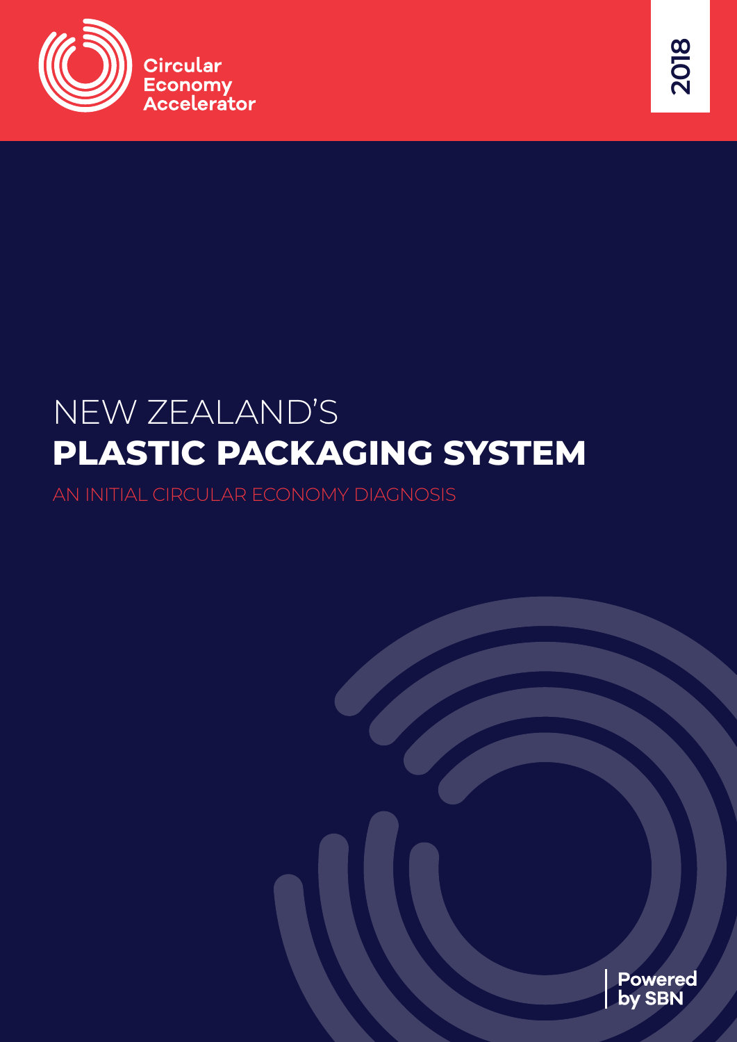Circular Economy Accelerator

2018

# NEW ZEALAND'S **PLASTIC PACKAGING SYSTEM**

AN INITIAL CIRCULAR ECONOMY DIAGNOSIS

Powered by SBN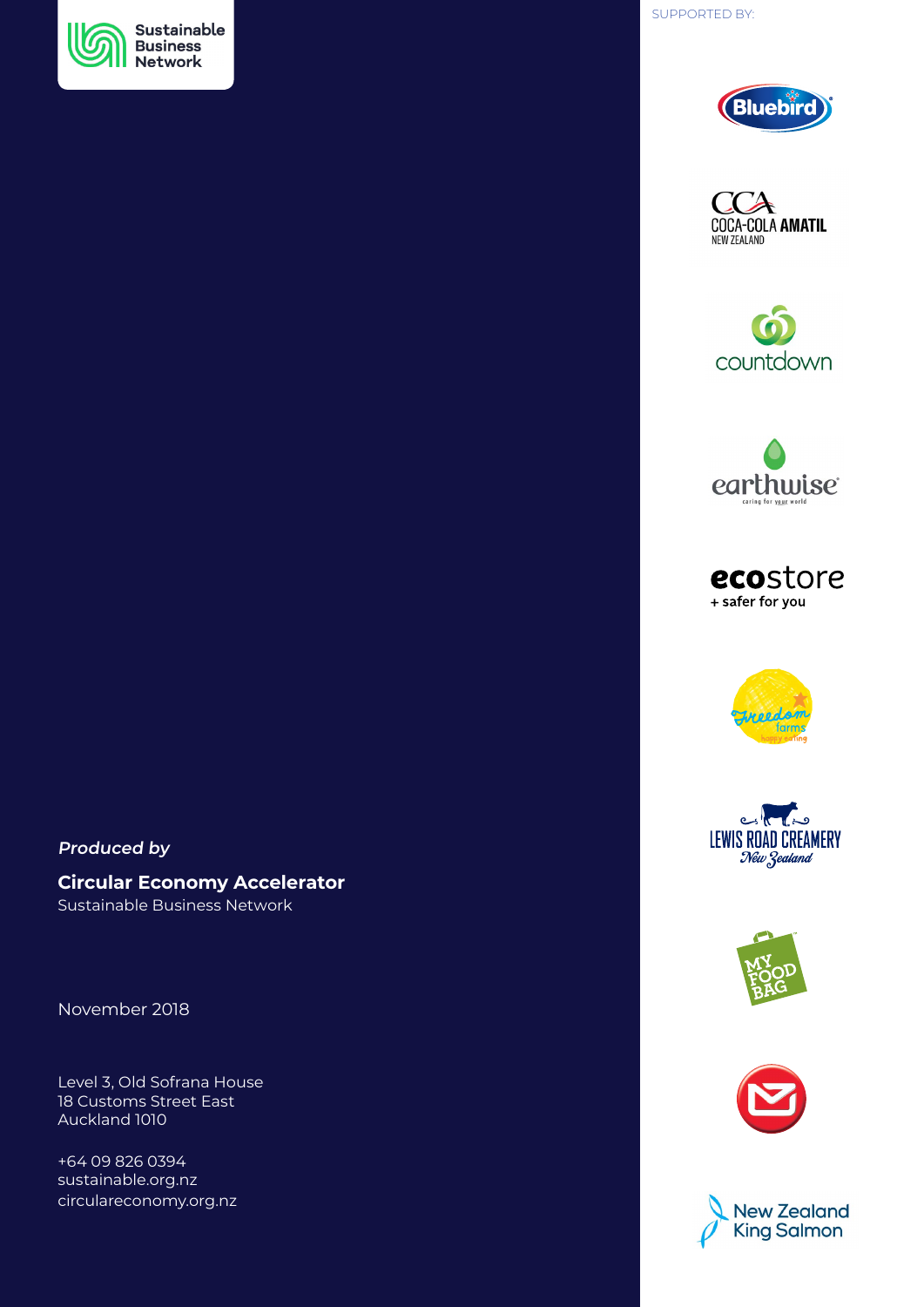Sustainable Business Network

SUPPORTED BY:

Bluebird

Coca-Cola Amatil New Zealand

countdown

earthwise
caring for your world

ecostore
+ safer for you

Freedom farms
happy eating

Lewis Road Creamery
New Zealand

My Food Bag

New Zealand King Salmon

*Produced by*

**Circular Economy Accelerator**
Sustainable Business Network

November 2018

Level 3, Old Sofrana House
18 Customs Street East
Auckland 1010

+64 09 826 0394
sustainable.org.nz
circulareconomy.org.nz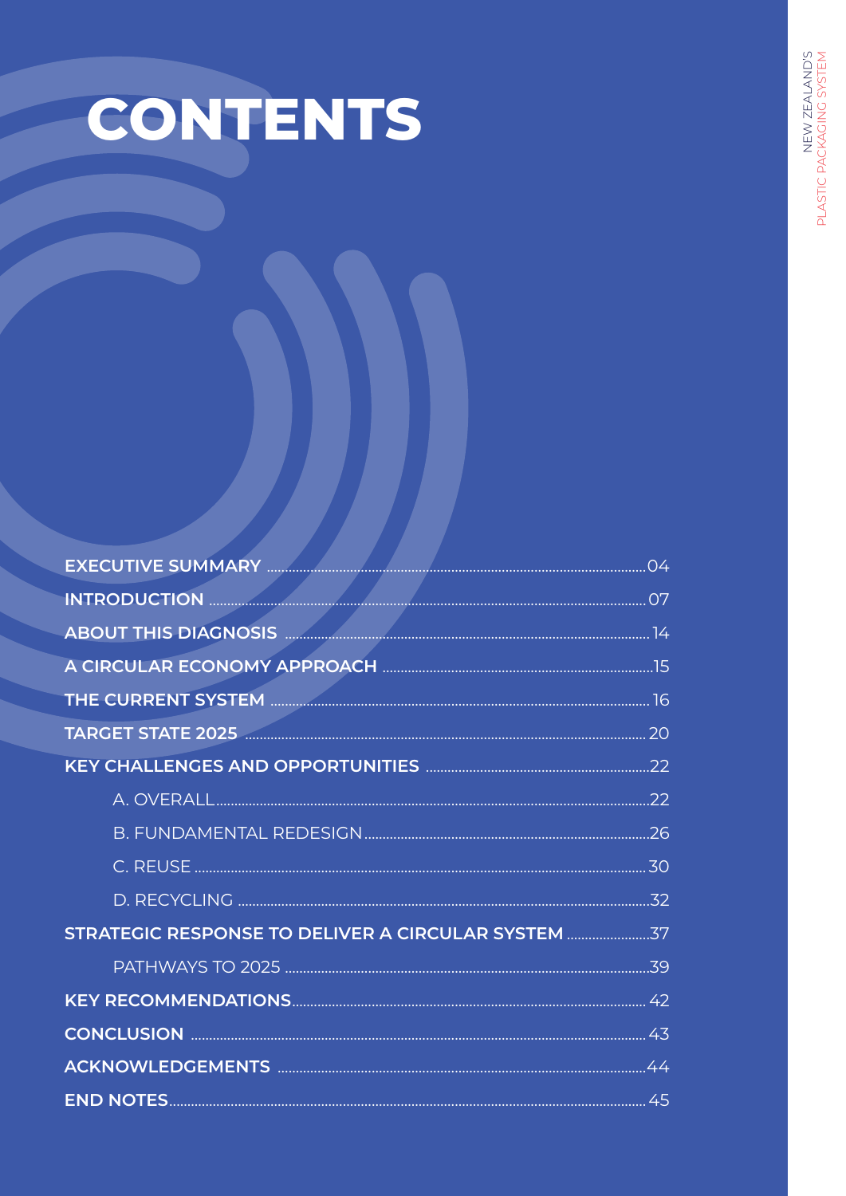# CONTENTS

| | |
|---|---|
| **EXECUTIVE SUMMARY** | 04 |
| **INTRODUCTION** | 07 |
| **ABOUT THIS DIAGNOSIS** | 14 |
| **A CIRCULAR ECONOMY APPROACH** | 15 |
| **THE CURRENT SYSTEM** | 16 |
| **TARGET STATE 2025** | 20 |
| **KEY CHALLENGES AND OPPORTUNITIES** | 22 |
| A. OVERALL | 22 |
| B. FUNDAMENTAL REDESIGN | 26 |
| C. REUSE | 30 |
| D. RECYCLING | 32 |
| **STRATEGIC RESPONSE TO DELIVER A CIRCULAR SYSTEM** | 37 |
| PATHWAYS TO 2025 | 39 |
| **KEY RECOMMENDATIONS** | 42 |
| **CONCLUSION** | 43 |
| **ACKNOWLEDGEMENTS** | 44 |
| **END NOTES** | 45 |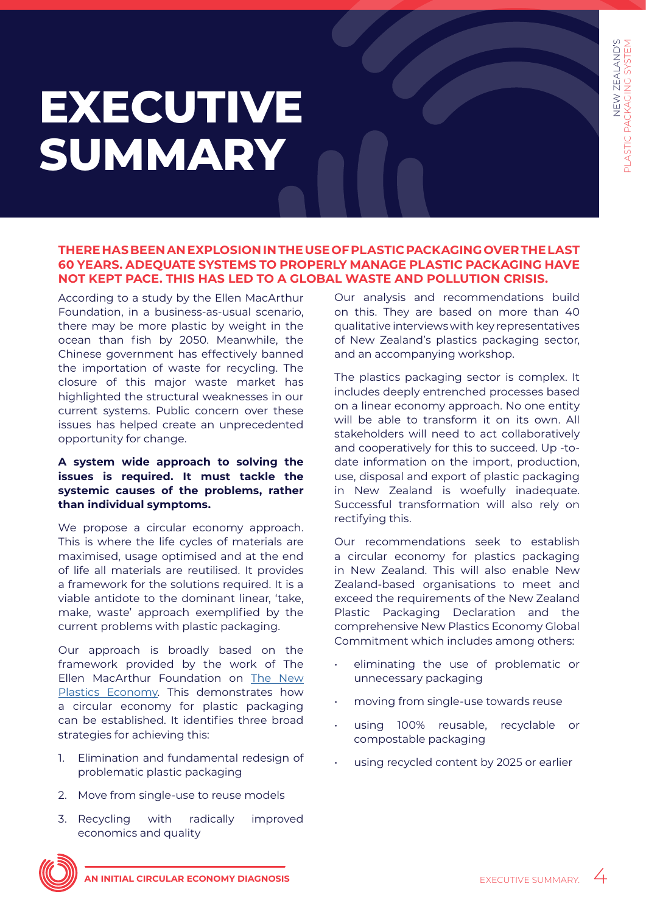# EXECUTIVE SUMMARY

**THERE HAS BEEN AN EXPLOSION IN THE USE OF PLASTIC PACKAGING OVER THE LAST 60 YEARS. ADEQUATE SYSTEMS TO PROPERLY MANAGE PLASTIC PACKAGING HAVE NOT KEPT PACE. THIS HAS LED TO A GLOBAL WASTE AND POLLUTION CRISIS.**

According to a study by the Ellen MacArthur Foundation, in a business-as-usual scenario, there may be more plastic by weight in the ocean than fish by 2050. Meanwhile, the Chinese government has effectively banned the importation of waste for recycling. The closure of this major waste market has highlighted the structural weaknesses in our current systems. Public concern over these issues has helped create an unprecedented opportunity for change.

**A system wide approach to solving the issues is required. It must tackle the systemic causes of the problems, rather than individual symptoms.**

We propose a circular economy approach. This is where the life cycles of materials are maximised, usage optimised and at the end of life all materials are reutilised. It provides a framework for the solutions required. It is a viable antidote to the dominant linear, 'take, make, waste' approach exemplified by the current problems with plastic packaging.

Our approach is broadly based on the framework provided by the work of The Ellen MacArthur Foundation on The New Plastics Economy. This demonstrates how a circular economy for plastic packaging can be established. It identifies three broad strategies for achieving this:

1. Elimination and fundamental redesign of problematic plastic packaging
2. Move from single-use to reuse models
3. Recycling with radically improved economics and quality

Our analysis and recommendations build on this. They are based on more than 40 qualitative interviews with key representatives of New Zealand's plastics packaging sector, and an accompanying workshop.

The plastics packaging sector is complex. It includes deeply entrenched processes based on a linear economy approach. No one entity will be able to transform it on its own. All stakeholders will need to act collaboratively and cooperatively for this to succeed. Up -to-date information on the import, production, use, disposal and export of plastic packaging in New Zealand is woefully inadequate. Successful transformation will also rely on rectifying this.

Our recommendations seek to establish a circular economy for plastics packaging in New Zealand. This will also enable New Zealand-based organisations to meet and exceed the requirements of the New Zealand Plastic Packaging Declaration and the comprehensive New Plastics Economy Global Commitment which includes among others:

- eliminating the use of problematic or unnecessary packaging
- moving from single-use towards reuse
- using 100% reusable, recyclable or compostable packaging
- using recycled content by 2025 or earlier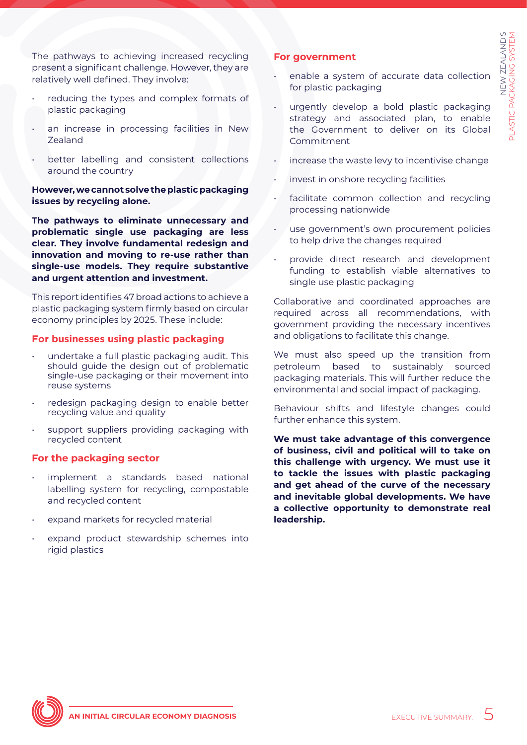The pathways to achieving increased recycling present a significant challenge. However, they are relatively well defined. They involve:

- reducing the types and complex formats of plastic packaging
- an increase in processing facilities in New Zealand
- better labelling and consistent collections around the country

**However, we cannot solve the plastic packaging issues by recycling alone.**

**The pathways to eliminate unnecessary and problematic single use packaging are less clear. They involve fundamental redesign and innovation and moving to re-use rather than single-use models. They require substantive and urgent attention and investment.**

This report identifies 47 broad actions to achieve a plastic packaging system firmly based on circular economy principles by 2025. These include:

### For businesses using plastic packaging

- undertake a full plastic packaging audit. This should guide the design out of problematic single-use packaging or their movement into reuse systems
- redesign packaging design to enable better recycling value and quality
- support suppliers providing packaging with recycled content

### For the packaging sector

- implement a standards based national labelling system for recycling, compostable and recycled content
- expand markets for recycled material
- expand product stewardship schemes into rigid plastics

### For government

- enable a system of accurate data collection for plastic packaging
- urgently develop a bold plastic packaging strategy and associated plan, to enable the Government to deliver on its Global Commitment
- increase the waste levy to incentivise change
- invest in onshore recycling facilities
- facilitate common collection and recycling processing nationwide
- use government's own procurement policies to help drive the changes required
- provide direct research and development funding to establish viable alternatives to single use plastic packaging

Collaborative and coordinated approaches are required across all recommendations, with government providing the necessary incentives and obligations to facilitate this change.

We must also speed up the transition from petroleum based to sustainably sourced packaging materials. This will further reduce the environmental and social impact of packaging.

Behaviour shifts and lifestyle changes could further enhance this system.

**We must take advantage of this convergence of business, civil and political will to take on this challenge with urgency. We must use it to tackle the issues with plastic packaging and get ahead of the curve of the necessary and inevitable global developments. We have a collective opportunity to demonstrate real leadership.**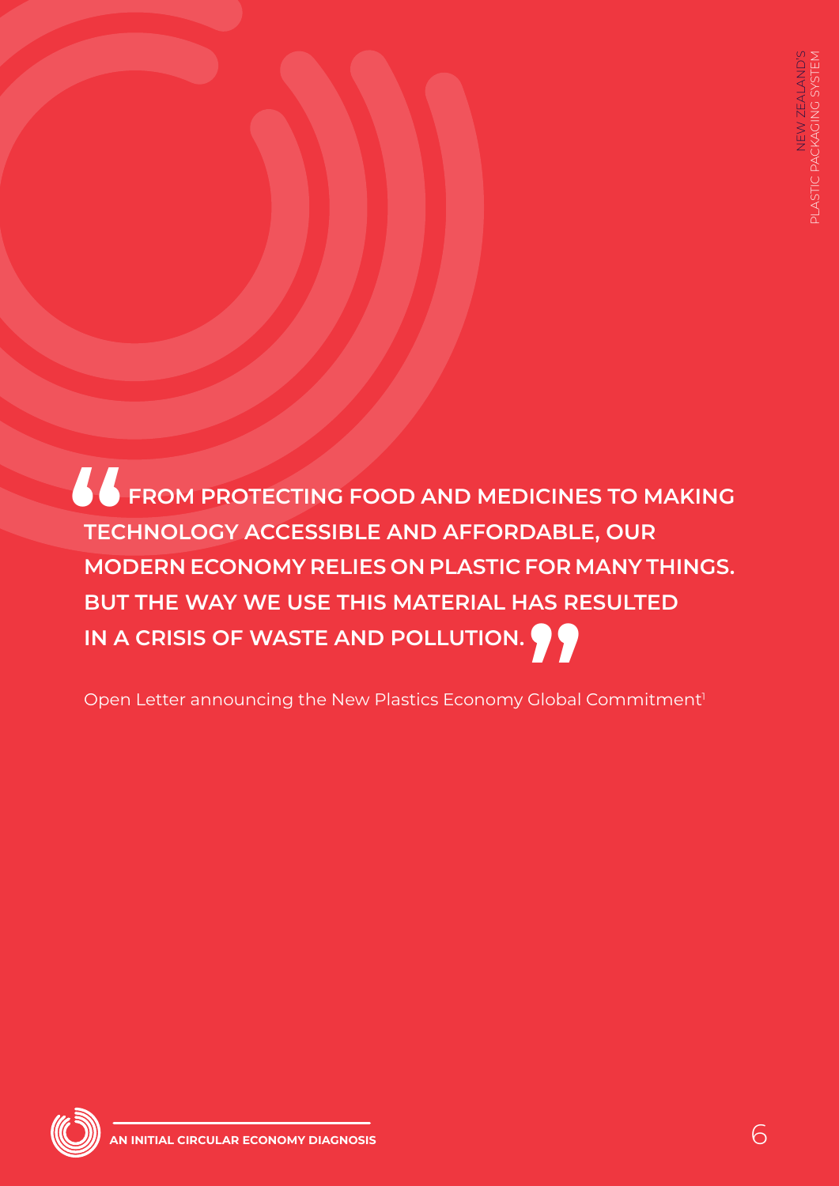> **FROM PROTECTING FOOD AND MEDICINES TO MAKING TECHNOLOGY ACCESSIBLE AND AFFORDABLE, OUR MODERN ECONOMY RELIES ON PLASTIC FOR MANY THINGS. BUT THE WAY WE USE THIS MATERIAL HAS RESULTED IN A CRISIS OF WASTE AND POLLUTION.**

Open Letter announcing the New Plastics Economy Global Commitment[1]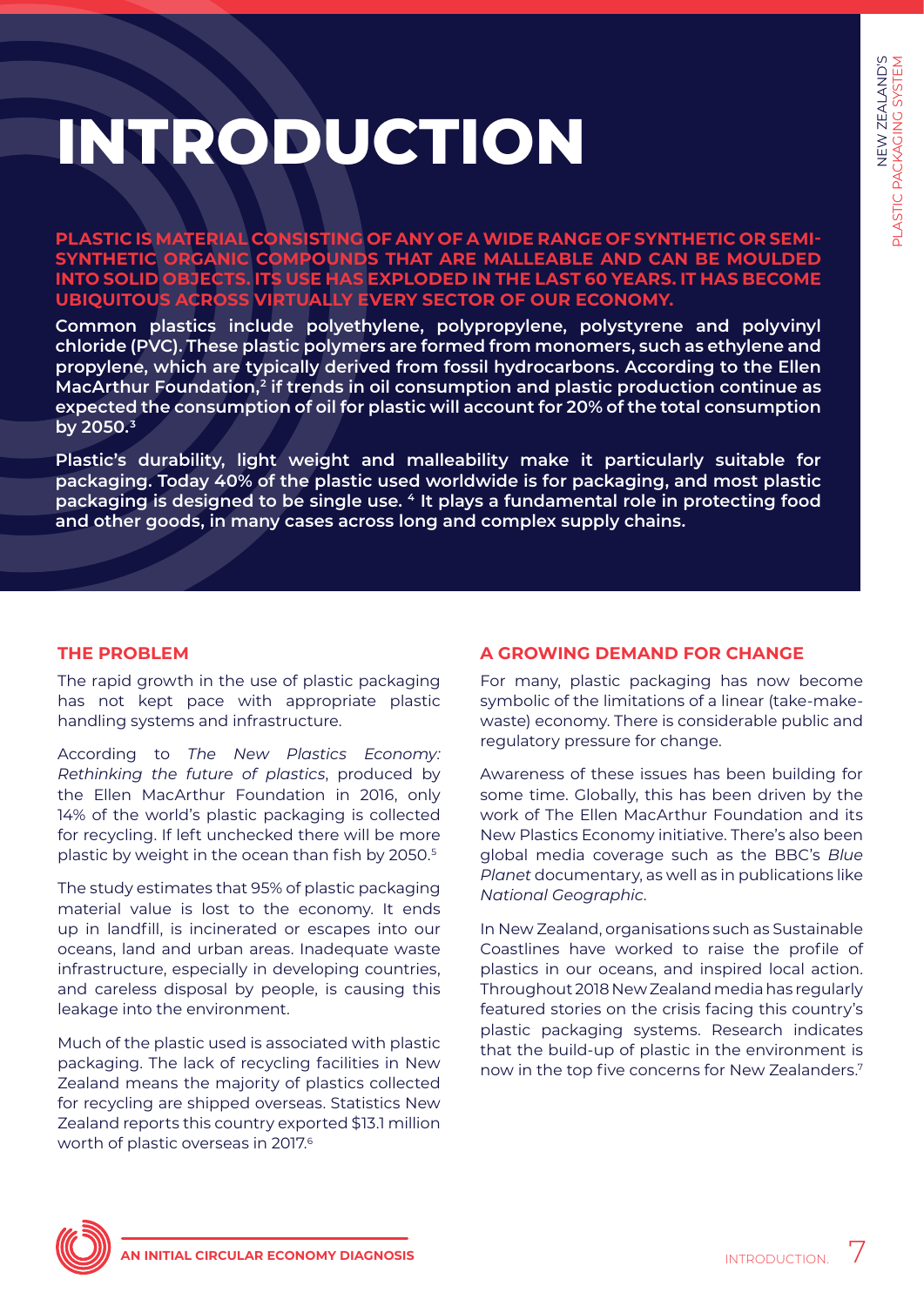# INTRODUCTION

**PLASTIC IS MATERIAL CONSISTING OF ANY OF A WIDE RANGE OF SYNTHETIC OR SEMI-SYNTHETIC ORGANIC COMPOUNDS THAT ARE MALLEABLE AND CAN BE MOULDED INTO SOLID OBJECTS. ITS USE HAS EXPLODED IN THE LAST 60 YEARS. IT HAS BECOME UBIQUITOUS ACROSS VIRTUALLY EVERY SECTOR OF OUR ECONOMY.**

**Common plastics include polyethylene, polypropylene, polystyrene and polyvinyl chloride (PVC). These plastic polymers are formed from monomers, such as ethylene and propylene, which are typically derived from fossil hydrocarbons. According to the Ellen MacArthur Foundation,[2] if trends in oil consumption and plastic production continue as expected the consumption of oil for plastic will account for 20% of the total consumption by 2050.[3]**

**Plastic's durability, light weight and malleability make it particularly suitable for packaging. Today 40% of the plastic used worldwide is for packaging, and most plastic packaging is designed to be single use.[4] It plays a fundamental role in protecting food and other goods, in many cases across long and complex supply chains.**

## THE PROBLEM

The rapid growth in the use of plastic packaging has not kept pace with appropriate plastic handling systems and infrastructure.

According to *The New Plastics Economy: Rethinking the future of plastics*, produced by the Ellen MacArthur Foundation in 2016, only 14% of the world's plastic packaging is collected for recycling. If left unchecked there will be more plastic by weight in the ocean than fish by 2050.[5]

The study estimates that 95% of plastic packaging material value is lost to the economy. It ends up in landfill, is incinerated or escapes into our oceans, land and urban areas. Inadequate waste infrastructure, especially in developing countries, and careless disposal by people, is causing this leakage into the environment.

Much of the plastic used is associated with plastic packaging. The lack of recycling facilities in New Zealand means the majority of plastics collected for recycling are shipped overseas. Statistics New Zealand reports this country exported $13.1 million worth of plastic overseas in 2017.[6]

## A GROWING DEMAND FOR CHANGE

For many, plastic packaging has now become symbolic of the limitations of a linear (take-make-waste) economy. There is considerable public and regulatory pressure for change.

Awareness of these issues has been building for some time. Globally, this has been driven by the work of The Ellen MacArthur Foundation and its New Plastics Economy initiative. There's also been global media coverage such as the BBC's *Blue Planet* documentary, as well as in publications like *National Geographic*.

In New Zealand, organisations such as Sustainable Coastlines have worked to raise the profile of plastics in our oceans, and inspired local action. Throughout 2018 New Zealand media has regularly featured stories on the crisis facing this country's plastic packaging systems. Research indicates that the build-up of plastic in the environment is now in the top five concerns for New Zealanders.[7]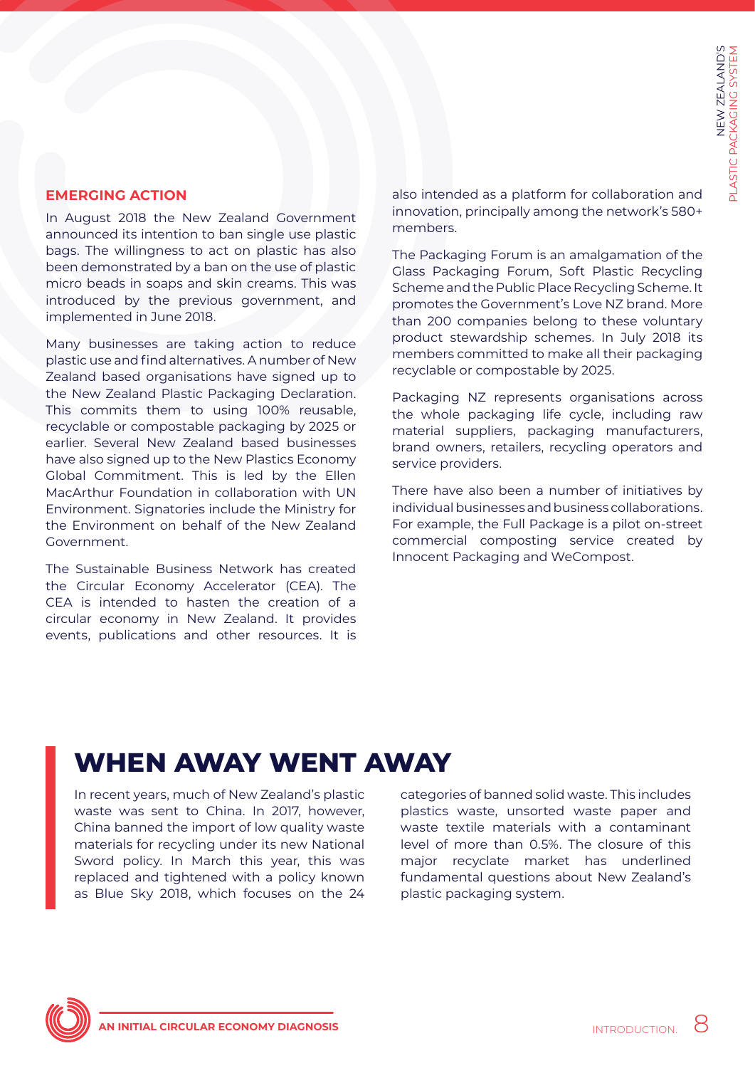## EMERGING ACTION

In August 2018 the New Zealand Government announced its intention to ban single use plastic bags. The willingness to act on plastic has also been demonstrated by a ban on the use of plastic micro beads in soaps and skin creams. This was introduced by the previous government, and implemented in June 2018.

Many businesses are taking action to reduce plastic use and find alternatives. A number of New Zealand based organisations have signed up to the New Zealand Plastic Packaging Declaration. This commits them to using 100% reusable, recyclable or compostable packaging by 2025 or earlier. Several New Zealand based businesses have also signed up to the New Plastics Economy Global Commitment. This is led by the Ellen MacArthur Foundation in collaboration with UN Environment. Signatories include the Ministry for the Environment on behalf of the New Zealand Government.

The Sustainable Business Network has created the Circular Economy Accelerator (CEA). The CEA is intended to hasten the creation of a circular economy in New Zealand. It provides events, publications and other resources. It is also intended as a platform for collaboration and innovation, principally among the network's 580+ members.

The Packaging Forum is an amalgamation of the Glass Packaging Forum, Soft Plastic Recycling Scheme and the Public Place Recycling Scheme. It promotes the Government's Love NZ brand. More than 200 companies belong to these voluntary product stewardship schemes. In July 2018 its members committed to make all their packaging recyclable or compostable by 2025.

Packaging NZ represents organisations across the whole packaging life cycle, including raw material suppliers, packaging manufacturers, brand owners, retailers, recycling operators and service providers.

There have also been a number of initiatives by individual businesses and business collaborations. For example, the Full Package is a pilot on-street commercial composting service created by Innocent Packaging and WeCompost.

# WHEN AWAY WENT AWAY

In recent years, much of New Zealand's plastic waste was sent to China. In 2017, however, China banned the import of low quality waste materials for recycling under its new National Sword policy. In March this year, this was replaced and tightened with a policy known as Blue Sky 2018, which focuses on the 24 categories of banned solid waste. This includes plastics waste, unsorted waste paper and waste textile materials with a contaminant level of more than 0.5%. The closure of this major recyclate market has underlined fundamental questions about New Zealand's plastic packaging system.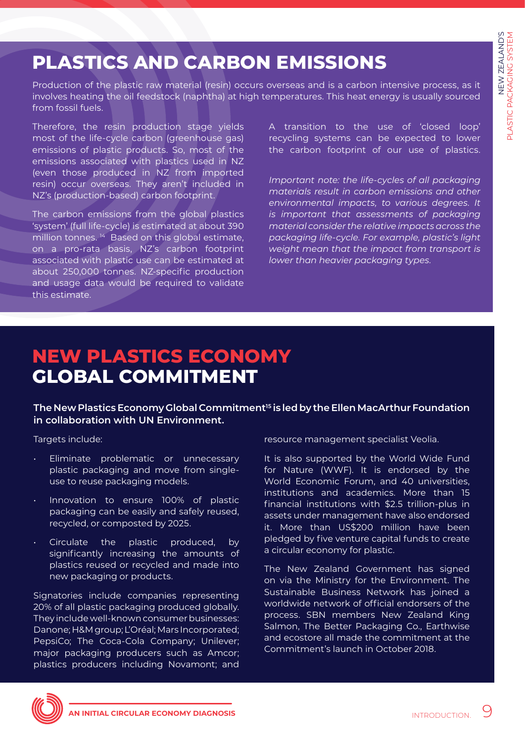# PLASTICS AND CARBON EMISSIONS

Production of the plastic raw material (resin) occurs overseas and is a carbon intensive process, as it involves heating the oil feedstock (naphtha) at high temperatures. This heat energy is usually sourced from fossil fuels.

Therefore, the resin production stage yields most of the life-cycle carbon (greenhouse gas) emissions of plastic products. So, most of the emissions associated with plastics used in NZ (even those produced in NZ from imported resin) occur overseas. They aren't included in NZ's (production-based) carbon footprint.

The carbon emissions from the global plastics 'system' (full life-cycle) is estimated at about 390 million tonnes.[14] Based on this global estimate, on a pro-rata basis, NZ's carbon footprint associated with plastic use can be estimated at about 250,000 tonnes. NZ-specific production and usage data would be required to validate this estimate.

A transition to the use of 'closed loop' recycling systems can be expected to lower the carbon footprint of our use of plastics.

*Important note: the life-cycles of all packaging materials result in carbon emissions and other environmental impacts, to various degrees. It is important that assessments of packaging material consider the relative impacts across the packaging life-cycle. For example, plastic's light weight mean that the impact from transport is lower than heavier packaging types.*

# NEW PLASTICS ECONOMY GLOBAL COMMITMENT

**The New Plastics Economy Global Commitment[15] is led by the Ellen MacArthur Foundation in collaboration with UN Environment.**

Targets include:

- Eliminate problematic or unnecessary plastic packaging and move from single-use to reuse packaging models.
- Innovation to ensure 100% of plastic packaging can be easily and safely reused, recycled, or composted by 2025.
- Circulate the plastic produced, by significantly increasing the amounts of plastics reused or recycled and made into new packaging or products.

Signatories include companies representing 20% of all plastic packaging produced globally. They include well-known consumer businesses: Danone; H&M group; L'Oréal; Mars Incorporated; PepsiCo; The Coca-Cola Company; Unilever; major packaging producers such as Amcor; plastics producers including Novamont; and resource management specialist Veolia.

It is also supported by the World Wide Fund for Nature (WWF). It is endorsed by the World Economic Forum, and 40 universities, institutions and academics. More than 15 financial institutions with $2.5 trillion-plus in assets under management have also endorsed it. More than US$200 million have been pledged by five venture capital funds to create a circular economy for plastic.

The New Zealand Government has signed on via the Ministry for the Environment. The Sustainable Business Network has joined a worldwide network of official endorsers of the process. SBN members New Zealand King Salmon, The Better Packaging Co., Earthwise and ecostore all made the commitment at the Commitment's launch in October 2018.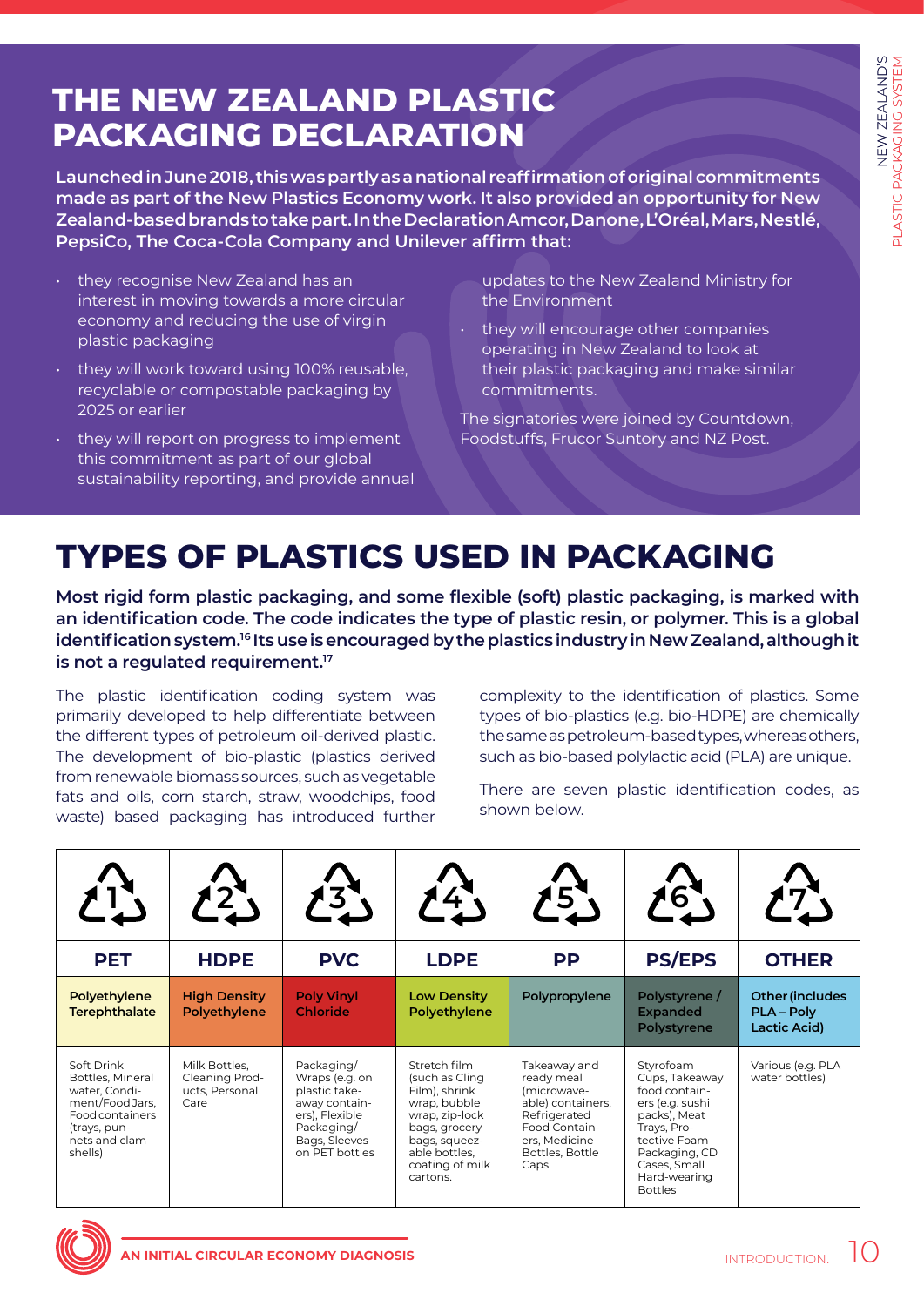## THE NEW ZEALAND PLASTIC PACKAGING DECLARATION

**Launched in June 2018, this was partly as a national reaffirmation of original commitments made as part of the New Plastics Economy work. It also provided an opportunity for New Zealand-based brands to take part. In the Declaration Amcor, Danone, L'Oréal, Mars, Nestlé, PepsiCo, The Coca-Cola Company and Unilever affirm that:**

- they recognise New Zealand has an interest in moving towards a more circular economy and reducing the use of virgin plastic packaging
- they will work toward using 100% reusable, recyclable or compostable packaging by 2025 or earlier
- they will report on progress to implement this commitment as part of our global sustainability reporting, and provide annual updates to the New Zealand Ministry for the Environment
- they will encourage other companies operating in New Zealand to look at their plastic packaging and make similar commitments.

The signatories were joined by Countdown, Foodstuffs, Frucor Suntory and NZ Post.

# TYPES OF PLASTICS USED IN PACKAGING

**Most rigid form plastic packaging, and some flexible (soft) plastic packaging, is marked with an identification code. The code indicates the type of plastic resin, or polymer. This is a global identification system.[16] Its use is encouraged by the plastics industry in New Zealand, although it is not a regulated requirement.[17]**

The plastic identification coding system was primarily developed to help differentiate between the different types of petroleum oil-derived plastic. The development of bio-plastic (plastics derived from renewable biomass sources, such as vegetable fats and oils, corn starch, straw, woodchips, food waste) based packaging has introduced further complexity to the identification of plastics. Some types of bio-plastics (e.g. bio-HDPE) are chemically the same as petroleum-based types, whereas others, such as bio-based polylactic acid (PLA) are unique.

There are seven plastic identification codes, as shown below.

| 1 | 2 | 3 | 4 | 5 | 6 | 7 |
|---|---|---|---|---|---|---|
| **PET** | **HDPE** | **PVC** | **LDPE** | **PP** | **PS/EPS** | **OTHER** |
| **Polyethylene Terephthalate** | **High Density Polyethylene** | **Poly Vinyl Chloride** | **Low Density Polyethylene** | **Polypropylene** | **Polystyrene / Expanded Polystyrene** | **Other (includes PLA – Poly Lactic Acid)** |
| Soft Drink Bottles, Mineral water, Condiment/Food Jars, Food containers (trays, punnets and clam shells) | Milk Bottles, Cleaning Products, Personal Care | Packaging/ Wraps (e.g. on plastic takeaway containers), Flexible Packaging/ Bags, Sleeves on PET bottles | Stretch film (such as Cling Film), shrink wrap, bubble wrap, zip-lock bags, grocery bags, squeezable bottles, coating of milk cartons. | Takeaway and ready meal (microwaveable) containers, Refrigerated Food Containers, Medicine Bottles, Bottle Caps | Styrofoam Cups, Takeaway food containers (e.g. sushi packs), Meat Trays, Protective Foam Packaging, CD Cases, Small Hard-wearing Bottles | Various (e.g. PLA water bottles) |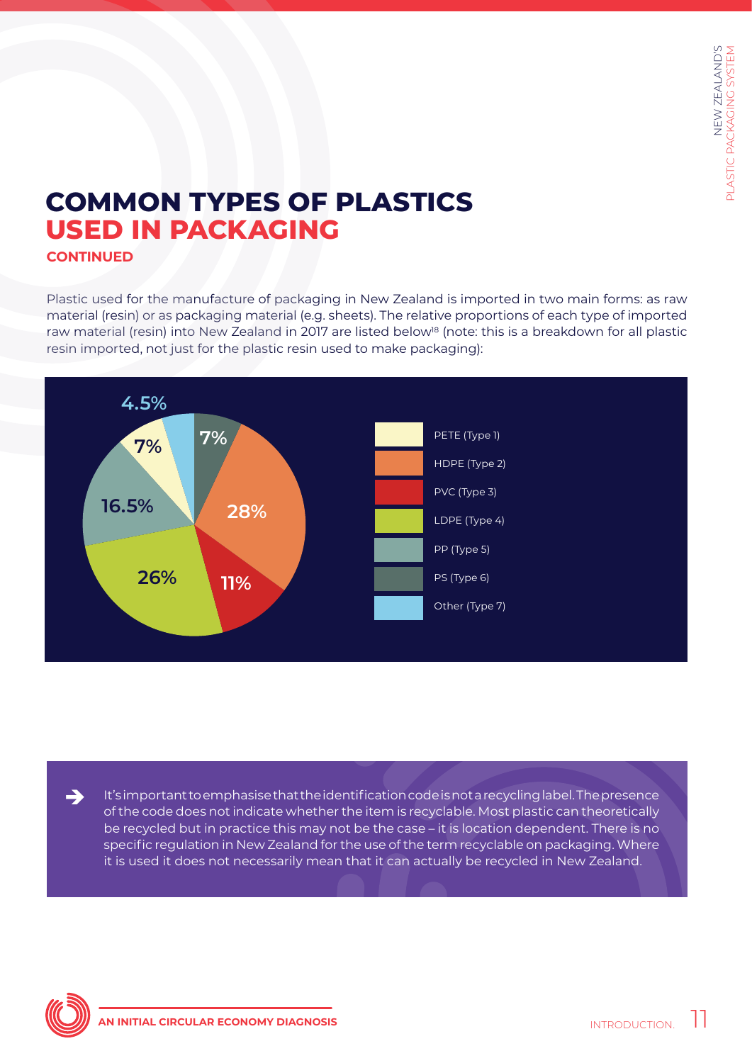# COMMON TYPES OF PLASTICS USED IN PACKAGING

## CONTINUED

Plastic used for the manufacture of packaging in New Zealand is imported in two main forms: as raw material (resin) or as packaging material (e.g. sheets). The relative proportions of each type of imported raw material (resin) into New Zealand in 2017 are listed below[18] (note: this is a breakdown for all plastic resin imported, not just for the plastic resin used to make packaging):

| Type | Proportion |
|---|---|
| PETE (Type 1) | 7% |
| HDPE (Type 2) | 28% |
| PVC (Type 3) | 11% |
| LDPE (Type 4) | 26% |
| PP (Type 5) | 16.5% |
| PS (Type 6) | 7% |
| Other (Type 7) | 4.5% |

➔ It's important to emphasise that the identification code is not a recycling label. The presence of the code does not indicate whether the item is recyclable. Most plastic can theoretically be recycled but in practice this may not be the case – it is location dependent. There is no specific regulation in New Zealand for the use of the term recyclable on packaging. Where it is used it does not necessarily mean that it can actually be recycled in New Zealand.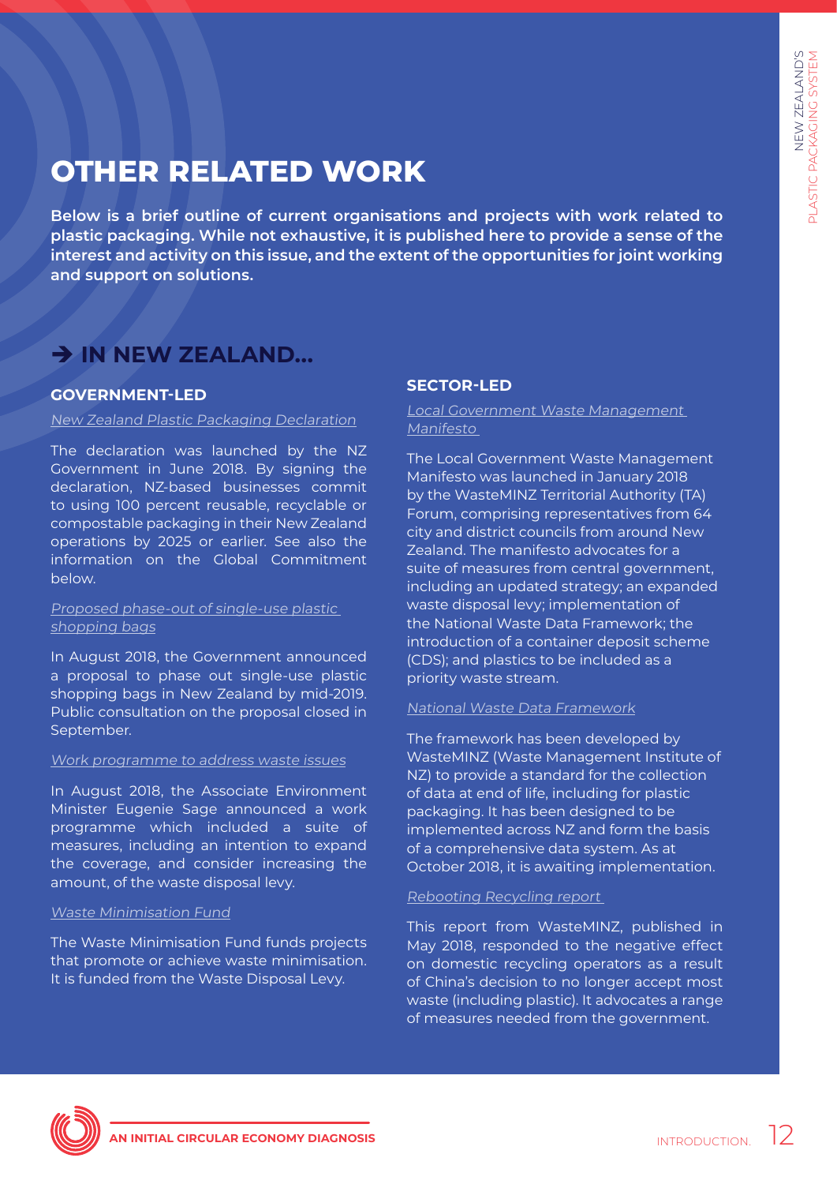# OTHER RELATED WORK

**Below is a brief outline of current organisations and projects with work related to plastic packaging. While not exhaustive, it is published here to provide a sense of the interest and activity on this issue, and the extent of the opportunities for joint working and support on solutions.**

## → IN NEW ZEALAND...

### GOVERNMENT-LED

*New Zealand Plastic Packaging Declaration*

The declaration was launched by the NZ Government in June 2018. By signing the declaration, NZ-based businesses commit to using 100 percent reusable, recyclable or compostable packaging in their New Zealand operations by 2025 or earlier. See also the information on the Global Commitment below.

*Proposed phase-out of single-use plastic shopping bags*

In August 2018, the Government announced a proposal to phase out single-use plastic shopping bags in New Zealand by mid-2019. Public consultation on the proposal closed in September.

*Work programme to address waste issues*

In August 2018, the Associate Environment Minister Eugenie Sage announced a work programme which included a suite of measures, including an intention to expand the coverage, and consider increasing the amount, of the waste disposal levy.

*Waste Minimisation Fund*

The Waste Minimisation Fund funds projects that promote or achieve waste minimisation. It is funded from the Waste Disposal Levy.

### SECTOR-LED

*Local Government Waste Management Manifesto*

The Local Government Waste Management Manifesto was launched in January 2018 by the WasteMINZ Territorial Authority (TA) Forum, comprising representatives from 64 city and district councils from around New Zealand. The manifesto advocates for a suite of measures from central government, including an updated strategy; an expanded waste disposal levy; implementation of the National Waste Data Framework; the introduction of a container deposit scheme (CDS); and plastics to be included as a priority waste stream.

*National Waste Data Framework*

The framework has been developed by WasteMINZ (Waste Management Institute of NZ) to provide a standard for the collection of data at end of life, including for plastic packaging. It has been designed to be implemented across NZ and form the basis of a comprehensive data system. As at October 2018, it is awaiting implementation.

*Rebooting Recycling report*

This report from WasteMINZ, published in May 2018, responded to the negative effect on domestic recycling operators as a result of China's decision to no longer accept most waste (including plastic). It advocates a range of measures needed from the government.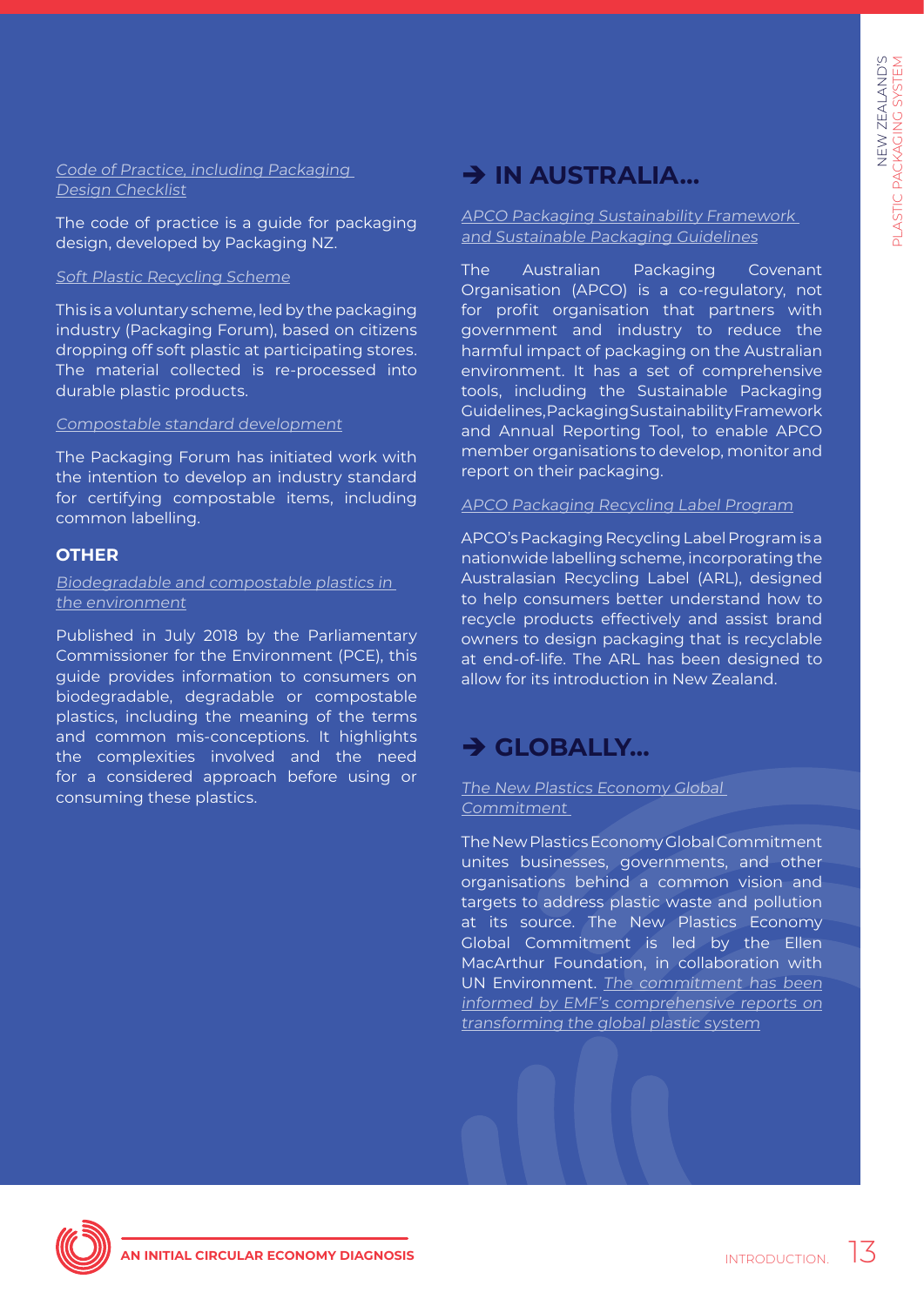*Code of Practice, including Packaging Design Checklist*

The code of practice is a guide for packaging design, developed by Packaging NZ.

*Soft Plastic Recycling Scheme*

This is a voluntary scheme, led by the packaging industry (Packaging Forum), based on citizens dropping off soft plastic at participating stores. The material collected is re-processed into durable plastic products.

*Compostable standard development*

The Packaging Forum has initiated work with the intention to develop an industry standard for certifying compostable items, including common labelling.

### OTHER

*Biodegradable and compostable plastics in the environment*

Published in July 2018 by the Parliamentary Commissioner for the Environment (PCE), this guide provides information to consumers on biodegradable, degradable or compostable plastics, including the meaning of the terms and common mis-conceptions. It highlights the complexities involved and the need for a considered approach before using or consuming these plastics.

## ➔ IN AUSTRALIA...

*APCO Packaging Sustainability Framework and Sustainable Packaging Guidelines*

The Australian Packaging Covenant Organisation (APCO) is a co-regulatory, not for profit organisation that partners with government and industry to reduce the harmful impact of packaging on the Australian environment. It has a set of comprehensive tools, including the Sustainable Packaging Guidelines, Packaging Sustainability Framework and Annual Reporting Tool, to enable APCO member organisations to develop, monitor and report on their packaging.

*APCO Packaging Recycling Label Program*

APCO's Packaging Recycling Label Program is a nationwide labelling scheme, incorporating the Australasian Recycling Label (ARL), designed to help consumers better understand how to recycle products effectively and assist brand owners to design packaging that is recyclable at end-of-life. The ARL has been designed to allow for its introduction in New Zealand.

## ➔ GLOBALLY...

*The New Plastics Economy Global Commitment*

The New Plastics Economy Global Commitment unites businesses, governments, and other organisations behind a common vision and targets to address plastic waste and pollution at its source. The New Plastics Economy Global Commitment is led by the Ellen MacArthur Foundation, in collaboration with UN Environment. *The commitment has been informed by EMF's comprehensive reports on transforming the global plastic system*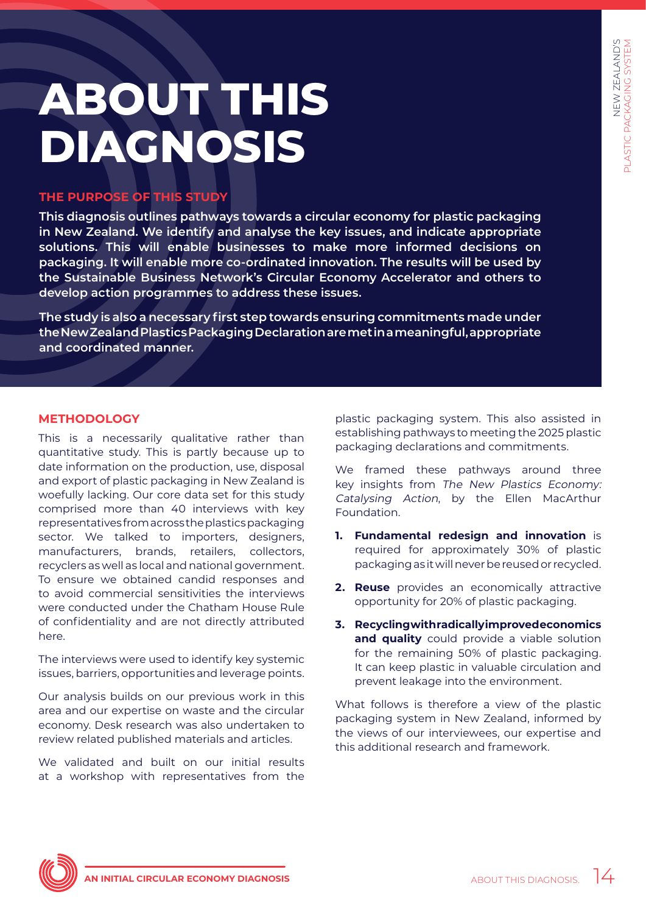# ABOUT THIS DIAGNOSIS

## THE PURPOSE OF THIS STUDY

**This diagnosis outlines pathways towards a circular economy for plastic packaging in New Zealand. We identify and analyse the key issues, and indicate appropriate solutions. This will enable businesses to make more informed decisions on packaging. It will enable more co-ordinated innovation. The results will be used by the Sustainable Business Network's Circular Economy Accelerator and others to develop action programmes to address these issues.**

**The study is also a necessary first step towards ensuring commitments made under the New Zealand Plastics Packaging Declaration are met in a meaningful, appropriate and coordinated manner.**

## METHODOLOGY

This is a necessarily qualitative rather than quantitative study. This is partly because up to date information on the production, use, disposal and export of plastic packaging in New Zealand is woefully lacking. Our core data set for this study comprised more than 40 interviews with key representatives from across the plastics packaging sector. We talked to importers, designers, manufacturers, brands, retailers, collectors, recyclers as well as local and national government. To ensure we obtained candid responses and to avoid commercial sensitivities the interviews were conducted under the Chatham House Rule of confidentiality and are not directly attributed here.

The interviews were used to identify key systemic issues, barriers, opportunities and leverage points.

Our analysis builds on our previous work in this area and our expertise on waste and the circular economy. Desk research was also undertaken to review related published materials and articles.

We validated and built on our initial results at a workshop with representatives from the plastic packaging system. This also assisted in establishing pathways to meeting the 2025 plastic packaging declarations and commitments.

We framed these pathways around three key insights from *The New Plastics Economy: Catalysing Action*, by the Ellen MacArthur Foundation.

1. **Fundamental redesign and innovation** is required for approximately 30% of plastic packaging as it will never be reused or recycled.
2. **Reuse** provides an economically attractive opportunity for 20% of plastic packaging.
3. **Recycling with radically improved economics and quality** could provide a viable solution for the remaining 50% of plastic packaging. It can keep plastic in valuable circulation and prevent leakage into the environment.

What follows is therefore a view of the plastic packaging system in New Zealand, informed by the views of our interviewees, our expertise and this additional research and framework.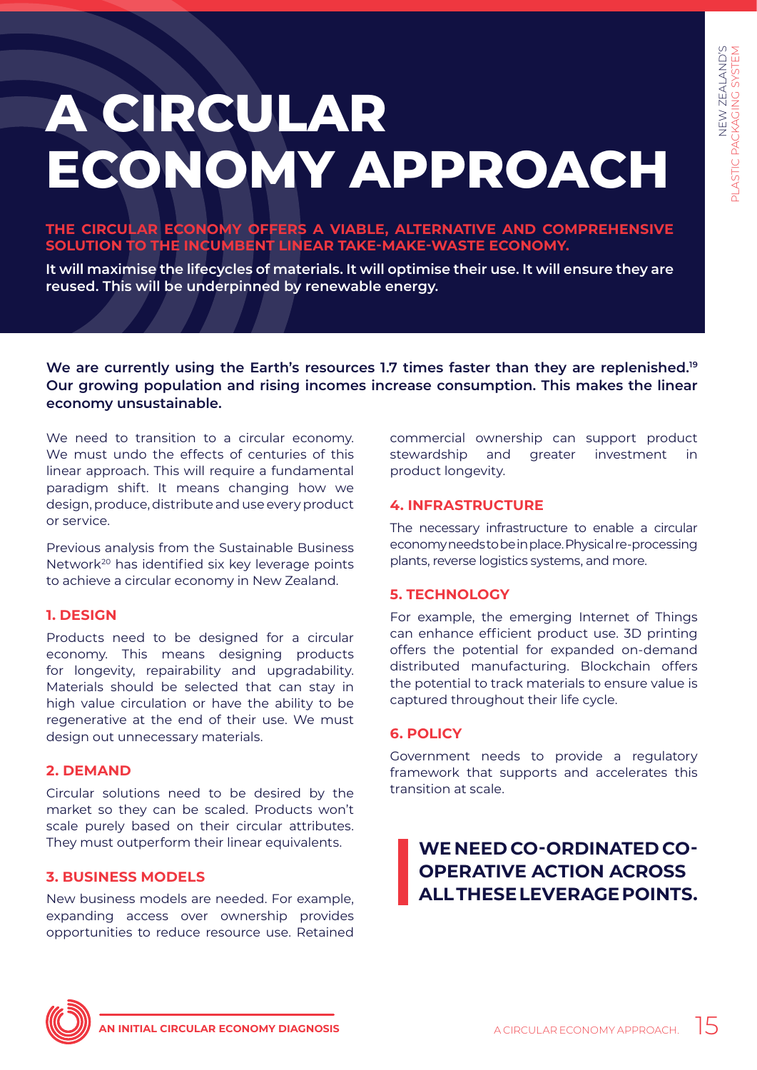# A CIRCULAR ECONOMY APPROACH

**THE CIRCULAR ECONOMY OFFERS A VIABLE, ALTERNATIVE AND COMPREHENSIVE SOLUTION TO THE INCUMBENT LINEAR TAKE-MAKE-WASTE ECONOMY.**

**It will maximise the lifecycles of materials. It will optimise their use. It will ensure they are reused. This will be underpinned by renewable energy.**

**We are currently using the Earth's resources 1.7 times faster than they are replenished.[19] Our growing population and rising incomes increase consumption. This makes the linear economy unsustainable.**

We need to transition to a circular economy. We must undo the effects of centuries of this linear approach. This will require a fundamental paradigm shift. It means changing how we design, produce, distribute and use every product or service.

Previous analysis from the Sustainable Business Network[20] has identified six key leverage points to achieve a circular economy in New Zealand.

### 1. DESIGN

Products need to be designed for a circular economy. This means designing products for longevity, repairability and upgradability. Materials should be selected that can stay in high value circulation or have the ability to be regenerative at the end of their use. We must design out unnecessary materials.

### 2. DEMAND

Circular solutions need to be desired by the market so they can be scaled. Products won't scale purely based on their circular attributes. They must outperform their linear equivalents.

### 3. BUSINESS MODELS

New business models are needed. For example, expanding access over ownership provides opportunities to reduce resource use. Retained commercial ownership can support product stewardship and greater investment in product longevity.

### 4. INFRASTRUCTURE

The necessary infrastructure to enable a circular economy needs to be in place. Physical re-processing plants, reverse logistics systems, and more.

### 5. TECHNOLOGY

For example, the emerging Internet of Things can enhance efficient product use. 3D printing offers the potential for expanded on-demand distributed manufacturing. Blockchain offers the potential to track materials to ensure value is captured throughout their life cycle.

### 6. POLICY

Government needs to provide a regulatory framework that supports and accelerates this transition at scale.

> **WE NEED CO-ORDINATED CO-OPERATIVE ACTION ACROSS ALL THESE LEVERAGE POINTS.**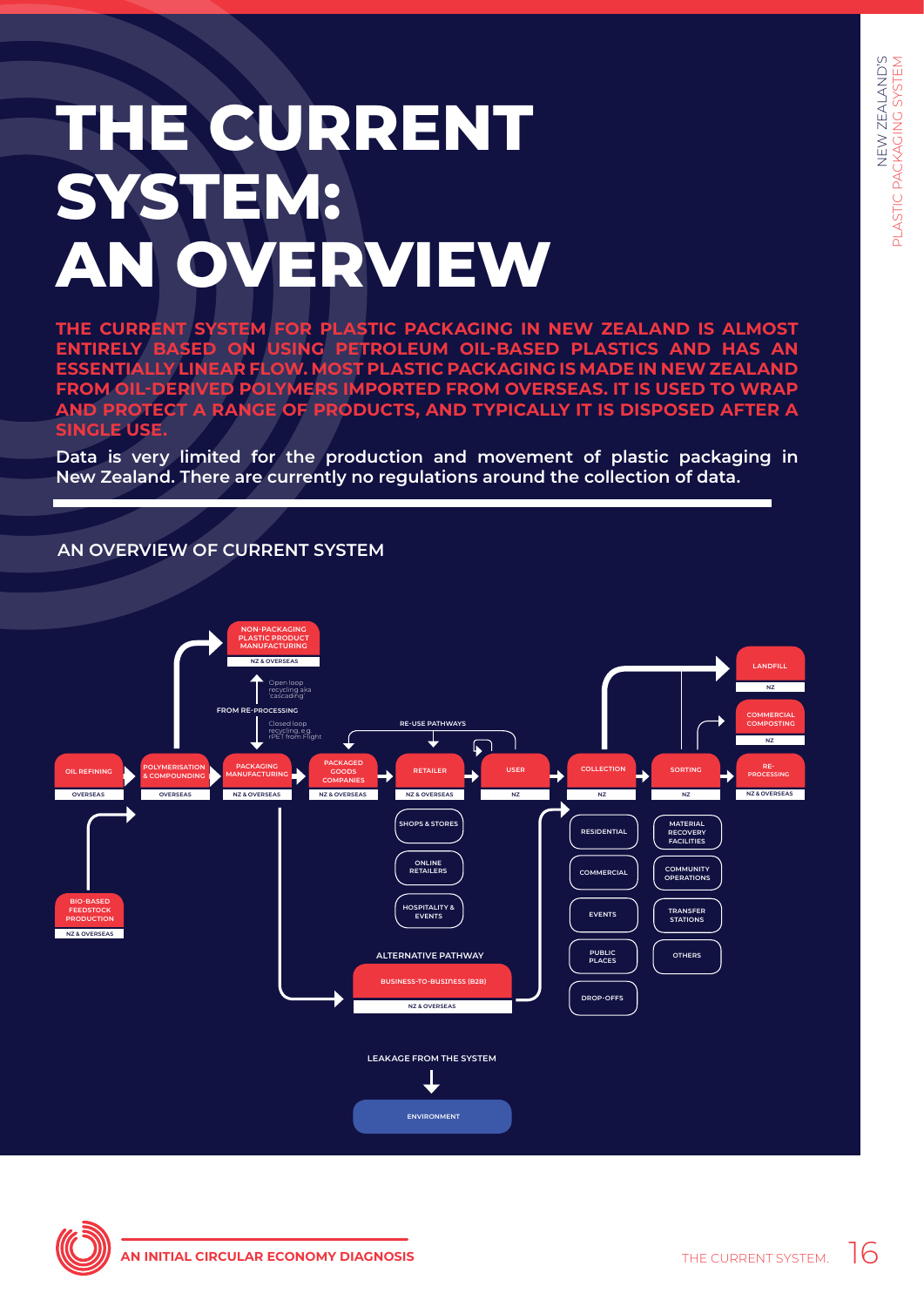# THE CURRENT SYSTEM: AN OVERVIEW

**THE CURRENT SYSTEM FOR PLASTIC PACKAGING IN NEW ZEALAND IS ALMOST ENTIRELY BASED ON USING PETROLEUM OIL-BASED PLASTICS AND HAS AN ESSENTIALLY LINEAR FLOW. MOST PLASTIC PACKAGING IS MADE IN NEW ZEALAND FROM OIL-DERIVED POLYMERS IMPORTED FROM OVERSEAS. IT IS USED TO WRAP AND PROTECT A RANGE OF PRODUCTS, AND TYPICALLY IT IS DISPOSED AFTER A SINGLE USE.**

**Data is very limited for the production and movement of plastic packaging in New Zealand. There are currently no regulations around the collection of data.**

## AN OVERVIEW OF CURRENT SYSTEM

NON-PACKAGING PLASTIC PRODUCT MANUFACTURING — NZ & OVERSEAS

Open loop recycling aka 'cascading'

FROM RE-PROCESSING

Closed loop recycling, e.g. rPET from Flight

RE-USE PATHWAYS

OIL REFINING — OVERSEAS

POLYMERISATION & COMPOUNDING — OVERSEAS

PACKAGING MANUFACTURING — NZ & OVERSEAS

PACKAGED GOODS COMPANIES — NZ & OVERSEAS

RETAILER — NZ & OVERSEAS

USER — NZ

COLLECTION — NZ

SORTING — NZ

LANDFILL — NZ

COMMERCIAL COMPOSTING — NZ

RE-PROCESSING — NZ & OVERSEAS

BIO-BASED FEEDSTOCK PRODUCTION — NZ & OVERSEAS

SHOPS & STORES

ONLINE RETAILERS

HOSPITALITY & EVENTS

RESIDENTIAL

COMMERCIAL

EVENTS

PUBLIC PLACES

DROP-OFFS

MATERIAL RECOVERY FACILITIES

COMMUNITY OPERATIONS

TRANSFER STATIONS

OTHERS

ALTERNATIVE PATHWAY

BUSINESS-TO-BUSINESS (B2B) — NZ & OVERSEAS

LEAKAGE FROM THE SYSTEM

ENVIRONMENT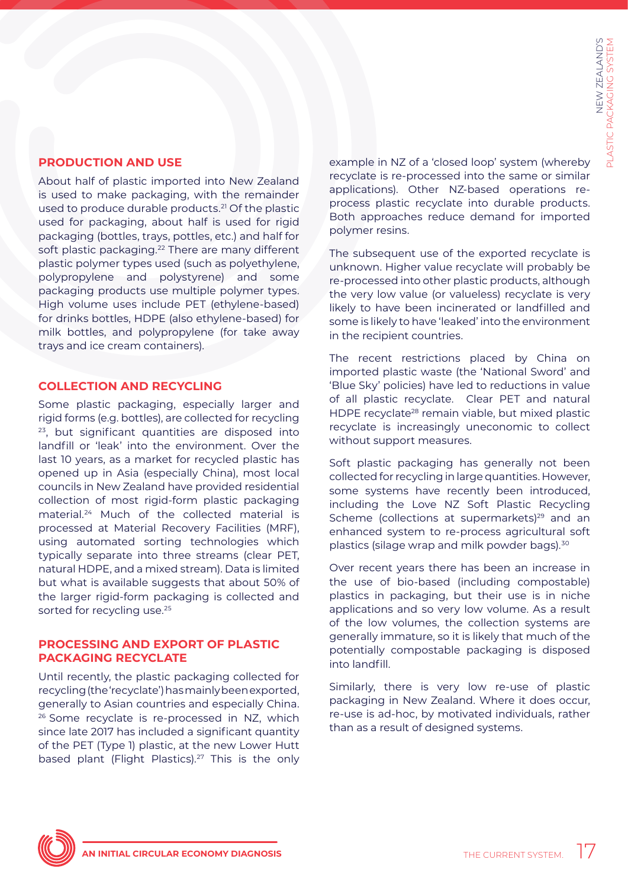## PRODUCTION AND USE

About half of plastic imported into New Zealand is used to make packaging, with the remainder used to produce durable products.[21] Of the plastic used for packaging, about half is used for rigid packaging (bottles, trays, pottles, etc.) and half for soft plastic packaging.[22] There are many different plastic polymer types used (such as polyethylene, polypropylene and polystyrene) and some packaging products use multiple polymer types. High volume uses include PET (ethylene-based) for drinks bottles, HDPE (also ethylene-based) for milk bottles, and polypropylene (for take away trays and ice cream containers).

## COLLECTION AND RECYCLING

Some plastic packaging, especially larger and rigid forms (e.g. bottles), are collected for recycling [23], but significant quantities are disposed into landfill or 'leak' into the environment. Over the last 10 years, as a market for recycled plastic has opened up in Asia (especially China), most local councils in New Zealand have provided residential collection of most rigid-form plastic packaging material.[24] Much of the collected material is processed at Material Recovery Facilities (MRF), using automated sorting technologies which typically separate into three streams (clear PET, natural HDPE, and a mixed stream). Data is limited but what is available suggests that about 50% of the larger rigid-form packaging is collected and sorted for recycling use.[25]

## PROCESSING AND EXPORT OF PLASTIC PACKAGING RECYCLATE

Until recently, the plastic packaging collected for recycling (the 'recyclate') has mainly been exported, generally to Asian countries and especially China. [26] Some recyclate is re-processed in NZ, which since late 2017 has included a significant quantity of the PET (Type 1) plastic, at the new Lower Hutt based plant (Flight Plastics).[27] This is the only example in NZ of a 'closed loop' system (whereby recyclate is re-processed into the same or similar applications). Other NZ-based operations re-process plastic recyclate into durable products. Both approaches reduce demand for imported polymer resins.

The subsequent use of the exported recyclate is unknown. Higher value recyclate will probably be re-processed into other plastic products, although the very low value (or valueless) recyclate is very likely to have been incinerated or landfilled and some is likely to have 'leaked' into the environment in the recipient countries.

The recent restrictions placed by China on imported plastic waste (the 'National Sword' and 'Blue Sky' policies) have led to reductions in value of all plastic recyclate. Clear PET and natural HDPE recyclate[28] remain viable, but mixed plastic recyclate is increasingly uneconomic to collect without support measures.

Soft plastic packaging has generally not been collected for recycling in large quantities. However, some systems have recently been introduced, including the Love NZ Soft Plastic Recycling Scheme (collections at supermarkets)[29] and an enhanced system to re-process agricultural soft plastics (silage wrap and milk powder bags).[30]

Over recent years there has been an increase in the use of bio-based (including compostable) plastics in packaging, but their use is in niche applications and so very low volume. As a result of the low volumes, the collection systems are generally immature, so it is likely that much of the potentially compostable packaging is disposed into landfill.

Similarly, there is very low re-use of plastic packaging in New Zealand. Where it does occur, re-use is ad-hoc, by motivated individuals, rather than as a result of designed systems.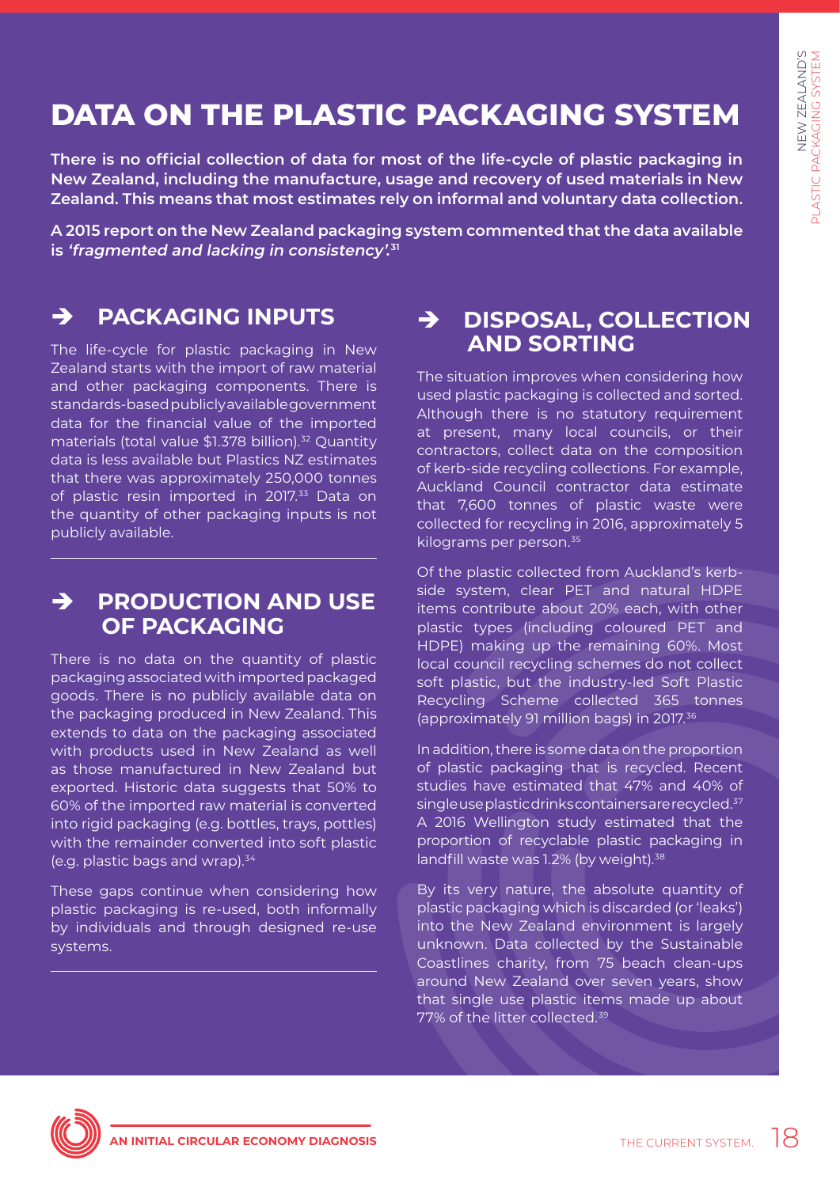# DATA ON THE PLASTIC PACKAGING SYSTEM

**There is no official collection of data for most of the life-cycle of plastic packaging in New Zealand, including the manufacture, usage and recovery of used materials in New Zealand. This means that most estimates rely on informal and voluntary data collection.**

**A 2015 report on the New Zealand packaging system commented that the data available is *'fragmented and lacking in consistency'*.[31]**

## ➔ PACKAGING INPUTS

The life-cycle for plastic packaging in New Zealand starts with the import of raw material and other packaging components. There is standards-based publicly available government data for the financial value of the imported materials (total value $1.378 billion).[32] Quantity data is less available but Plastics NZ estimates that there was approximately 250,000 tonnes of plastic resin imported in 2017.[33] Data on the quantity of other packaging inputs is not publicly available.

## ➔ PRODUCTION AND USE OF PACKAGING

There is no data on the quantity of plastic packaging associated with imported packaged goods. There is no publicly available data on the packaging produced in New Zealand. This extends to data on the packaging associated with products used in New Zealand as well as those manufactured in New Zealand but exported. Historic data suggests that 50% to 60% of the imported raw material is converted into rigid packaging (e.g. bottles, trays, pottles) with the remainder converted into soft plastic (e.g. plastic bags and wrap).[34]

These gaps continue when considering how plastic packaging is re-used, both informally by individuals and through designed re-use systems.

## ➔ DISPOSAL, COLLECTION AND SORTING

The situation improves when considering how used plastic packaging is collected and sorted. Although there is no statutory requirement at present, many local councils, or their contractors, collect data on the composition of kerb-side recycling collections. For example, Auckland Council contractor data estimate that 7,600 tonnes of plastic waste were collected for recycling in 2016, approximately 5 kilograms per person.[35]

Of the plastic collected from Auckland's kerb-side system, clear PET and natural HDPE items contribute about 20% each, with other plastic types (including coloured PET and HDPE) making up the remaining 60%. Most local council recycling schemes do not collect soft plastic, but the industry-led Soft Plastic Recycling Scheme collected 365 tonnes (approximately 91 million bags) in 2017.[36]

In addition, there is some data on the proportion of plastic packaging that is recycled. Recent studies have estimated that 47% and 40% of single use plastic drinks containers are recycled.[37] A 2016 Wellington study estimated that the proportion of recyclable plastic packaging in landfill waste was 1.2% (by weight).[38]

By its very nature, the absolute quantity of plastic packaging which is discarded (or 'leaks') into the New Zealand environment is largely unknown. Data collected by the Sustainable Coastlines charity, from 75 beach clean-ups around New Zealand over seven years, show that single use plastic items made up about 77% of the litter collected.[39]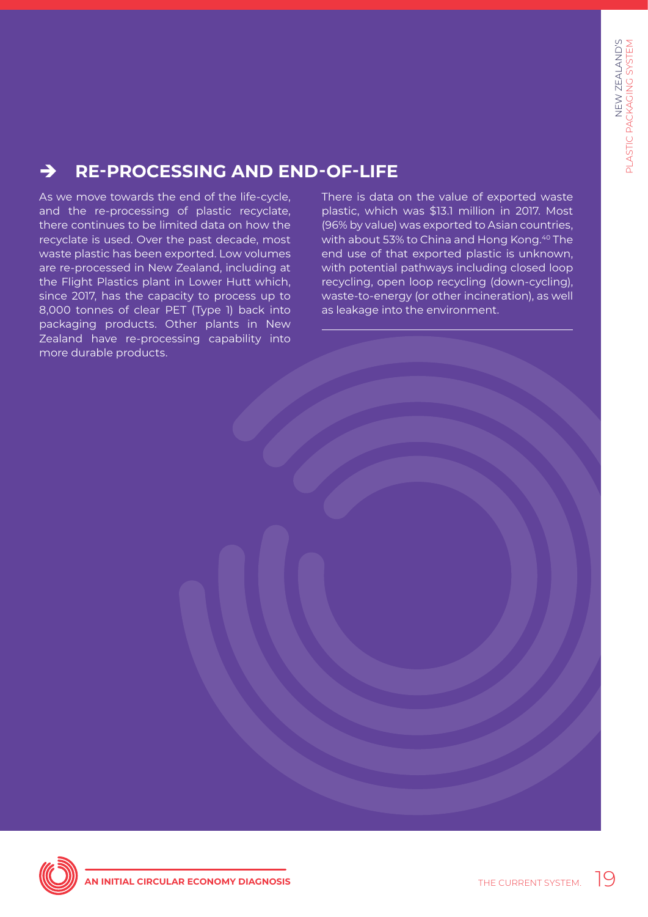## ➔ RE-PROCESSING AND END-OF-LIFE

As we move towards the end of the life-cycle, and the re-processing of plastic recyclate, there continues to be limited data on how the recyclate is used. Over the past decade, most waste plastic has been exported. Low volumes are re-processed in New Zealand, including at the Flight Plastics plant in Lower Hutt which, since 2017, has the capacity to process up to 8,000 tonnes of clear PET (Type 1) back into packaging products. Other plants in New Zealand have re-processing capability into more durable products.

There is data on the value of exported waste plastic, which was $13.1 million in 2017. Most (96% by value) was exported to Asian countries, with about 53% to China and Hong Kong.[40] The end use of that exported plastic is unknown, with potential pathways including closed loop recycling, open loop recycling (down-cycling), waste-to-energy (or other incineration), as well as leakage into the environment.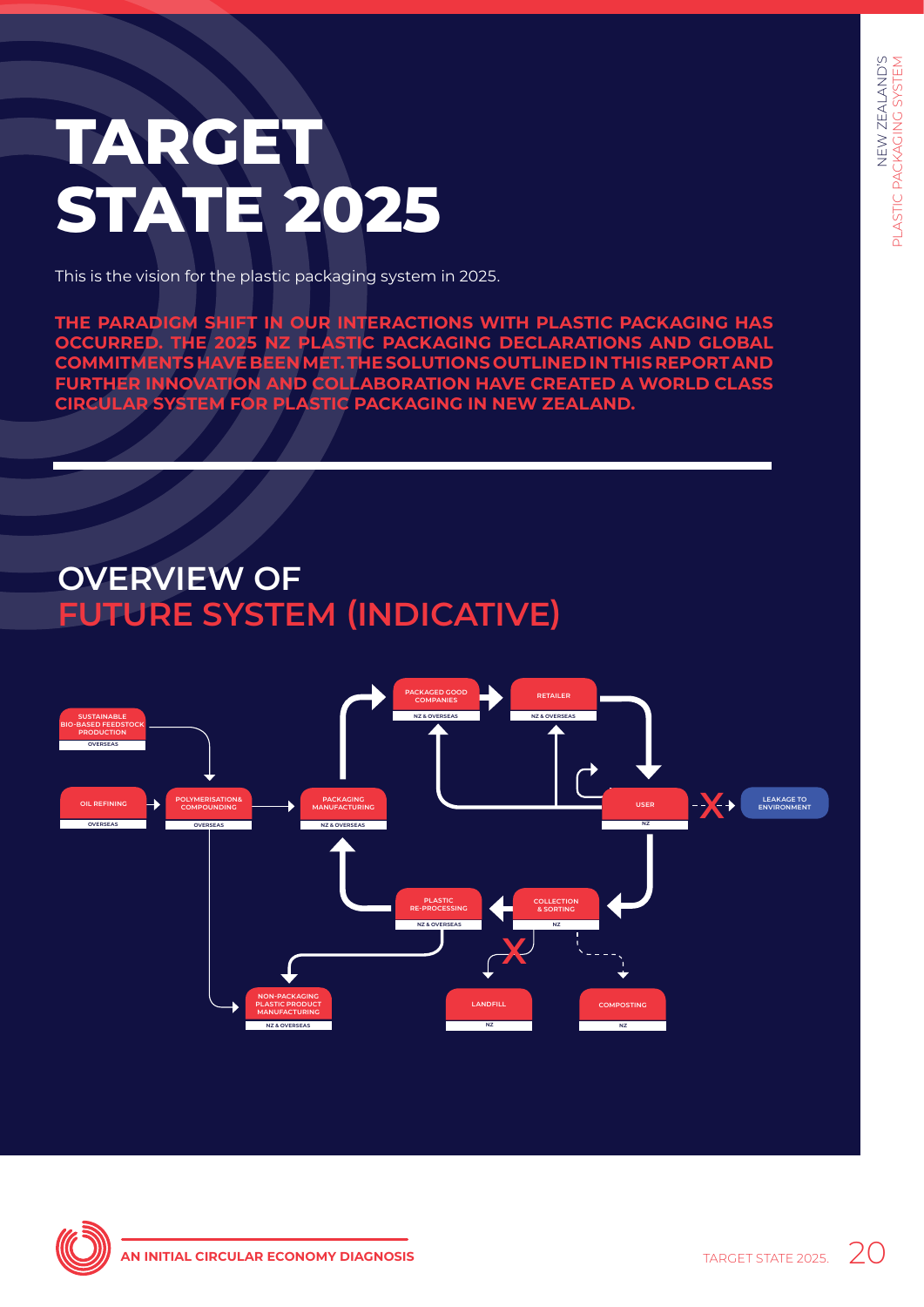# TARGET STATE 2025

This is the vision for the plastic packaging system in 2025.

**THE PARADIGM SHIFT IN OUR INTERACTIONS WITH PLASTIC PACKAGING HAS OCCURRED. THE 2025 NZ PLASTIC PACKAGING DECLARATIONS AND GLOBAL COMMITMENTS HAVE BEEN MET. THE SOLUTIONS OUTLINED IN THIS REPORT AND FURTHER INNOVATION AND COLLABORATION HAVE CREATED A WORLD CLASS CIRCULAR SYSTEM FOR PLASTIC PACKAGING IN NEW ZEALAND.**

## OVERVIEW OF FUTURE SYSTEM (INDICATIVE)

SUSTAINABLE BIO-BASED FEEDSTOCK PRODUCTION (OVERSEAS)

OIL REFINING (OVERSEAS)

POLYMERISATION& COMPOUNDING (OVERSEAS)

PACKAGING MANUFACTURING (NZ & OVERSEAS)

PACKAGED GOOD COMPANIES (NZ & OVERSEAS)

RETAILER (NZ & OVERSEAS)

USER (NZ)

LEAKAGE TO ENVIRONMENT

COLLECTION & SORTING (NZ)

PLASTIC RE-PROCESSING (NZ & OVERSEAS)

NON-PACKAGING PLASTIC PRODUCT MANUFACTURING (NZ & OVERSEAS)

LANDFILL (NZ)

COMPOSTING (NZ)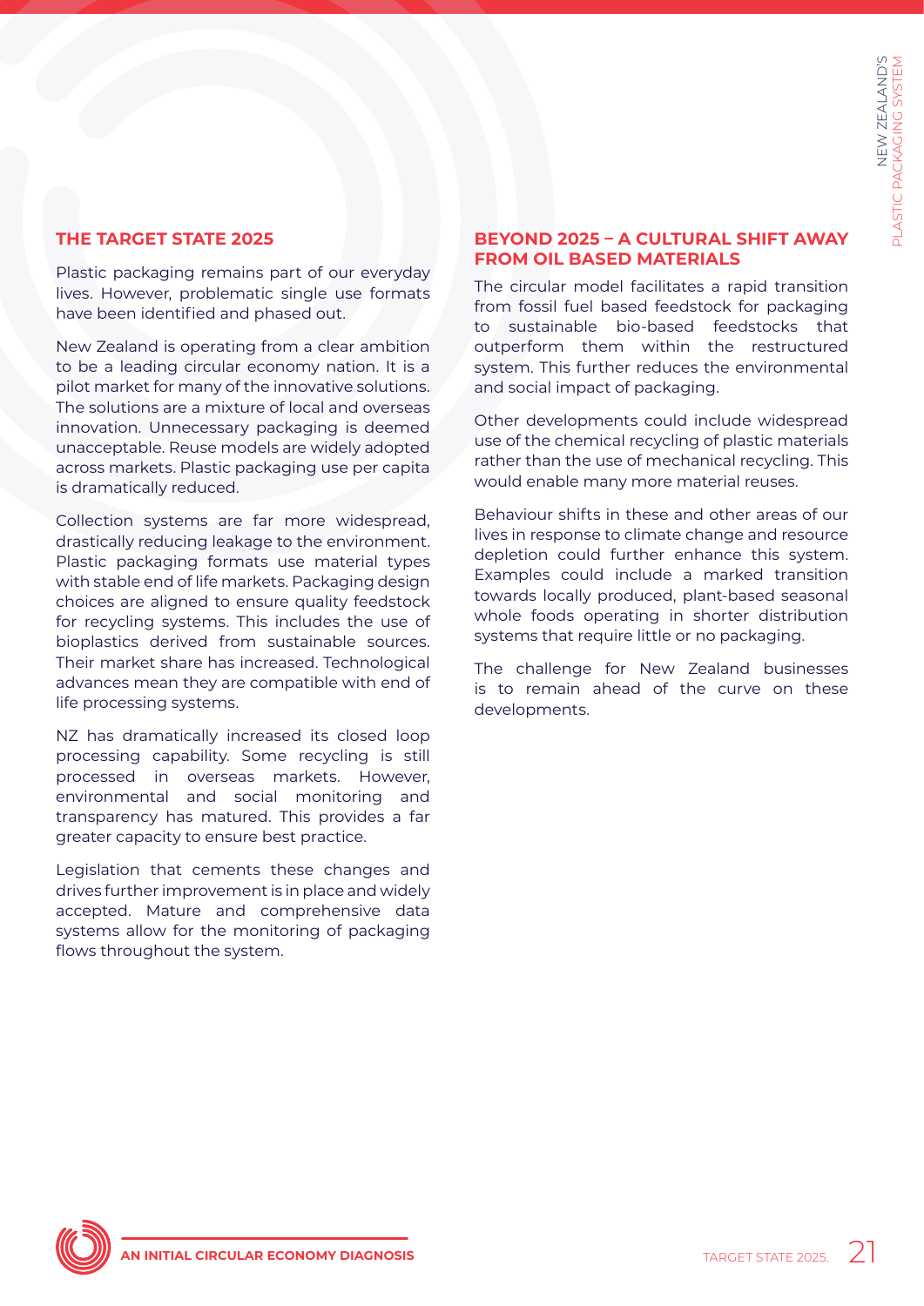## THE TARGET STATE 2025

Plastic packaging remains part of our everyday lives. However, problematic single use formats have been identified and phased out.

New Zealand is operating from a clear ambition to be a leading circular economy nation. It is a pilot market for many of the innovative solutions. The solutions are a mixture of local and overseas innovation. Unnecessary packaging is deemed unacceptable. Reuse models are widely adopted across markets. Plastic packaging use per capita is dramatically reduced.

Collection systems are far more widespread, drastically reducing leakage to the environment. Plastic packaging formats use material types with stable end of life markets. Packaging design choices are aligned to ensure quality feedstock for recycling systems. This includes the use of bioplastics derived from sustainable sources. Their market share has increased. Technological advances mean they are compatible with end of life processing systems.

NZ has dramatically increased its closed loop processing capability. Some recycling is still processed in overseas markets. However, environmental and social monitoring and transparency has matured. This provides a far greater capacity to ensure best practice.

Legislation that cements these changes and drives further improvement is in place and widely accepted. Mature and comprehensive data systems allow for the monitoring of packaging flows throughout the system.

## BEYOND 2025 – A CULTURAL SHIFT AWAY FROM OIL BASED MATERIALS

The circular model facilitates a rapid transition from fossil fuel based feedstock for packaging to sustainable bio-based feedstocks that outperform them within the restructured system. This further reduces the environmental and social impact of packaging.

Other developments could include widespread use of the chemical recycling of plastic materials rather than the use of mechanical recycling. This would enable many more material reuses.

Behaviour shifts in these and other areas of our lives in response to climate change and resource depletion could further enhance this system. Examples could include a marked transition towards locally produced, plant-based seasonal whole foods operating in shorter distribution systems that require little or no packaging.

The challenge for New Zealand businesses is to remain ahead of the curve on these developments.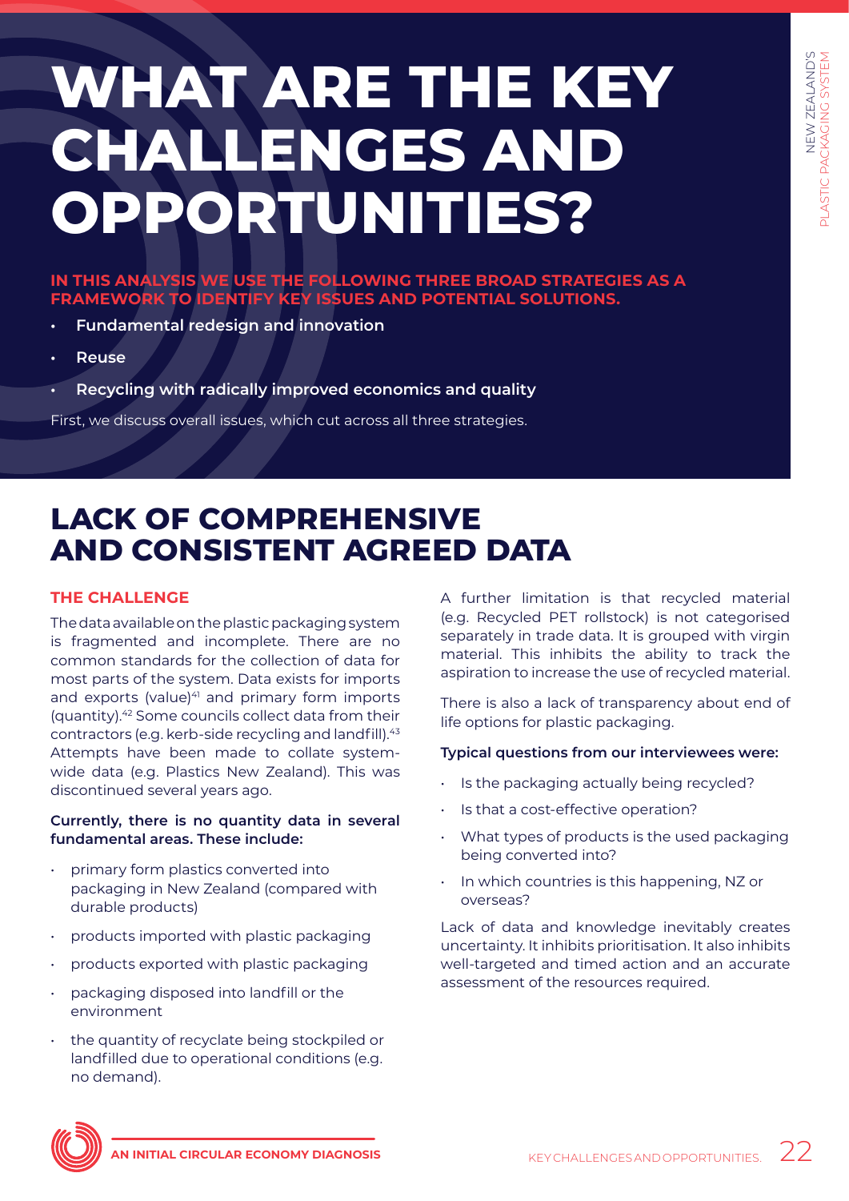# WHAT ARE THE KEY CHALLENGES AND OPPORTUNITIES?

**IN THIS ANALYSIS WE USE THE FOLLOWING THREE BROAD STRATEGIES AS A FRAMEWORK TO IDENTIFY KEY ISSUES AND POTENTIAL SOLUTIONS.**

- **Fundamental redesign and innovation**
- **Reuse**
- **Recycling with radically improved economics and quality**

First, we discuss overall issues, which cut across all three strategies.

## LACK OF COMPREHENSIVE AND CONSISTENT AGREED DATA

### THE CHALLENGE

The data available on the plastic packaging system is fragmented and incomplete. There are no common standards for the collection of data for most parts of the system. Data exists for imports and exports (value)[41] and primary form imports (quantity).[42] Some councils collect data from their contractors (e.g. kerb-side recycling and landfill).[43] Attempts have been made to collate system-wide data (e.g. Plastics New Zealand). This was discontinued several years ago.

**Currently, there is no quantity data in several fundamental areas. These include:**

- primary form plastics converted into packaging in New Zealand (compared with durable products)
- products imported with plastic packaging
- products exported with plastic packaging
- packaging disposed into landfill or the environment
- the quantity of recyclate being stockpiled or landfilled due to operational conditions (e.g. no demand).

A further limitation is that recycled material (e.g. Recycled PET rollstock) is not categorised separately in trade data. It is grouped with virgin material. This inhibits the ability to track the aspiration to increase the use of recycled material.

There is also a lack of transparency about end of life options for plastic packaging.

**Typical questions from our interviewees were:**

- Is the packaging actually being recycled?
- Is that a cost-effective operation?
- What types of products is the used packaging being converted into?
- In which countries is this happening, NZ or overseas?

Lack of data and knowledge inevitably creates uncertainty. It inhibits prioritisation. It also inhibits well-targeted and timed action and an accurate assessment of the resources required.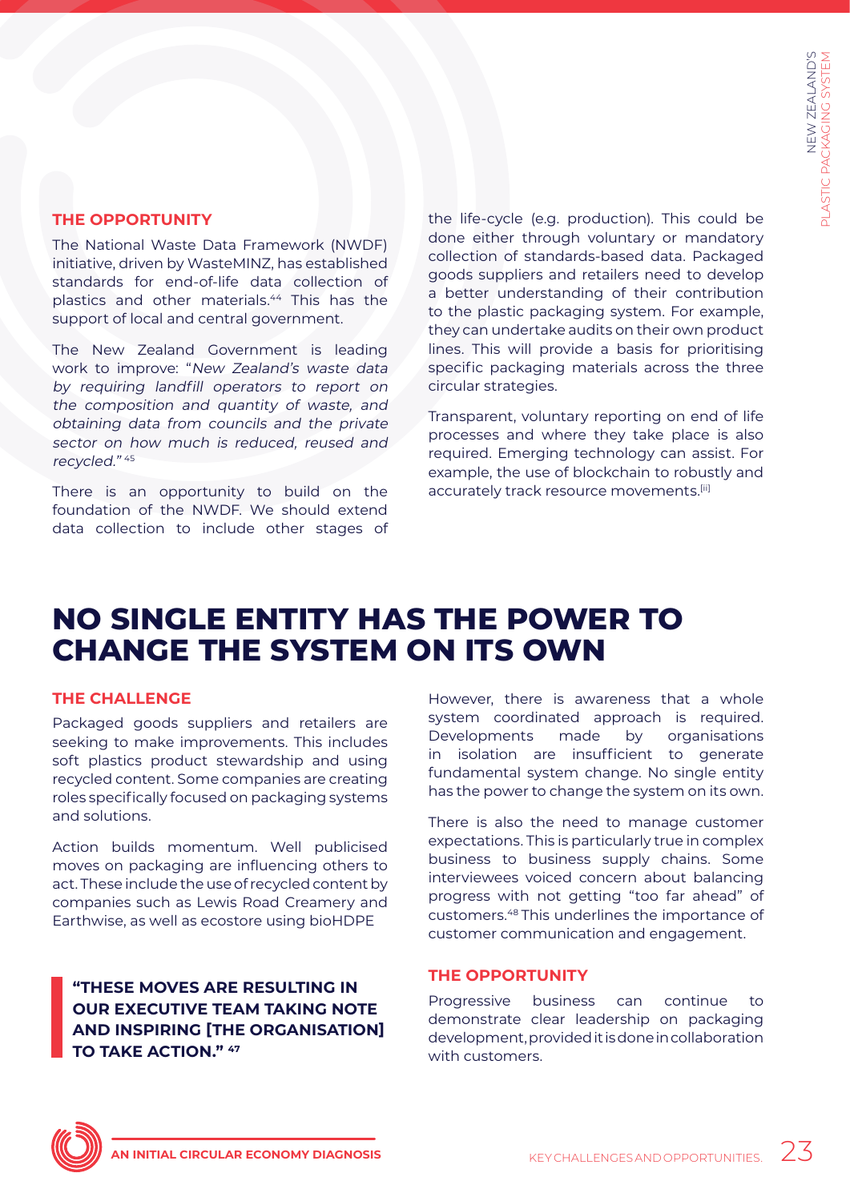### THE OPPORTUNITY

The National Waste Data Framework (NWDF) initiative, driven by WasteMINZ, has established standards for end-of-life data collection of plastics and other materials.[44] This has the support of local and central government.

The New Zealand Government is leading work to improve: "*New Zealand's waste data by requiring landfill operators to report on the composition and quantity of waste, and obtaining data from councils and the private sector on how much is reduced, reused and recycled.*"[45]

There is an opportunity to build on the foundation of the NWDF. We should extend data collection to include other stages of the life-cycle (e.g. production). This could be done either through voluntary or mandatory collection of standards-based data. Packaged goods suppliers and retailers need to develop a better understanding of their contribution to the plastic packaging system. For example, they can undertake audits on their own product lines. This will provide a basis for prioritising specific packaging materials across the three circular strategies.

Transparent, voluntary reporting on end of life processes and where they take place is also required. Emerging technology can assist. For example, the use of blockchain to robustly and accurately track resource movements.[ii]

## NO SINGLE ENTITY HAS THE POWER TO CHANGE THE SYSTEM ON ITS OWN

### THE CHALLENGE

Packaged goods suppliers and retailers are seeking to make improvements. This includes soft plastics product stewardship and using recycled content. Some companies are creating roles specifically focused on packaging systems and solutions.

Action builds momentum. Well publicised moves on packaging are influencing others to act. These include the use of recycled content by companies such as Lewis Road Creamery and Earthwise, as well as ecostore using bioHDPE

> **"THESE MOVES ARE RESULTING IN OUR EXECUTIVE TEAM TAKING NOTE AND INSPIRING [THE ORGANISATION] TO TAKE ACTION."[47]**

However, there is awareness that a whole system coordinated approach is required. Developments made by organisations in isolation are insufficient to generate fundamental system change. No single entity has the power to change the system on its own.

There is also the need to manage customer expectations. This is particularly true in complex business to business supply chains. Some interviewees voiced concern about balancing progress with not getting "too far ahead" of customers.[48] This underlines the importance of customer communication and engagement.

### THE OPPORTUNITY

Progressive business can continue to demonstrate clear leadership on packaging development, provided it is done in collaboration with customers.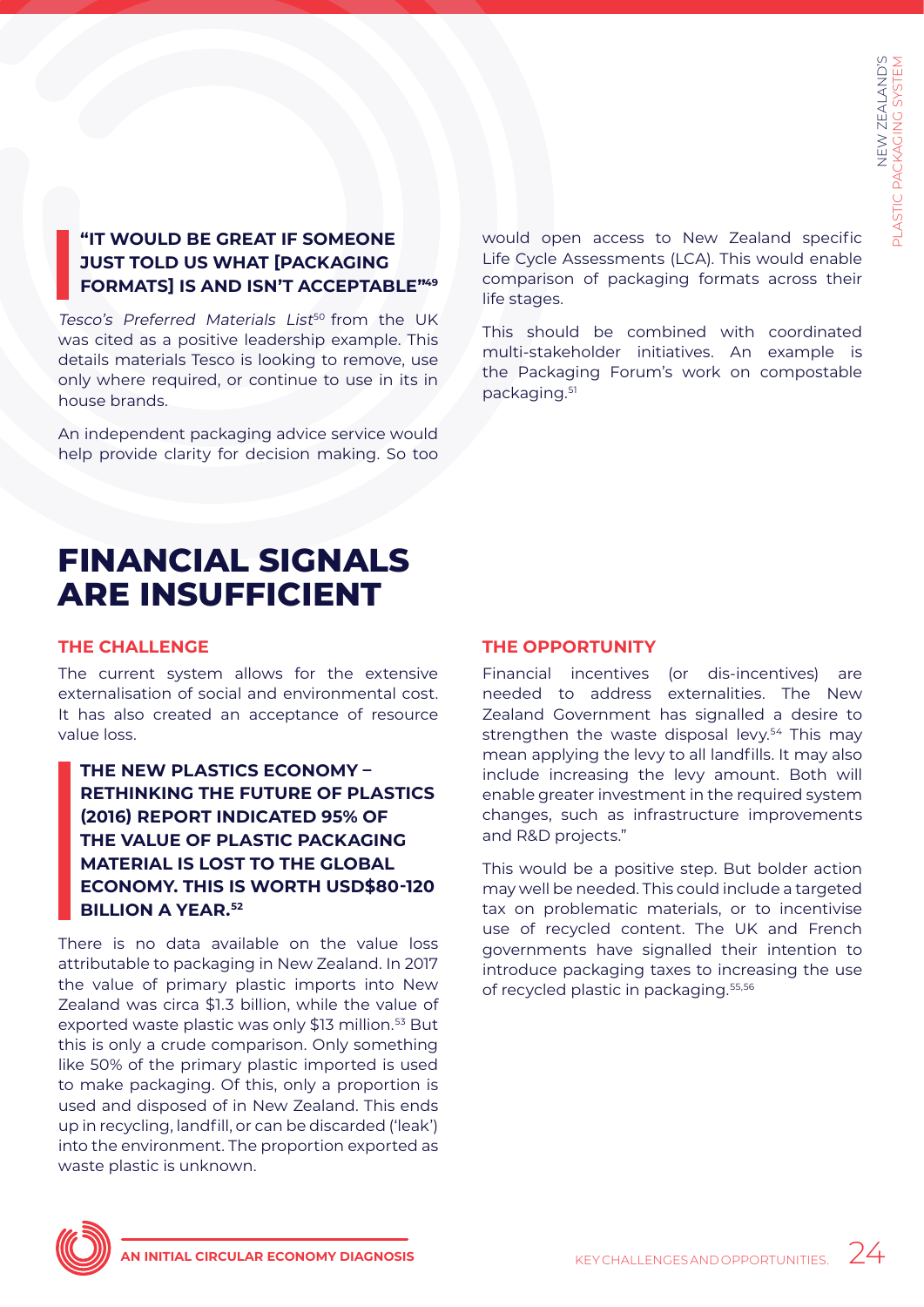**"IT WOULD BE GREAT IF SOMEONE JUST TOLD US WHAT [PACKAGING FORMATS] IS AND ISN'T ACCEPTABLE"[49]**

*Tesco's Preferred Materials List*[50] from the UK was cited as a positive leadership example. This details materials Tesco is looking to remove, use only where required, or continue to use in its in house brands.

An independent packaging advice service would help provide clarity for decision making. So too would open access to New Zealand specific Life Cycle Assessments (LCA). This would enable comparison of packaging formats across their life stages.

This should be combined with coordinated multi-stakeholder initiatives. An example is the Packaging Forum's work on compostable packaging.[51]

# FINANCIAL SIGNALS ARE INSUFFICIENT

## THE CHALLENGE

The current system allows for the extensive externalisation of social and environmental cost. It has also created an acceptance of resource value loss.

**THE NEW PLASTICS ECONOMY – RETHINKING THE FUTURE OF PLASTICS (2016) REPORT INDICATED 95% OF THE VALUE OF PLASTIC PACKAGING MATERIAL IS LOST TO THE GLOBAL ECONOMY. THIS IS WORTH USD$80-120 BILLION A YEAR.[52]**

There is no data available on the value loss attributable to packaging in New Zealand. In 2017 the value of primary plastic imports into New Zealand was circa $1.3 billion, while the value of exported waste plastic was only $13 million.[53] But this is only a crude comparison. Only something like 50% of the primary plastic imported is used to make packaging. Of this, only a proportion is used and disposed of in New Zealand. This ends up in recycling, landfill, or can be discarded ('leak') into the environment. The proportion exported as waste plastic is unknown.

## THE OPPORTUNITY

Financial incentives (or dis-incentives) are needed to address externalities. The New Zealand Government has signalled a desire to strengthen the waste disposal levy.[54] This may mean applying the levy to all landfills. It may also include increasing the levy amount. Both will enable greater investment in the required system changes, such as infrastructure improvements and R&D projects."

This would be a positive step. But bolder action may well be needed. This could include a targeted tax on problematic materials, or to incentivise use of recycled content. The UK and French governments have signalled their intention to introduce packaging taxes to increasing the use of recycled plastic in packaging.[55,56]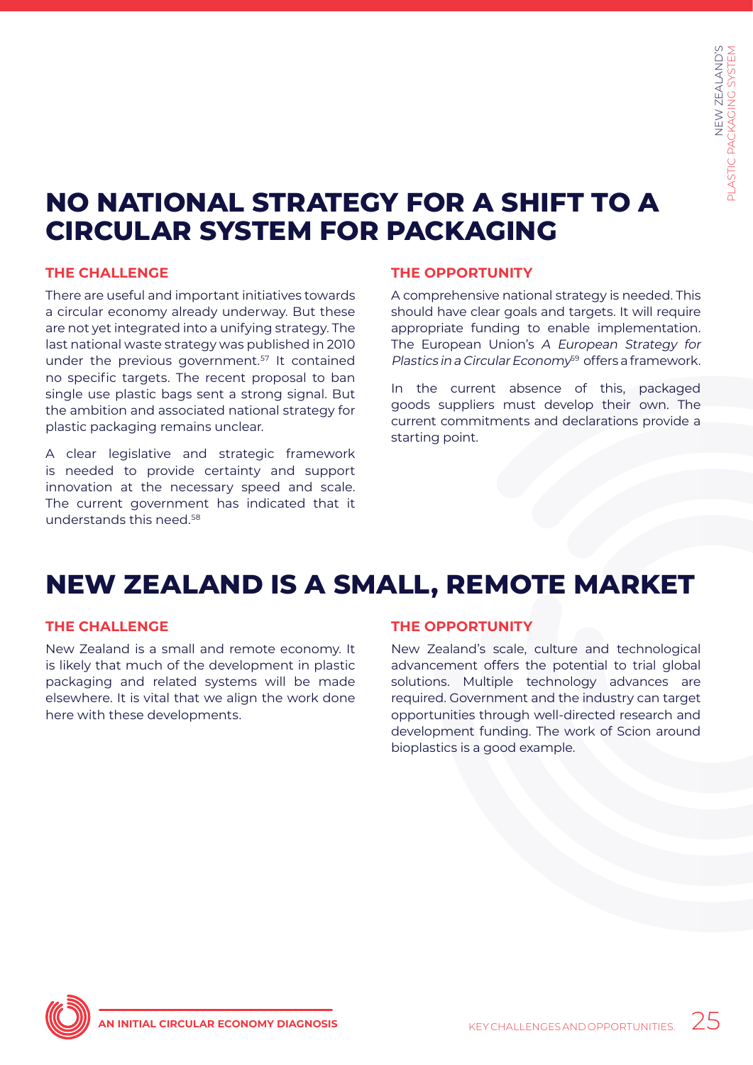## NO NATIONAL STRATEGY FOR A SHIFT TO A CIRCULAR SYSTEM FOR PACKAGING

### THE CHALLENGE

There are useful and important initiatives towards a circular economy already underway. But these are not yet integrated into a unifying strategy. The last national waste strategy was published in 2010 under the previous government.[57] It contained no specific targets. The recent proposal to ban single use plastic bags sent a strong signal. But the ambition and associated national strategy for plastic packaging remains unclear.

A clear legislative and strategic framework is needed to provide certainty and support innovation at the necessary speed and scale. The current government has indicated that it understands this need.[58]

### THE OPPORTUNITY

A comprehensive national strategy is needed. This should have clear goals and targets. It will require appropriate funding to enable implementation. The European Union's *A European Strategy for Plastics in a Circular Economy*[59] offers a framework.

In the current absence of this, packaged goods suppliers must develop their own. The current commitments and declarations provide a starting point.

## NEW ZEALAND IS A SMALL, REMOTE MARKET

### THE CHALLENGE

New Zealand is a small and remote economy. It is likely that much of the development in plastic packaging and related systems will be made elsewhere. It is vital that we align the work done here with these developments.

### THE OPPORTUNITY

New Zealand's scale, culture and technological advancement offers the potential to trial global solutions. Multiple technology advances are required. Government and the industry can target opportunities through well-directed research and development funding. The work of Scion around bioplastics is a good example.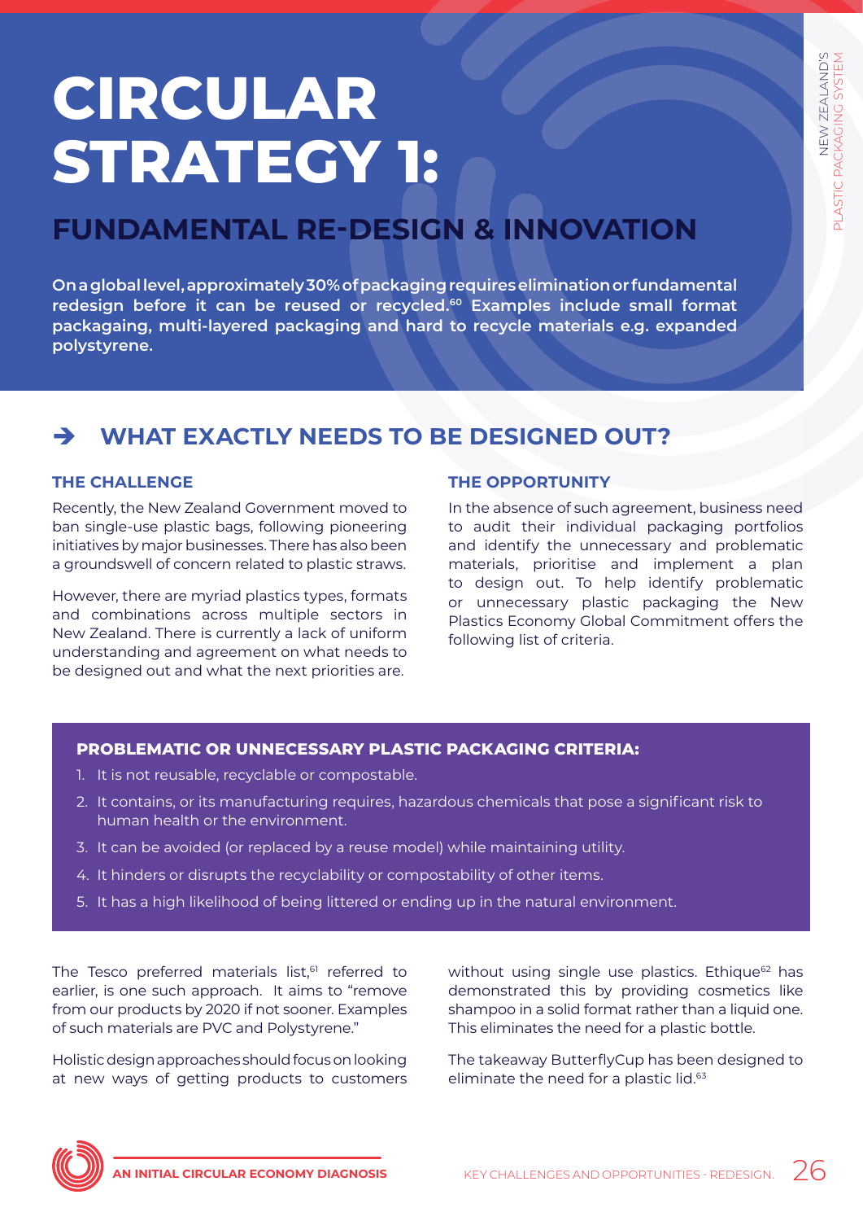# CIRCULAR STRATEGY 1:

## FUNDAMENTAL RE-DESIGN & INNOVATION

**On a global level, approximately 30% of packaging requires elimination or fundamental redesign before it can be reused or recycled.[60] Examples include small format packagaing, multi-layered packaging and hard to recycle materials e.g. expanded polystyrene.**

## ➔ WHAT EXACTLY NEEDS TO BE DESIGNED OUT?

### THE CHALLENGE

Recently, the New Zealand Government moved to ban single-use plastic bags, following pioneering initiatives by major businesses. There has also been a groundswell of concern related to plastic straws.

However, there are myriad plastics types, formats and combinations across multiple sectors in New Zealand. There is currently a lack of uniform understanding and agreement on what needs to be designed out and what the next priorities are.

### THE OPPORTUNITY

In the absence of such agreement, business need to audit their individual packaging portfolios and identify the unnecessary and problematic materials, prioritise and implement a plan to design out. To help identify problematic or unnecessary plastic packaging the New Plastics Economy Global Commitment offers the following list of criteria.

**PROBLEMATIC OR UNNECESSARY PLASTIC PACKAGING CRITERIA:**

1. It is not reusable, recyclable or compostable.
2. It contains, or its manufacturing requires, hazardous chemicals that pose a significant risk to human health or the environment.
3. It can be avoided (or replaced by a reuse model) while maintaining utility.
4. It hinders or disrupts the recyclability or compostability of other items.
5. It has a high likelihood of being littered or ending up in the natural environment.

The Tesco preferred materials list,[61] referred to earlier, is one such approach. It aims to "remove from our products by 2020 if not sooner. Examples of such materials are PVC and Polystyrene."

Holistic design approaches should focus on looking at new ways of getting products to customers without using single use plastics. Ethique[62] has demonstrated this by providing cosmetics like shampoo in a solid format rather than a liquid one. This eliminates the need for a plastic bottle.

The takeaway ButterflyCup has been designed to eliminate the need for a plastic lid.[63]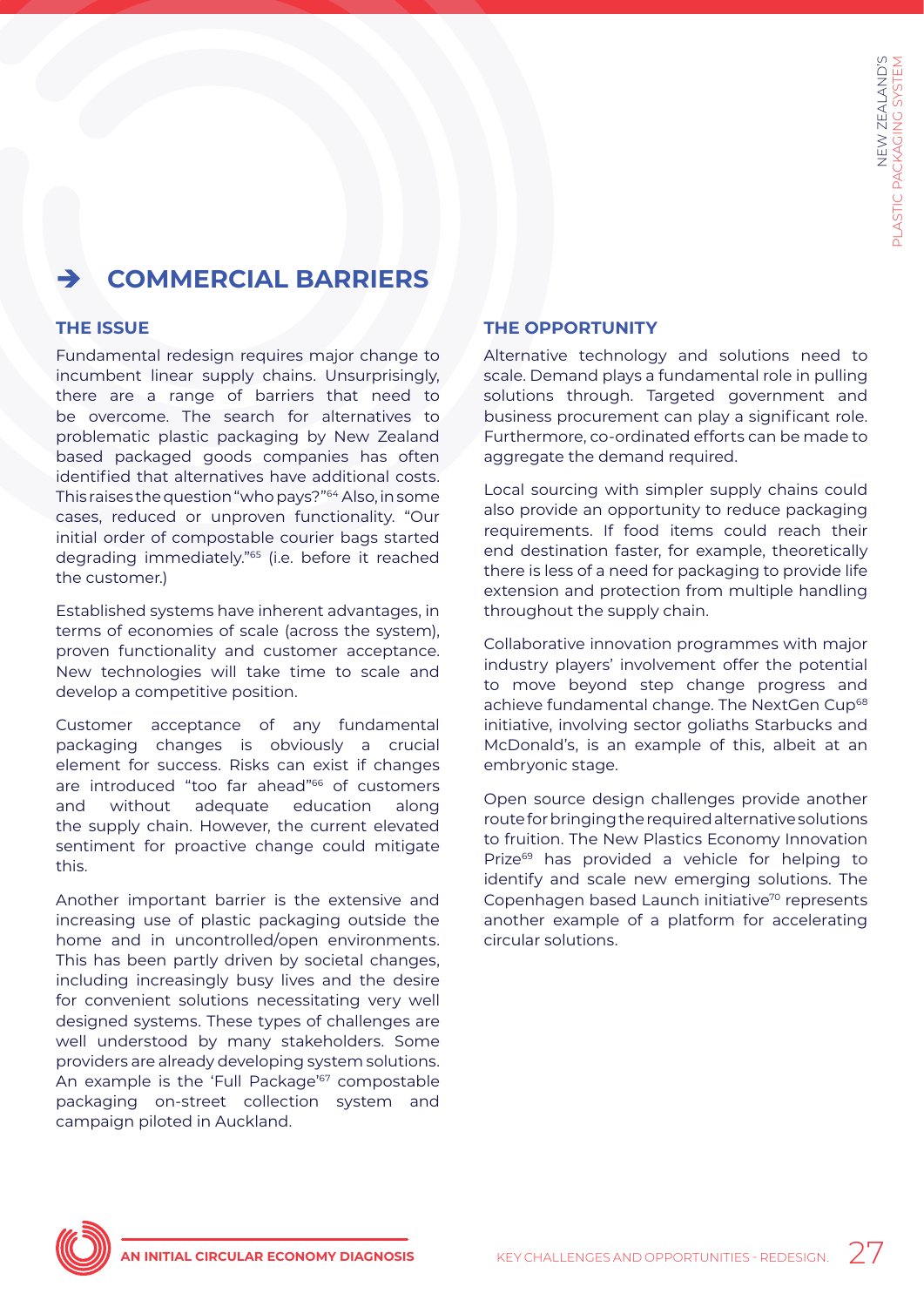## ➔ COMMERCIAL BARRIERS

### THE ISSUE

Fundamental redesign requires major change to incumbent linear supply chains. Unsurprisingly, there are a range of barriers that need to be overcome. The search for alternatives to problematic plastic packaging by New Zealand based packaged goods companies has often identified that alternatives have additional costs. This raises the question "who pays?"[64] Also, in some cases, reduced or unproven functionality. "Our initial order of compostable courier bags started degrading immediately."[65] (i.e. before it reached the customer.)

Established systems have inherent advantages, in terms of economies of scale (across the system), proven functionality and customer acceptance. New technologies will take time to scale and develop a competitive position.

Customer acceptance of any fundamental packaging changes is obviously a crucial element for success. Risks can exist if changes are introduced "too far ahead"[66] of customers and without adequate education along the supply chain. However, the current elevated sentiment for proactive change could mitigate this.

Another important barrier is the extensive and increasing use of plastic packaging outside the home and in uncontrolled/open environments. This has been partly driven by societal changes, including increasingly busy lives and the desire for convenient solutions necessitating very well designed systems. These types of challenges are well understood by many stakeholders. Some providers are already developing system solutions. An example is the 'Full Package'[67] compostable packaging on-street collection system and campaign piloted in Auckland.

### THE OPPORTUNITY

Alternative technology and solutions need to scale. Demand plays a fundamental role in pulling solutions through. Targeted government and business procurement can play a significant role. Furthermore, co-ordinated efforts can be made to aggregate the demand required.

Local sourcing with simpler supply chains could also provide an opportunity to reduce packaging requirements. If food items could reach their end destination faster, for example, theoretically there is less of a need for packaging to provide life extension and protection from multiple handling throughout the supply chain.

Collaborative innovation programmes with major industry players' involvement offer the potential to move beyond step change progress and achieve fundamental change. The NextGen Cup[68] initiative, involving sector goliaths Starbucks and McDonald's, is an example of this, albeit at an embryonic stage.

Open source design challenges provide another route for bringing the required alternative solutions to fruition. The New Plastics Economy Innovation Prize[69] has provided a vehicle for helping to identify and scale new emerging solutions. The Copenhagen based Launch initiative[70] represents another example of a platform for accelerating circular solutions.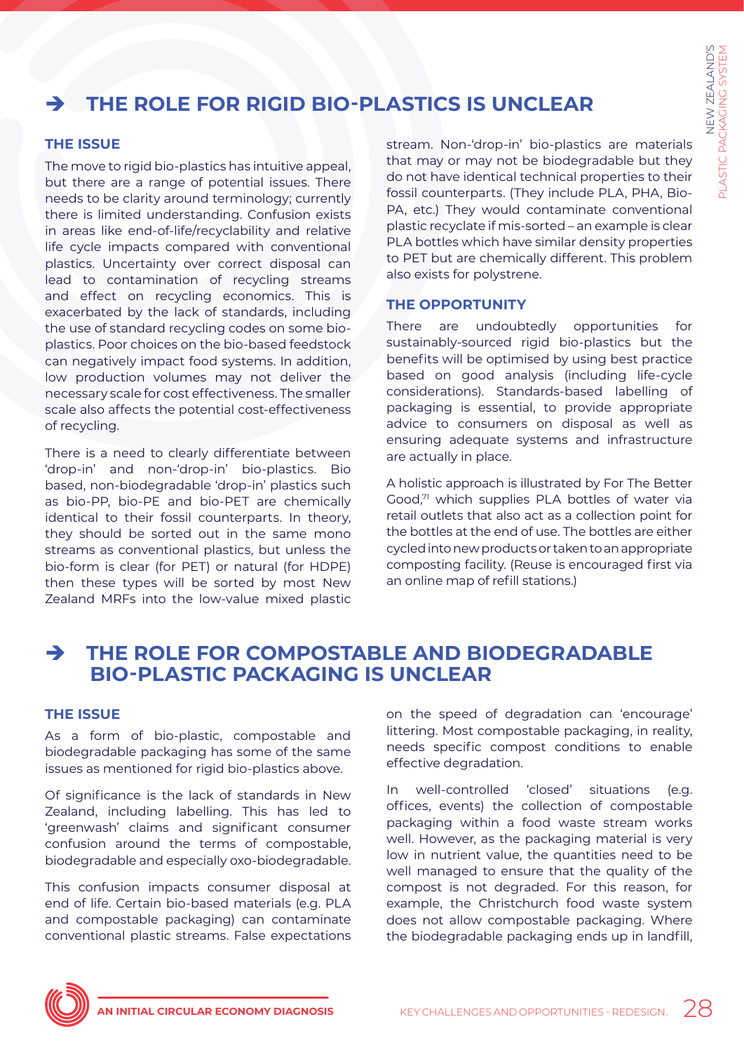## ➔ THE ROLE FOR RIGID BIO-PLASTICS IS UNCLEAR

### THE ISSUE

The move to rigid bio-plastics has intuitive appeal, but there are a range of potential issues. There needs to be clarity around terminology; currently there is limited understanding. Confusion exists in areas like end-of-life/recyclability and relative life cycle impacts compared with conventional plastics. Uncertainty over correct disposal can lead to contamination of recycling streams and effect on recycling economics. This is exacerbated by the lack of standards, including the use of standard recycling codes on some bio-plastics. Poor choices on the bio-based feedstock can negatively impact food systems. In addition, low production volumes may not deliver the necessary scale for cost effectiveness. The smaller scale also affects the potential cost-effectiveness of recycling.

There is a need to clearly differentiate between 'drop-in' and non-'drop-in' bio-plastics. Bio based, non-biodegradable 'drop-in' plastics such as bio-PP, bio-PE and bio-PET are chemically identical to their fossil counterparts. In theory, they should be sorted out in the same mono streams as conventional plastics, but unless the bio-form is clear (for PET) or natural (for HDPE) then these types will be sorted by most New Zealand MRFs into the low-value mixed plastic stream. Non-'drop-in' bio-plastics are materials that may or may not be biodegradable but they do not have identical technical properties to their fossil counterparts. (They include PLA, PHA, Bio-PA, etc.) They would contaminate conventional plastic recyclate if mis-sorted – an example is clear PLA bottles which have similar density properties to PET but are chemically different. This problem also exists for polystrene.

### THE OPPORTUNITY

There are undoubtedly opportunities for sustainably-sourced rigid bio-plastics but the benefits will be optimised by using best practice based on good analysis (including life-cycle considerations). Standards-based labelling of packaging is essential, to provide appropriate advice to consumers on disposal as well as ensuring adequate systems and infrastructure are actually in place.

A holistic approach is illustrated by For The Better Good,[71] which supplies PLA bottles of water via retail outlets that also act as a collection point for the bottles at the end of use. The bottles are either cycled into new products or taken to an appropriate composting facility. (Reuse is encouraged first via an online map of refill stations.)

## ➔ THE ROLE FOR COMPOSTABLE AND BIODEGRADABLE BIO-PLASTIC PACKAGING IS UNCLEAR

### THE ISSUE

As a form of bio-plastic, compostable and biodegradable packaging has some of the same issues as mentioned for rigid bio-plastics above.

Of significance is the lack of standards in New Zealand, including labelling. This has led to 'greenwash' claims and significant consumer confusion around the terms of compostable, biodegradable and especially oxo-biodegradable.

This confusion impacts consumer disposal at end of life. Certain bio-based materials (e.g. PLA and compostable packaging) can contaminate conventional plastic streams. False expectations on the speed of degradation can 'encourage' littering. Most compostable packaging, in reality, needs specific compost conditions to enable effective degradation.

In well-controlled 'closed' situations (e.g. offices, events) the collection of compostable packaging within a food waste stream works well. However, as the packaging material is very low in nutrient value, the quantities need to be well managed to ensure that the quality of the compost is not degraded. For this reason, for example, the Christchurch food waste system does not allow compostable packaging. Where the biodegradable packaging ends up in landfill,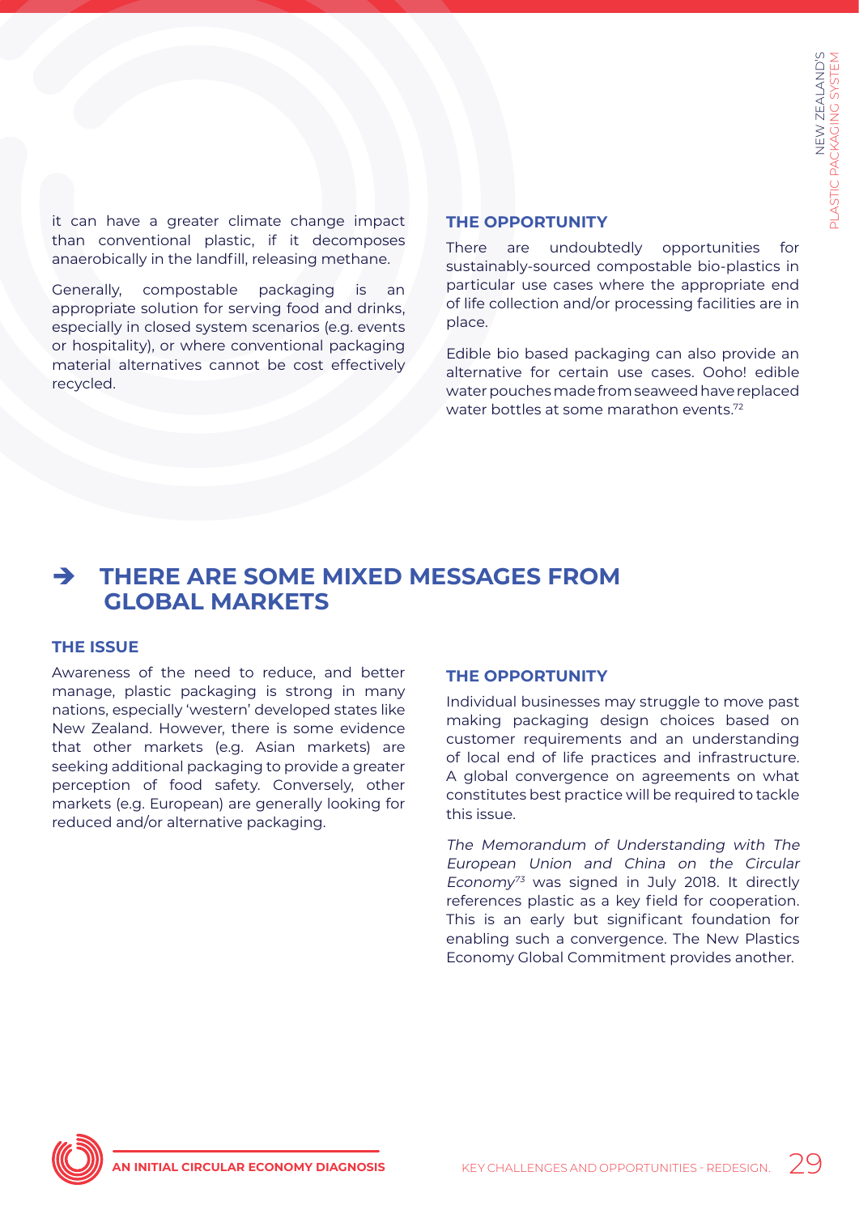it can have a greater climate change impact than conventional plastic, if it decomposes anaerobically in the landfill, releasing methane.

Generally, compostable packaging is an appropriate solution for serving food and drinks, especially in closed system scenarios (e.g. events or hospitality), or where conventional packaging material alternatives cannot be cost effectively recycled.

### THE OPPORTUNITY

There are undoubtedly opportunities for sustainably-sourced compostable bio-plastics in particular use cases where the appropriate end of life collection and/or processing facilities are in place.

Edible bio based packaging can also provide an alternative for certain use cases. Ooho! edible water pouches made from seaweed have replaced water bottles at some marathon events.[72]

## ➔ THERE ARE SOME MIXED MESSAGES FROM GLOBAL MARKETS

### THE ISSUE

Awareness of the need to reduce, and better manage, plastic packaging is strong in many nations, especially 'western' developed states like New Zealand. However, there is some evidence that other markets (e.g. Asian markets) are seeking additional packaging to provide a greater perception of food safety. Conversely, other markets (e.g. European) are generally looking for reduced and/or alternative packaging.

### THE OPPORTUNITY

Individual businesses may struggle to move past making packaging design choices based on customer requirements and an understanding of local end of life practices and infrastructure. A global convergence on agreements on what constitutes best practice will be required to tackle this issue.

*The Memorandum of Understanding with The European Union and China on the Circular Economy*[73] was signed in July 2018. It directly references plastic as a key field for cooperation. This is an early but significant foundation for enabling such a convergence. The New Plastics Economy Global Commitment provides another.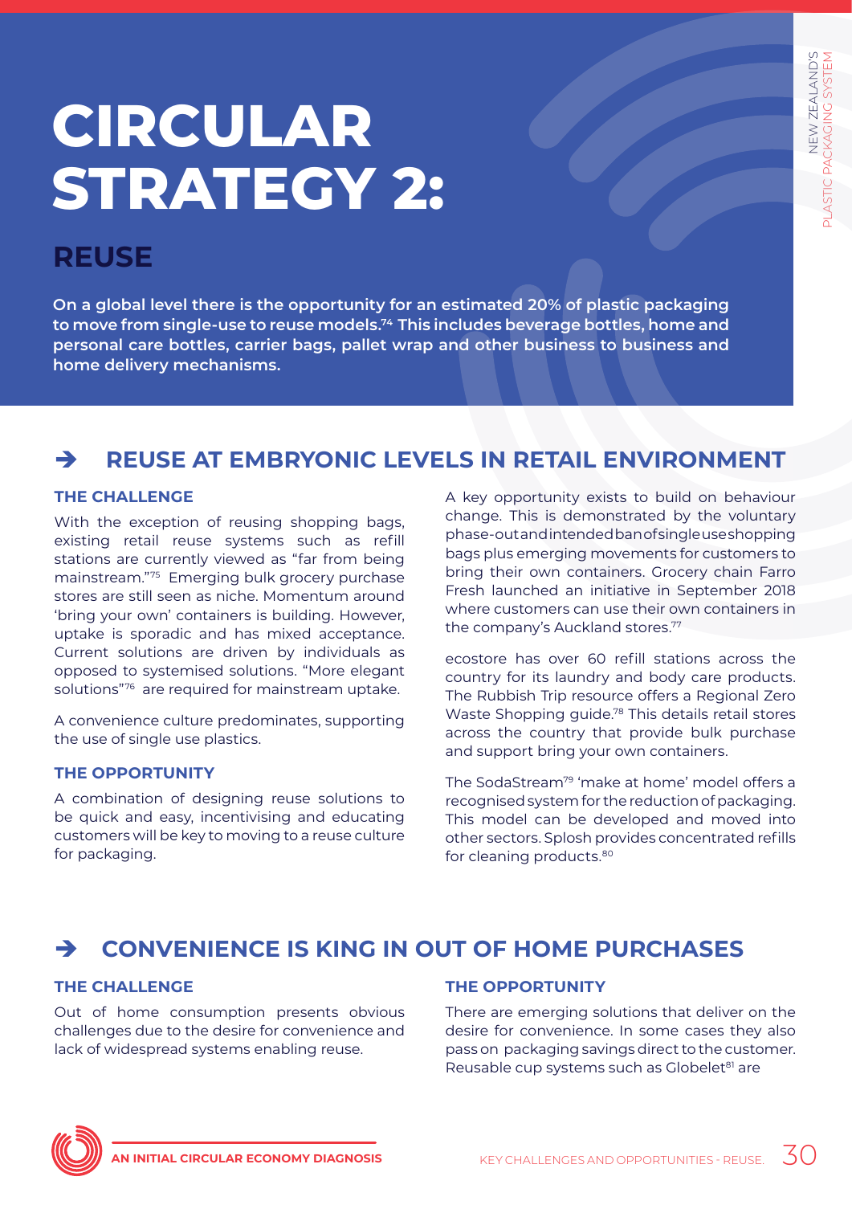# CIRCULAR STRATEGY 2:

## REUSE

**On a global level there is the opportunity for an estimated 20% of plastic packaging to move from single-use to reuse models.[74] This includes beverage bottles, home and personal care bottles, carrier bags, pallet wrap and other business to business and home delivery mechanisms.**

## ➔ REUSE AT EMBRYONIC LEVELS IN RETAIL ENVIRONMENT

### THE CHALLENGE

With the exception of reusing shopping bags, existing retail reuse systems such as refill stations are currently viewed as "far from being mainstream."[75] Emerging bulk grocery purchase stores are still seen as niche. Momentum around 'bring your own' containers is building. However, uptake is sporadic and has mixed acceptance. Current solutions are driven by individuals as opposed to systemised solutions. "More elegant solutions"[76] are required for mainstream uptake.

A convenience culture predominates, supporting the use of single use plastics.

### THE OPPORTUNITY

A combination of designing reuse solutions to be quick and easy, incentivising and educating customers will be key to moving to a reuse culture for packaging.

A key opportunity exists to build on behaviour change. This is demonstrated by the voluntary phase-out and intended ban of single use shopping bags plus emerging movements for customers to bring their own containers. Grocery chain Farro Fresh launched an initiative in September 2018 where customers can use their own containers in the company's Auckland stores.[77]

ecostore has over 60 refill stations across the country for its laundry and body care products. The Rubbish Trip resource offers a Regional Zero Waste Shopping guide.[78] This details retail stores across the country that provide bulk purchase and support bring your own containers.

The SodaStream[79] 'make at home' model offers a recognised system for the reduction of packaging. This model can be developed and moved into other sectors. Splosh provides concentrated refills for cleaning products.[80]

## ➔ CONVENIENCE IS KING IN OUT OF HOME PURCHASES

### THE CHALLENGE

Out of home consumption presents obvious challenges due to the desire for convenience and lack of widespread systems enabling reuse.

### THE OPPORTUNITY

There are emerging solutions that deliver on the desire for convenience. In some cases they also pass on packaging savings direct to the customer. Reusable cup systems such as Globelet[81] are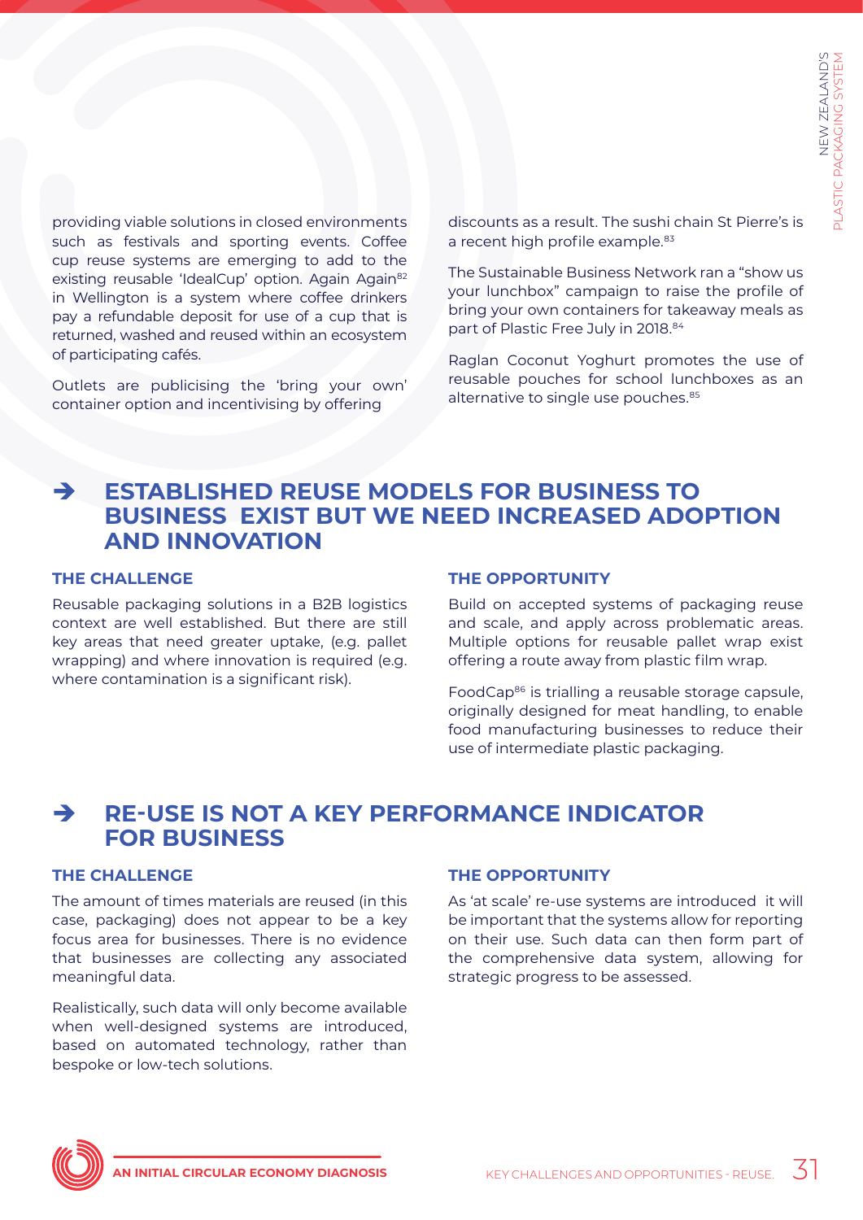providing viable solutions in closed environments such as festivals and sporting events. Coffee cup reuse systems are emerging to add to the existing reusable 'IdealCup' option. Again Again[82] in Wellington is a system where coffee drinkers pay a refundable deposit for use of a cup that is returned, washed and reused within an ecosystem of participating cafés.

Outlets are publicising the 'bring your own' container option and incentivising by offering discounts as a result. The sushi chain St Pierre's is a recent high profile example.[83]

The Sustainable Business Network ran a "show us your lunchbox" campaign to raise the profile of bring your own containers for takeaway meals as part of Plastic Free July in 2018.[84]

Raglan Coconut Yoghurt promotes the use of reusable pouches for school lunchboxes as an alternative to single use pouches.[85]

## ➔ ESTABLISHED REUSE MODELS FOR BUSINESS TO BUSINESS EXIST BUT WE NEED INCREASED ADOPTION AND INNOVATION

### THE CHALLENGE

Reusable packaging solutions in a B2B logistics context are well established. But there are still key areas that need greater uptake, (e.g. pallet wrapping) and where innovation is required (e.g. where contamination is a significant risk).

### THE OPPORTUNITY

Build on accepted systems of packaging reuse and scale, and apply across problematic areas. Multiple options for reusable pallet wrap exist offering a route away from plastic film wrap.

FoodCap[86] is trialling a reusable storage capsule, originally designed for meat handling, to enable food manufacturing businesses to reduce their use of intermediate plastic packaging.

## ➔ RE-USE IS NOT A KEY PERFORMANCE INDICATOR FOR BUSINESS

### THE CHALLENGE

The amount of times materials are reused (in this case, packaging) does not appear to be a key focus area for businesses. There is no evidence that businesses are collecting any associated meaningful data.

Realistically, such data will only become available when well-designed systems are introduced, based on automated technology, rather than bespoke or low-tech solutions.

### THE OPPORTUNITY

As 'at scale' re-use systems are introduced it will be important that the systems allow for reporting on their use. Such data can then form part of the comprehensive data system, allowing for strategic progress to be assessed.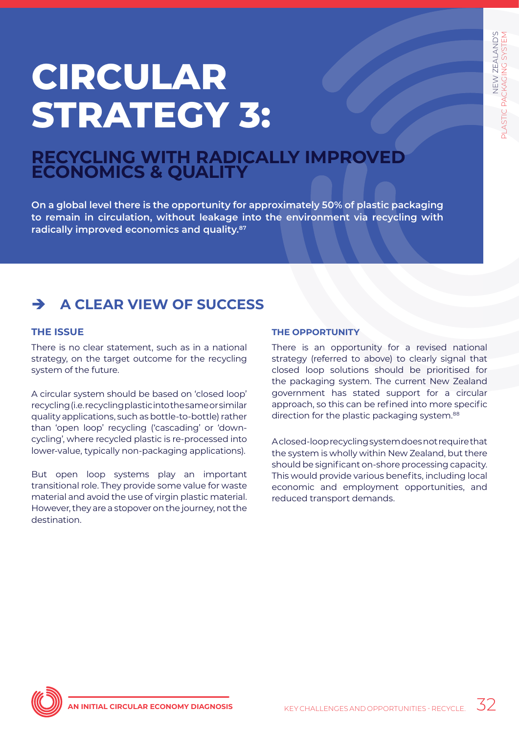# CIRCULAR STRATEGY 3:

## RECYCLING WITH RADICALLY IMPROVED ECONOMICS & QUALITY

**On a global level there is the opportunity for approximately 50% of plastic packaging to remain in circulation, without leakage into the environment via recycling with radically improved economics and quality.[87]**

## ➔ A CLEAR VIEW OF SUCCESS

### THE ISSUE

There is no clear statement, such as in a national strategy, on the target outcome for the recycling system of the future.

A circular system should be based on 'closed loop' recycling (i.e. recycling plastic into the same or similar quality applications, such as bottle-to-bottle) rather than 'open loop' recycling ('cascading' or 'down-cycling', where recycled plastic is re-processed into lower-value, typically non-packaging applications).

But open loop systems play an important transitional role. They provide some value for waste material and avoid the use of virgin plastic material. However, they are a stopover on the journey, not the destination.

### THE OPPORTUNITY

There is an opportunity for a revised national strategy (referred to above) to clearly signal that closed loop solutions should be prioritised for the packaging system. The current New Zealand government has stated support for a circular approach, so this can be refined into more specific direction for the plastic packaging system.[88]

A closed-loop recycling system does not require that the system is wholly within New Zealand, but there should be significant on-shore processing capacity. This would provide various benefits, including local economic and employment opportunities, and reduced transport demands.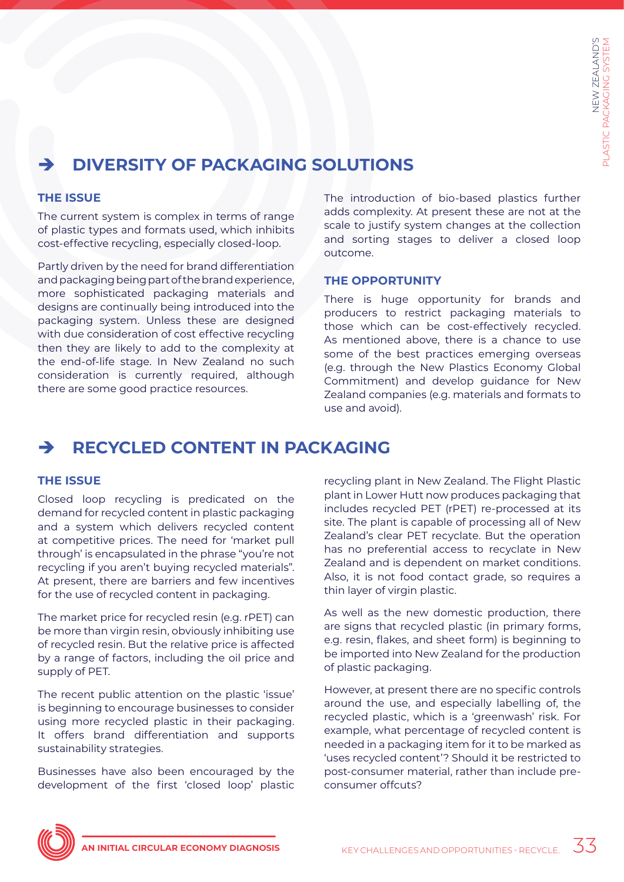## ➔ DIVERSITY OF PACKAGING SOLUTIONS

### THE ISSUE

The current system is complex in terms of range of plastic types and formats used, which inhibits cost-effective recycling, especially closed-loop.

Partly driven by the need for brand differentiation and packaging being part of the brand experience, more sophisticated packaging materials and designs are continually being introduced into the packaging system. Unless these are designed with due consideration of cost effective recycling then they are likely to add to the complexity at the end-of-life stage. In New Zealand no such consideration is currently required, although there are some good practice resources.

The introduction of bio-based plastics further adds complexity. At present these are not at the scale to justify system changes at the collection and sorting stages to deliver a closed loop outcome.

### THE OPPORTUNITY

There is huge opportunity for brands and producers to restrict packaging materials to those which can be cost-effectively recycled. As mentioned above, there is a chance to use some of the best practices emerging overseas (e.g. through the New Plastics Economy Global Commitment) and develop guidance for New Zealand companies (e.g. materials and formats to use and avoid).

## ➔ RECYCLED CONTENT IN PACKAGING

### THE ISSUE

Closed loop recycling is predicated on the demand for recycled content in plastic packaging and a system which delivers recycled content at competitive prices. The need for 'market pull through' is encapsulated in the phrase "you're not recycling if you aren't buying recycled materials". At present, there are barriers and few incentives for the use of recycled content in packaging.

The market price for recycled resin (e.g. rPET) can be more than virgin resin, obviously inhibiting use of recycled resin. But the relative price is affected by a range of factors, including the oil price and supply of PET.

The recent public attention on the plastic 'issue' is beginning to encourage businesses to consider using more recycled plastic in their packaging. It offers brand differentiation and supports sustainability strategies.

Businesses have also been encouraged by the development of the first 'closed loop' plastic recycling plant in New Zealand. The Flight Plastic plant in Lower Hutt now produces packaging that includes recycled PET (rPET) re-processed at its site. The plant is capable of processing all of New Zealand's clear PET recyclate. But the operation has no preferential access to recyclate in New Zealand and is dependent on market conditions. Also, it is not food contact grade, so requires a thin layer of virgin plastic.

As well as the new domestic production, there are signs that recycled plastic (in primary forms, e.g. resin, flakes, and sheet form) is beginning to be imported into New Zealand for the production of plastic packaging.

However, at present there are no specific controls around the use, and especially labelling of, the recycled plastic, which is a 'greenwash' risk. For example, what percentage of recycled content is needed in a packaging item for it to be marked as 'uses recycled content'? Should it be restricted to post-consumer material, rather than include pre-consumer offcuts?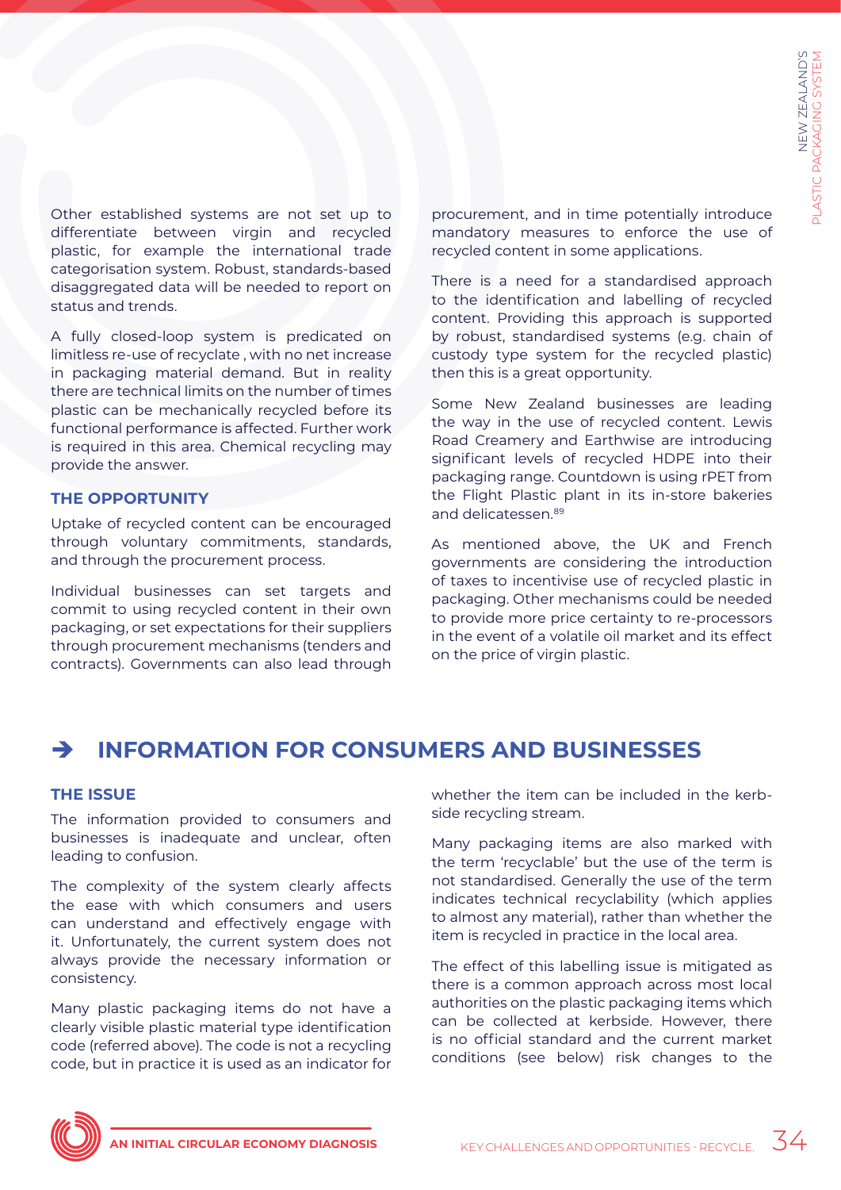Other established systems are not set up to differentiate between virgin and recycled plastic, for example the international trade categorisation system. Robust, standards-based disaggregated data will be needed to report on status and trends.

A fully closed-loop system is predicated on limitless re-use of recyclate , with no net increase in packaging material demand. But in reality there are technical limits on the number of times plastic can be mechanically recycled before its functional performance is affected. Further work is required in this area. Chemical recycling may provide the answer.

### THE OPPORTUNITY

Uptake of recycled content can be encouraged through voluntary commitments, standards, and through the procurement process.

Individual businesses can set targets and commit to using recycled content in their own packaging, or set expectations for their suppliers through procurement mechanisms (tenders and contracts). Governments can also lead through procurement, and in time potentially introduce mandatory measures to enforce the use of recycled content in some applications.

There is a need for a standardised approach to the identification and labelling of recycled content. Providing this approach is supported by robust, standardised systems (e.g. chain of custody type system for the recycled plastic) then this is a great opportunity.

Some New Zealand businesses are leading the way in the use of recycled content. Lewis Road Creamery and Earthwise are introducing significant levels of recycled HDPE into their packaging range. Countdown is using rPET from the Flight Plastic plant in its in-store bakeries and delicatessen.[89]

As mentioned above, the UK and French governments are considering the introduction of taxes to incentivise use of recycled plastic in packaging. Other mechanisms could be needed to provide more price certainty to re-processors in the event of a volatile oil market and its effect on the price of virgin plastic.

## ➔ INFORMATION FOR CONSUMERS AND BUSINESSES

### THE ISSUE

The information provided to consumers and businesses is inadequate and unclear, often leading to confusion.

The complexity of the system clearly affects the ease with which consumers and users can understand and effectively engage with it. Unfortunately, the current system does not always provide the necessary information or consistency.

Many plastic packaging items do not have a clearly visible plastic material type identification code (referred above). The code is not a recycling code, but in practice it is used as an indicator for whether the item can be included in the kerb-side recycling stream.

Many packaging items are also marked with the term 'recyclable' but the use of the term is not standardised. Generally the use of the term indicates technical recyclability (which applies to almost any material), rather than whether the item is recycled in practice in the local area.

The effect of this labelling issue is mitigated as there is a common approach across most local authorities on the plastic packaging items which can be collected at kerbside. However, there is no official standard and the current market conditions (see below) risk changes to the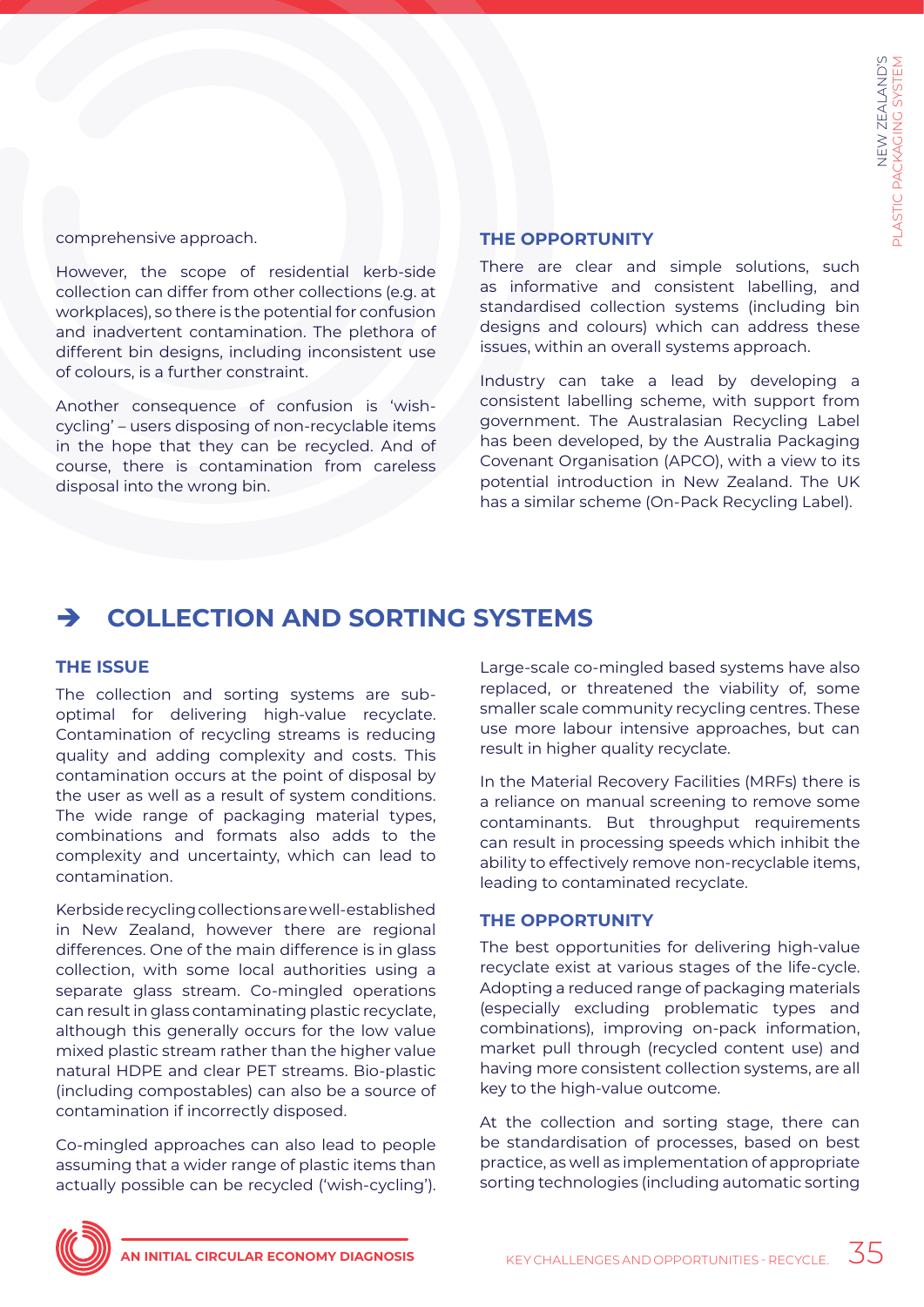comprehensive approach.

However, the scope of residential kerb-side collection can differ from other collections (e.g. at workplaces), so there is the potential for confusion and inadvertent contamination. The plethora of different bin designs, including inconsistent use of colours, is a further constraint.

Another consequence of confusion is 'wish-cycling' – users disposing of non-recyclable items in the hope that they can be recycled. And of course, there is contamination from careless disposal into the wrong bin.

### THE OPPORTUNITY

There are clear and simple solutions, such as informative and consistent labelling, and standardised collection systems (including bin designs and colours) which can address these issues, within an overall systems approach.

Industry can take a lead by developing a consistent labelling scheme, with support from government. The Australasian Recycling Label has been developed, by the Australia Packaging Covenant Organisation (APCO), with a view to its potential introduction in New Zealand. The UK has a similar scheme (On-Pack Recycling Label).

## ➔ COLLECTION AND SORTING SYSTEMS

### THE ISSUE

The collection and sorting systems are sub-optimal for delivering high-value recyclate. Contamination of recycling streams is reducing quality and adding complexity and costs. This contamination occurs at the point of disposal by the user as well as a result of system conditions. The wide range of packaging material types, combinations and formats also adds to the complexity and uncertainty, which can lead to contamination.

Kerbside recycling collections are well-established in New Zealand, however there are regional differences. One of the main difference is in glass collection, with some local authorities using a separate glass stream. Co-mingled operations can result in glass contaminating plastic recyclate, although this generally occurs for the low value mixed plastic stream rather than the higher value natural HDPE and clear PET streams. Bio-plastic (including compostables) can also be a source of contamination if incorrectly disposed.

Co-mingled approaches can also lead to people assuming that a wider range of plastic items than actually possible can be recycled ('wish-cycling').

Large-scale co-mingled based systems have also replaced, or threatened the viability of, some smaller scale community recycling centres. These use more labour intensive approaches, but can result in higher quality recyclate.

In the Material Recovery Facilities (MRFs) there is a reliance on manual screening to remove some contaminants. But throughput requirements can result in processing speeds which inhibit the ability to effectively remove non-recyclable items, leading to contaminated recyclate.

### THE OPPORTUNITY

The best opportunities for delivering high-value recyclate exist at various stages of the life-cycle. Adopting a reduced range of packaging materials (especially excluding problematic types and combinations), improving on-pack information, market pull through (recycled content use) and having more consistent collection systems, are all key to the high-value outcome.

At the collection and sorting stage, there can be standardisation of processes, based on best practice, as well as implementation of appropriate sorting technologies (including automatic sorting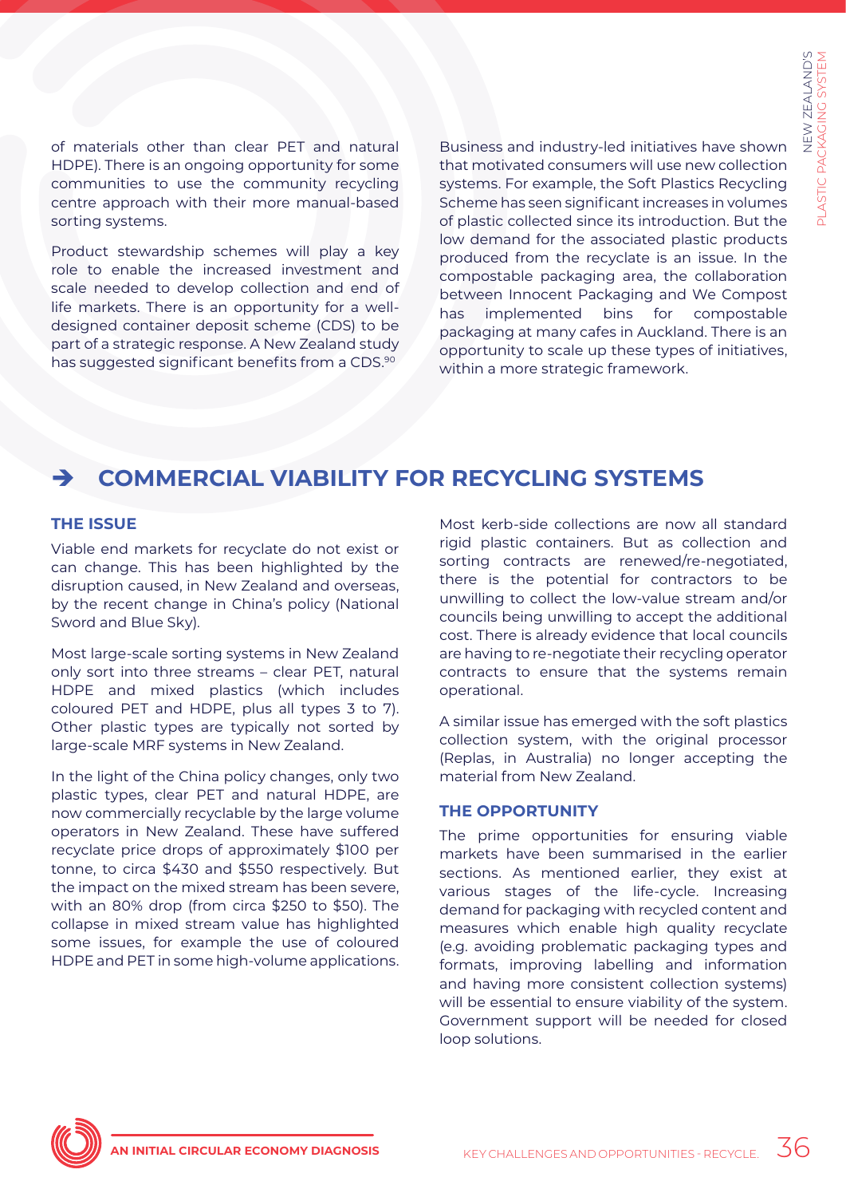of materials other than clear PET and natural HDPE). There is an ongoing opportunity for some communities to use the community recycling centre approach with their more manual-based sorting systems.

Product stewardship schemes will play a key role to enable the increased investment and scale needed to develop collection and end of life markets. There is an opportunity for a well-designed container deposit scheme (CDS) to be part of a strategic response. A New Zealand study has suggested significant benefits from a CDS.[90]

Business and industry-led initiatives have shown that motivated consumers will use new collection systems. For example, the Soft Plastics Recycling Scheme has seen significant increases in volumes of plastic collected since its introduction. But the low demand for the associated plastic products produced from the recyclate is an issue. In the compostable packaging area, the collaboration between Innocent Packaging and We Compost has implemented bins for compostable packaging at many cafes in Auckland. There is an opportunity to scale up these types of initiatives, within a more strategic framework.

## ➔ COMMERCIAL VIABILITY FOR RECYCLING SYSTEMS

### THE ISSUE

Viable end markets for recyclate do not exist or can change. This has been highlighted by the disruption caused, in New Zealand and overseas, by the recent change in China's policy (National Sword and Blue Sky).

Most large-scale sorting systems in New Zealand only sort into three streams – clear PET, natural HDPE and mixed plastics (which includes coloured PET and HDPE, plus all types 3 to 7). Other plastic types are typically not sorted by large-scale MRF systems in New Zealand.

In the light of the China policy changes, only two plastic types, clear PET and natural HDPE, are now commercially recyclable by the large volume operators in New Zealand. These have suffered recyclate price drops of approximately $100 per tonne, to circa $430 and $550 respectively. But the impact on the mixed stream has been severe, with an 80% drop (from circa $250 to $50). The collapse in mixed stream value has highlighted some issues, for example the use of coloured HDPE and PET in some high-volume applications.

Most kerb-side collections are now all standard rigid plastic containers. But as collection and sorting contracts are renewed/re-negotiated, there is the potential for contractors to be unwilling to collect the low-value stream and/or councils being unwilling to accept the additional cost. There is already evidence that local councils are having to re-negotiate their recycling operator contracts to ensure that the systems remain operational.

A similar issue has emerged with the soft plastics collection system, with the original processor (Replas, in Australia) no longer accepting the material from New Zealand.

### THE OPPORTUNITY

The prime opportunities for ensuring viable markets have been summarised in the earlier sections. As mentioned earlier, they exist at various stages of the life-cycle. Increasing demand for packaging with recycled content and measures which enable high quality recyclate (e.g. avoiding problematic packaging types and formats, improving labelling and information and having more consistent collection systems) will be essential to ensure viability of the system. Government support will be needed for closed loop solutions.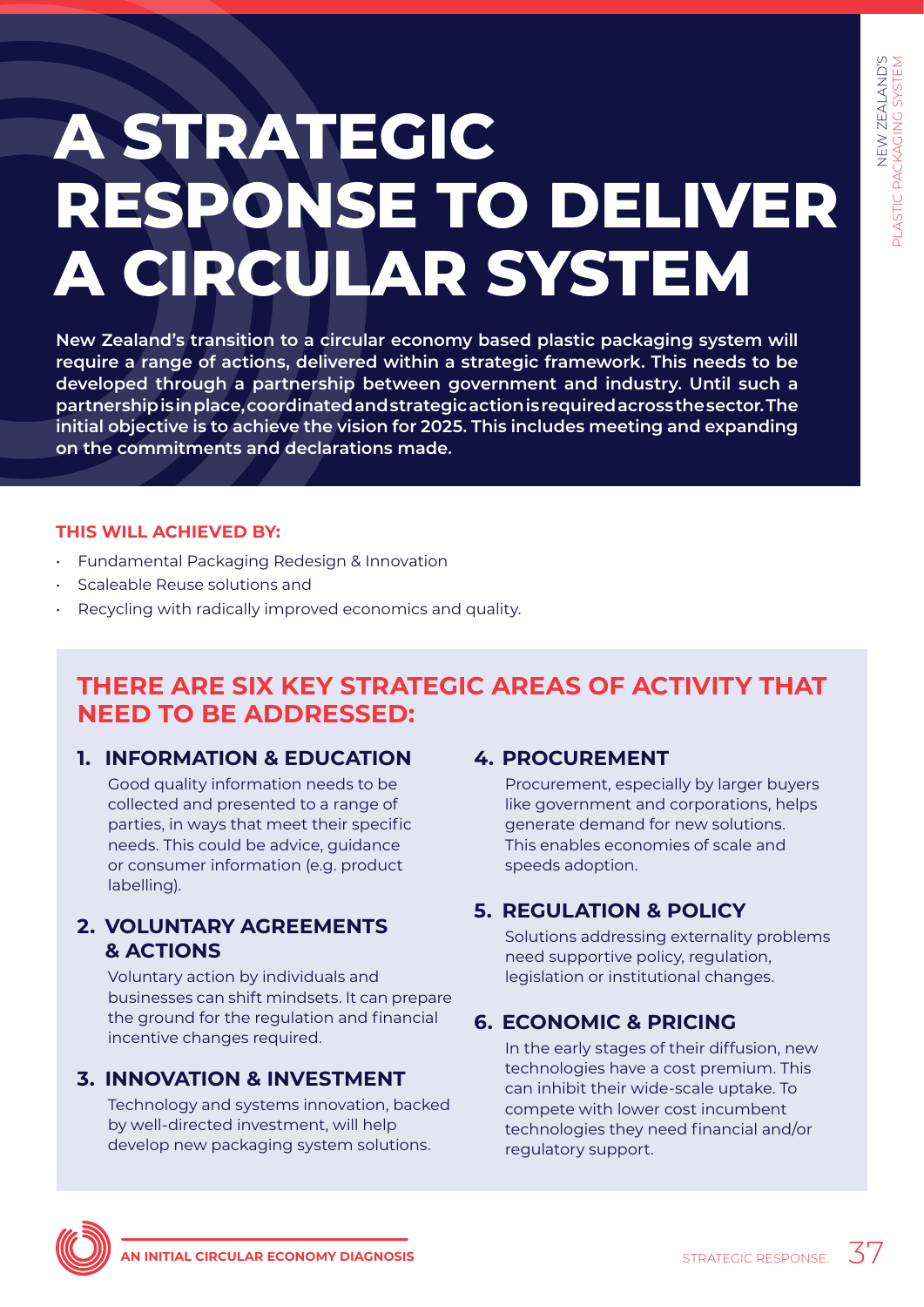# A STRATEGIC RESPONSE TO DELIVER A CIRCULAR SYSTEM

**New Zealand's transition to a circular economy based plastic packaging system will require a range of actions, delivered within a strategic framework. This needs to be developed through a partnership between government and industry. Until such a partnership is in place, coordinated and strategic action is required across the sector. The initial objective is to achieve the vision for 2025. This includes meeting and expanding on the commitments and declarations made.**

**THIS WILL ACHIEVED BY:**

- Fundamental Packaging Redesign & Innovation
- Scaleable Reuse solutions and
- Recycling with radically improved economics and quality.

## THERE ARE SIX KEY STRATEGIC AREAS OF ACTIVITY THAT NEED TO BE ADDRESSED:

### 1. INFORMATION & EDUCATION

Good quality information needs to be collected and presented to a range of parties, in ways that meet their specific needs. This could be advice, guidance or consumer information (e.g. product labelling).

### 2. VOLUNTARY AGREEMENTS & ACTIONS

Voluntary action by individuals and businesses can shift mindsets. It can prepare the ground for the regulation and financial incentive changes required.

### 3. INNOVATION & INVESTMENT

Technology and systems innovation, backed by well-directed investment, will help develop new packaging system solutions.

### 4. PROCUREMENT

Procurement, especially by larger buyers like government and corporations, helps generate demand for new solutions. This enables economies of scale and speeds adoption.

### 5. REGULATION & POLICY

Solutions addressing externality problems need supportive policy, regulation, legislation or institutional changes.

### 6. ECONOMIC & PRICING

In the early stages of their diffusion, new technologies have a cost premium. This can inhibit their wide-scale uptake. To compete with lower cost incumbent technologies they need financial and/or regulatory support.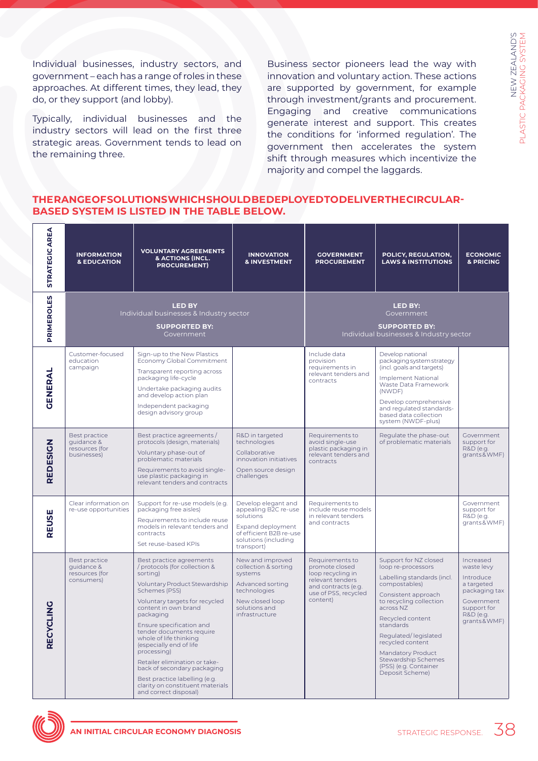Individual businesses, industry sectors, and government – each has a range of roles in these approaches. At different times, they lead, they do, or they support (and lobby).

Typically, individual businesses and the industry sectors will lead on the first three strategic areas. Government tends to lead on the remaining three.

Business sector pioneers lead the way with innovation and voluntary action. These actions are supported by government, for example through investment/grants and procurement. Engaging and creative communications generate interest and support. This creates the conditions for 'informed regulation'. The government then accelerates the system shift through measures which incentivize the majority and compel the laggards.

## THE RANGE OF SOLUTIONS WHICH SHOULD BE DEPLOYED TO DELIVER THE CIRCULAR-BASED SYSTEM IS LISTED IN THE TABLE BELOW.

| STRATEGIC AREA | INFORMATION & EDUCATION | VOLUNTARY AGREEMENTS & ACTIONS (INCL. PROCUREMENT) | INNOVATION & INVESTMENT | GOVERNMENT PROCUREMENT | POLICY, REGULATION, LAWS & INSTITUTIONS | ECONOMIC & PRICING |
|---|---|---|---|---|---|---|
| PRIME ROLES | **LED BY** Individual businesses & Industry sector **SUPPORTED BY:** Government | | | **LED BY:** Government **SUPPORTED BY:** Individual businesses & Industry sector | | |
| GENERAL | Customer-focused education campaign | Sign-up to the New Plastics Economy Global Commitment<br>Transparent reporting across packaging life-cycle<br>Undertake packaging audits and develop action plan<br>Independent packaging design advisory group | | Include data provision requirements in relevant tenders and contracts | Develop national packaging system strategy (incl. goals and targets)<br>Implement National Waste Data Framework (NWDF)<br>Develop comprehensive and regulated standards-based data collection system (NWDF-plus) | |
| REDESIGN | Best practice guidance & resources (for businesses) | Best practice agreements / protocols (design, materials)<br>Voluntary phase-out of problematic materials<br>Requirements to avoid single-use plastic packaging in relevant tenders and contracts | R&D in targeted technologies<br>Collaborative innovation initiatives<br>Open source design challenges | Requirements to avoid single-use plastic packaging in relevant tenders and contracts | Regulate the phase-out of problematic materials | Government support for R&D (e.g. grants & WMF) |
| REUSE | Clear information on re-use opportunities | Support for re-use models (e.g. packaging free aisles)<br>Requirements to include reuse models in relevant tenders and contracts<br>Set reuse-based KPIs | Develop elegant and appealing B2C re-use solutions<br>Expand deployment of efficient B2B re-use solutions (including transport) | Requirements to include reuse models in relevant tenders and contracts | | Government support for R&D (e.g. grants & WMF) |
| RECYCLING | Best practice guidance & resources (for consumers) | Best practice agreements / protocols (for collection & sorting)<br>Voluntary Product Stewardship Schemes (PSS)<br>Voluntary targets for recycled content in own brand packaging<br>Ensure specification and tender documents require whole of life thinking (especially end of life processing)<br>Retailer elimination or take-back of secondary packaging<br>Best practice labelling (e.g. clarity on constituent materials and correct disposal) | New and improved collection & sorting systems<br>Advanced sorting technologies<br>New closed loop solutions and infrastructure | Requirements to promote closed loop recycling in relevant tenders and contracts (e.g. use of PSS, recycled content) | Support for NZ closed loop re-processors<br>Labelling standards (incl. compostables)<br>Consistent approach to recycling collection across NZ<br>Recycled content standards<br>Regulated/ legislated recycled content<br>Mandatory Product Stewardship Schemes (PSS) (e.g. Container Deposit Scheme) | Increased waste levy<br>Introduce a targeted packaging tax<br>Government support for R&D (e.g. grants & WMF) |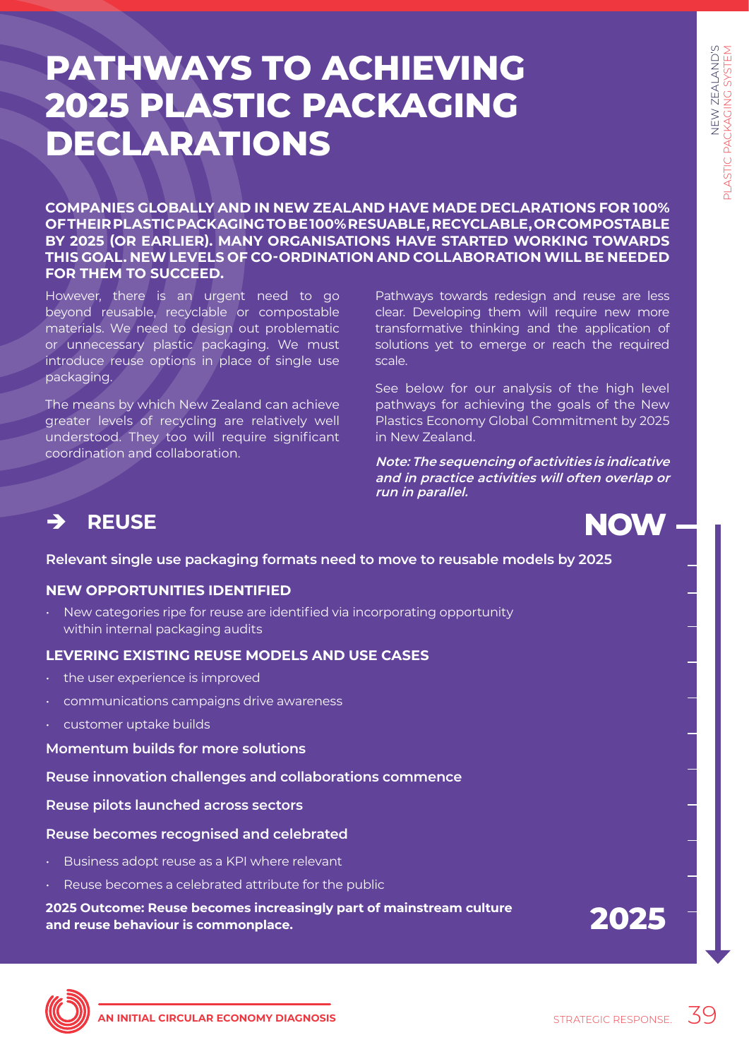# PATHWAYS TO ACHIEVING 2025 PLASTIC PACKAGING DECLARATIONS

**COMPANIES GLOBALLY AND IN NEW ZEALAND HAVE MADE DECLARATIONS FOR 100% OF THEIR PLASTIC PACKAGING TO BE 100% RESUABLE, RECYCLABLE, OR COMPOSTABLE BY 2025 (OR EARLIER). MANY ORGANISATIONS HAVE STARTED WORKING TOWARDS THIS GOAL. NEW LEVELS OF CO-ORDINATION AND COLLABORATION WILL BE NEEDED FOR THEM TO SUCCEED.**

However, there is an urgent need to go beyond reusable, recyclable or compostable materials. We need to design out problematic or unnecessary plastic packaging. We must introduce reuse options in place of single use packaging.

The means by which New Zealand can achieve greater levels of recycling are relatively well understood. They too will require significant coordination and collaboration.

Pathways towards redesign and reuse are less clear. Developing them will require new more transformative thinking and the application of solutions yet to emerge or reach the required scale.

See below for our analysis of the high level pathways for achieving the goals of the New Plastics Economy Global Commitment by 2025 in New Zealand.

***Note: The sequencing of activities is indicative and in practice activities will often overlap or run in parallel.***

## ➔ REUSE

**NOW**

**Relevant single use packaging formats need to move to reusable models by 2025**

**NEW OPPORTUNITIES IDENTIFIED**

- New categories ripe for reuse are identified via incorporating opportunity within internal packaging audits

**LEVERING EXISTING REUSE MODELS AND USE CASES**

- the user experience is improved
- communications campaigns drive awareness
- customer uptake builds

**Momentum builds for more solutions**

**Reuse innovation challenges and collaborations commence**

**Reuse pilots launched across sectors**

**Reuse becomes recognised and celebrated**

- Business adopt reuse as a KPI where relevant
- Reuse becomes a celebrated attribute for the public

**2025 Outcome: Reuse becomes increasingly part of mainstream culture and reuse behaviour is commonplace.**

**2025**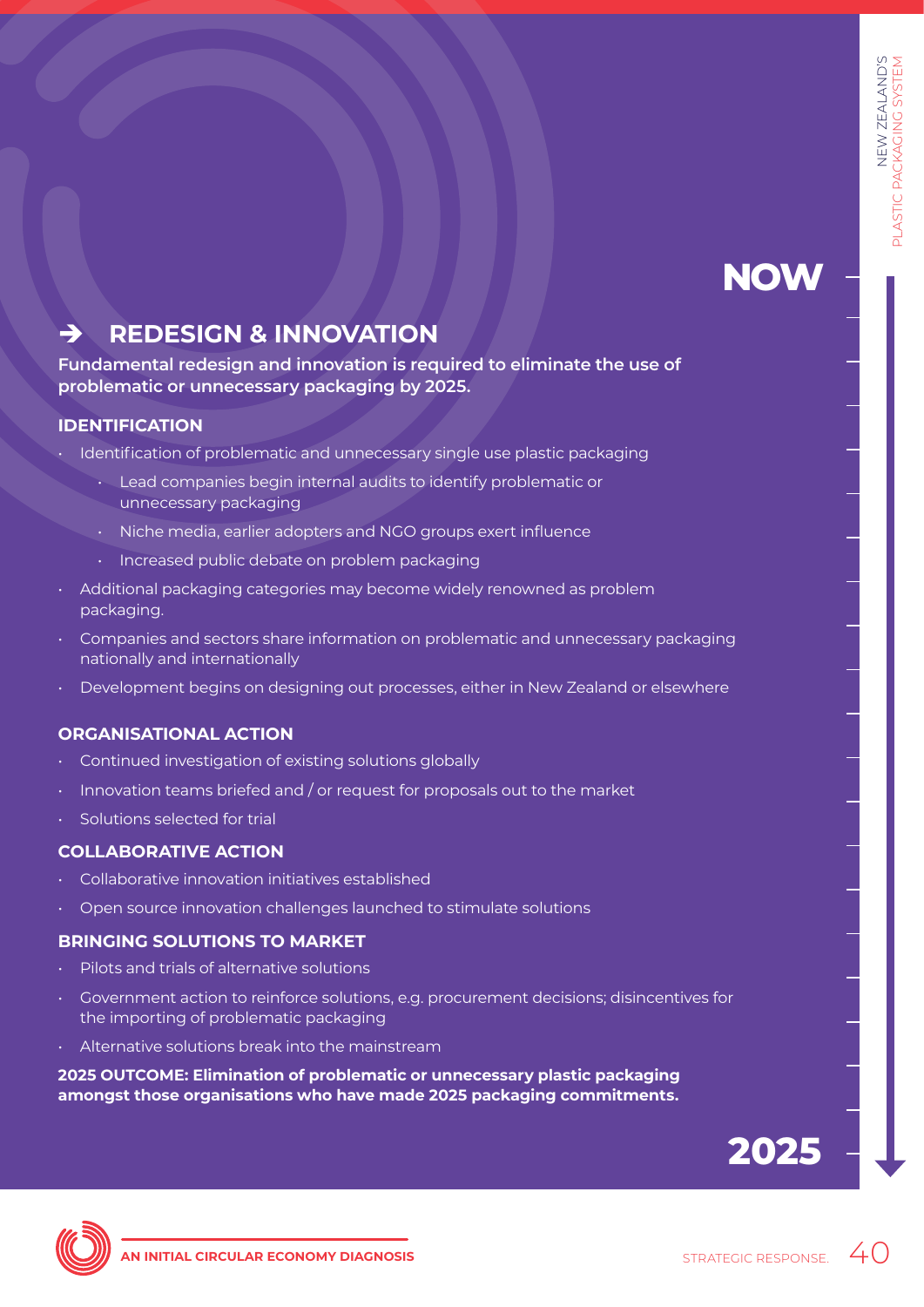NOW

## ➔ REDESIGN & INNOVATION

**Fundamental redesign and innovation is required to eliminate the use of problematic or unnecessary packaging by 2025.**

### IDENTIFICATION

- Identification of problematic and unnecessary single use plastic packaging
  - Lead companies begin internal audits to identify problematic or unnecessary packaging
  - Niche media, earlier adopters and NGO groups exert influence
  - Increased public debate on problem packaging
- Additional packaging categories may become widely renowned as problem packaging.
- Companies and sectors share information on problematic and unnecessary packaging nationally and internationally
- Development begins on designing out processes, either in New Zealand or elsewhere

### ORGANISATIONAL ACTION

- Continued investigation of existing solutions globally
- Innovation teams briefed and / or request for proposals out to the market
- Solutions selected for trial

### COLLABORATIVE ACTION

- Collaborative innovation initiatives established
- Open source innovation challenges launched to stimulate solutions

### BRINGING SOLUTIONS TO MARKET

- Pilots and trials of alternative solutions
- Government action to reinforce solutions, e.g. procurement decisions; disincentives for the importing of problematic packaging
- Alternative solutions break into the mainstream

**2025 OUTCOME: Elimination of problematic or unnecessary plastic packaging amongst those organisations who have made 2025 packaging commitments.**

2025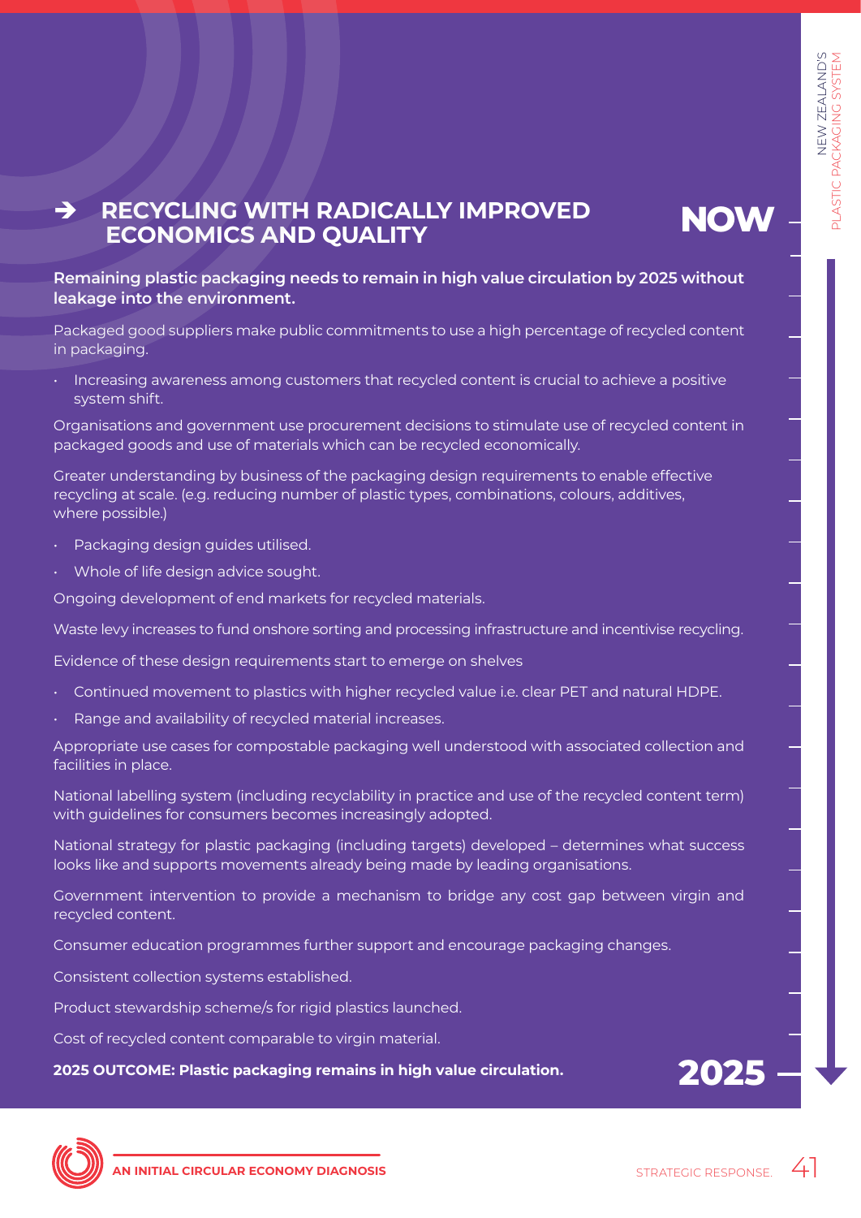## ➔ RECYCLING WITH RADICALLY IMPROVED ECONOMICS AND QUALITY

**NOW**

**Remaining plastic packaging needs to remain in high value circulation by 2025 without leakage into the environment.**

Packaged good suppliers make public commitments to use a high percentage of recycled content in packaging.

- Increasing awareness among customers that recycled content is crucial to achieve a positive system shift.

Organisations and government use procurement decisions to stimulate use of recycled content in packaged goods and use of materials which can be recycled economically.

Greater understanding by business of the packaging design requirements to enable effective recycling at scale. (e.g. reducing number of plastic types, combinations, colours, additives, where possible.)

- Packaging design guides utilised.
- Whole of life design advice sought.

Ongoing development of end markets for recycled materials.

Waste levy increases to fund onshore sorting and processing infrastructure and incentivise recycling.

Evidence of these design requirements start to emerge on shelves

- Continued movement to plastics with higher recycled value i.e. clear PET and natural HDPE.
- Range and availability of recycled material increases.

Appropriate use cases for compostable packaging well understood with associated collection and facilities in place.

National labelling system (including recyclability in practice and use of the recycled content term) with guidelines for consumers becomes increasingly adopted.

National strategy for plastic packaging (including targets) developed – determines what success looks like and supports movements already being made by leading organisations.

Government intervention to provide a mechanism to bridge any cost gap between virgin and recycled content.

Consumer education programmes further support and encourage packaging changes.

Consistent collection systems established.

Product stewardship scheme/s for rigid plastics launched.

Cost of recycled content comparable to virgin material.

**2025 OUTCOME: Plastic packaging remains in high value circulation.**

**2025**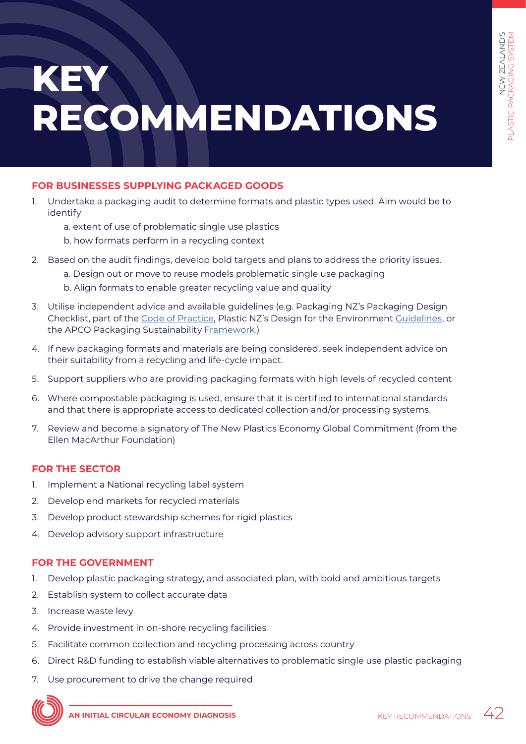# KEY RECOMMENDATIONS

## FOR BUSINESSES SUPPLYING PACKAGED GOODS

1. Undertake a packaging audit to determine formats and plastic types used. Aim would be to identify
   a. extent of use of problematic single use plastics
   b. how formats perform in a recycling context
2. Based on the audit findings, develop bold targets and plans to address the priority issues.
   a. Design out or move to reuse models problematic single use packaging
   b. Align formats to enable greater recycling value and quality
3. Utilise independent advice and available guidelines (e.g. Packaging NZ's Packaging Design Checklist, part of the Code of Practice, Plastic NZ's Design for the Environment Guidelines, or the APCO Packaging Sustainability Framework.)
4. If new packaging formats and materials are being considered, seek independent advice on their suitability from a recycling and life-cycle impact.
5. Support suppliers who are providing packaging formats with high levels of recycled content
6. Where compostable packaging is used, ensure that it is certified to international standards and that there is appropriate access to dedicated collection and/or processing systems.
7. Review and become a signatory of The New Plastics Economy Global Commitment (from the Ellen MacArthur Foundation)

## FOR THE SECTOR

1. Implement a National recycling label system
2. Develop end markets for recycled materials
3. Develop product stewardship schemes for rigid plastics
4. Develop advisory support infrastructure

## FOR THE GOVERNMENT

1. Develop plastic packaging strategy, and associated plan, with bold and ambitious targets
2. Establish system to collect accurate data
3. Increase waste levy
4. Provide investment in on-shore recycling facilities
5. Facilitate common collection and recycling processing across country
6. Direct R&D funding to establish viable alternatives to problematic single use plastic packaging
7. Use procurement to drive the change required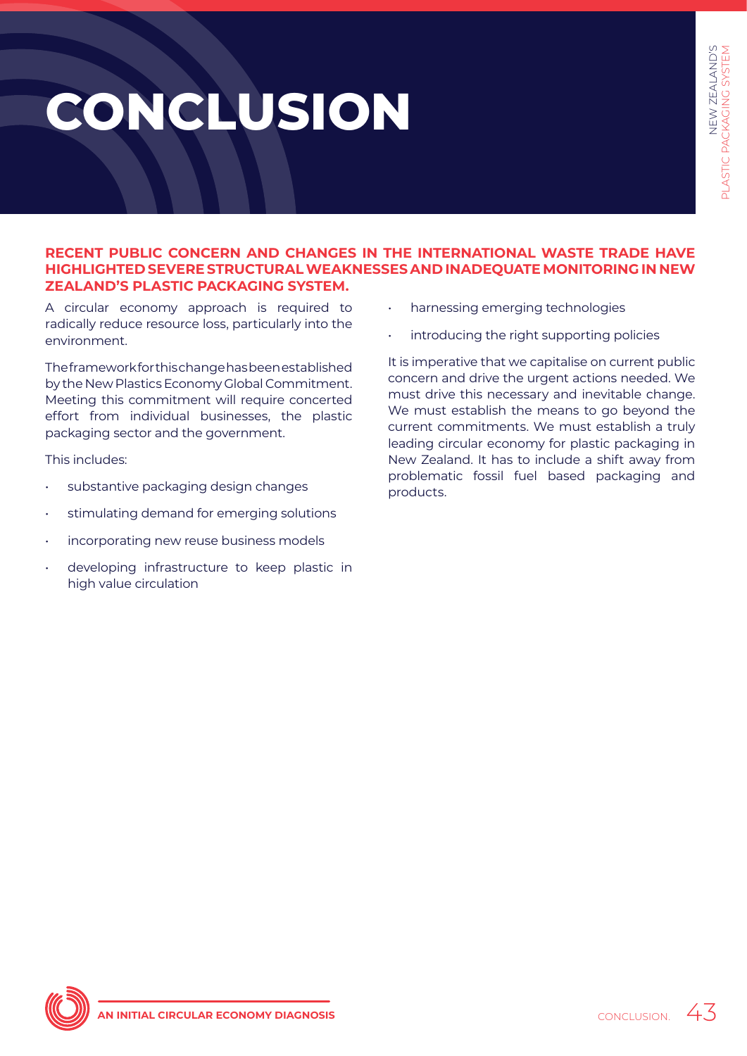# CONCLUSION

**RECENT PUBLIC CONCERN AND CHANGES IN THE INTERNATIONAL WASTE TRADE HAVE HIGHLIGHTED SEVERE STRUCTURAL WEAKNESSES AND INADEQUATE MONITORING IN NEW ZEALAND'S PLASTIC PACKAGING SYSTEM.**

A circular economy approach is required to radically reduce resource loss, particularly into the environment.

The framework for this change has been established by the New Plastics Economy Global Commitment. Meeting this commitment will require concerted effort from individual businesses, the plastic packaging sector and the government.

This includes:

- substantive packaging design changes
- stimulating demand for emerging solutions
- incorporating new reuse business models
- developing infrastructure to keep plastic in high value circulation
- harnessing emerging technologies
- introducing the right supporting policies

It is imperative that we capitalise on current public concern and drive the urgent actions needed. We must drive this necessary and inevitable change. We must establish the means to go beyond the current commitments. We must establish a truly leading circular economy for plastic packaging in New Zealand. It has to include a shift away from problematic fossil fuel based packaging and products.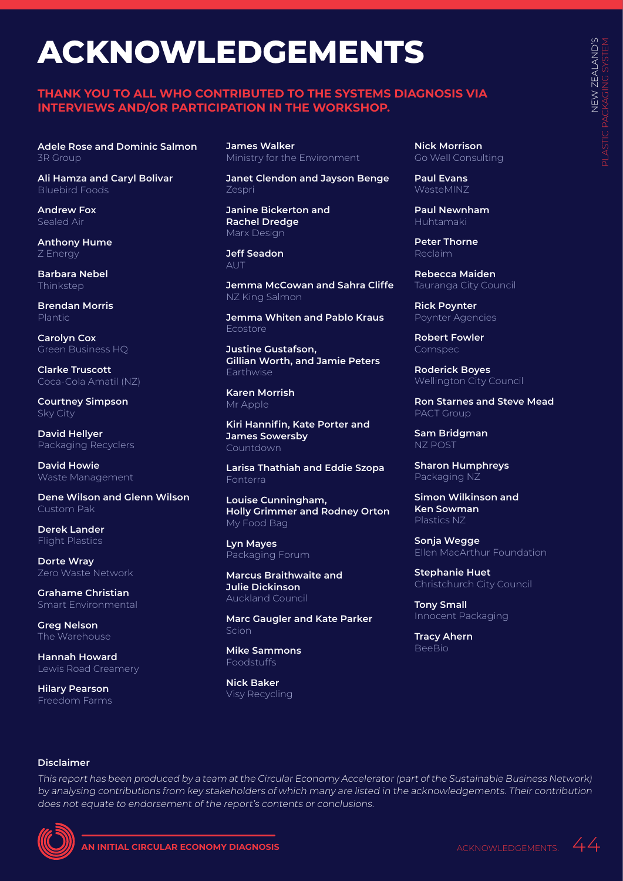# ACKNOWLEDGEMENTS

**THANK YOU TO ALL WHO CONTRIBUTED TO THE SYSTEMS DIAGNOSIS VIA INTERVIEWS AND/OR PARTICIPATION IN THE WORKSHOP.**

**Adele Rose and Dominic Salmon**
3R Group

**Ali Hamza and Caryl Bolivar**
Bluebird Foods

**Andrew Fox**
Sealed Air

**Anthony Hume**
Z Energy

**Barbara Nebel**
Thinkstep

**Brendan Morris**
Plantic

**Carolyn Cox**
Green Business HQ

**Clarke Truscott**
Coca-Cola Amatil (NZ)

**Courtney Simpson**
Sky City

**David Hellyer**
Packaging Recyclers

**David Howie**
Waste Management

**Dene Wilson and Glenn Wilson**
Custom Pak

**Derek Lander**
Flight Plastics

**Dorte Wray**
Zero Waste Network

**Grahame Christian**
Smart Environmental

**Greg Nelson**
The Warehouse

**Hannah Howard**
Lewis Road Creamery

**Hilary Pearson**
Freedom Farms

**James Walker**
Ministry for the Environment

**Janet Clendon and Jayson Benge**
Zespri

**Janine Bickerton and Rachel Dredge**
Marx Design

**Jeff Seadon**
AUT

**Jemma McCowan and Sahra Cliffe**
NZ King Salmon

**Jemma Whiten and Pablo Kraus**
Ecostore

**Justine Gustafson, Gillian Worth, and Jamie Peters**
Earthwise

**Karen Morrish**
Mr Apple

**Kiri Hannifin, Kate Porter and James Sowersby**
Countdown

**Larisa Thathiah and Eddie Szopa**
Fonterra

**Louise Cunningham, Holly Grimmer and Rodney Orton**
My Food Bag

**Lyn Mayes**
Packaging Forum

**Marcus Braithwaite and Julie Dickinson**
Auckland Council

**Marc Gaugler and Kate Parker**
Scion

**Mike Sammons**
Foodstuffs

**Nick Baker**
Visy Recycling

**Nick Morrison**
Go Well Consulting

**Paul Evans**
WasteMINZ

**Paul Newnham**
Huhtamaki

**Peter Thorne**
Reclaim

**Rebecca Maiden**
Tauranga City Council

**Rick Poynter**
Poynter Agencies

**Robert Fowler**
Comspec

**Roderick Boyes**
Wellington City Council

**Ron Starnes and Steve Mead**
PACT Group

**Sam Bridgman**
NZ POST

**Sharon Humphreys**
Packaging NZ

**Simon Wilkinson and Ken Sowman**
Plastics NZ

**Sonja Wegge**
Ellen MacArthur Foundation

**Stephanie Huet**
Christchurch City Council

**Tony Small**
Innocent Packaging

**Tracy Ahern**
BeeBio

**Disclaimer**

*This report has been produced by a team at the Circular Economy Accelerator (part of the Sustainable Business Network) by analysing contributions from key stakeholders of which many are listed in the acknowledgements. Their contribution does not equate to endorsement of the report's contents or conclusions.*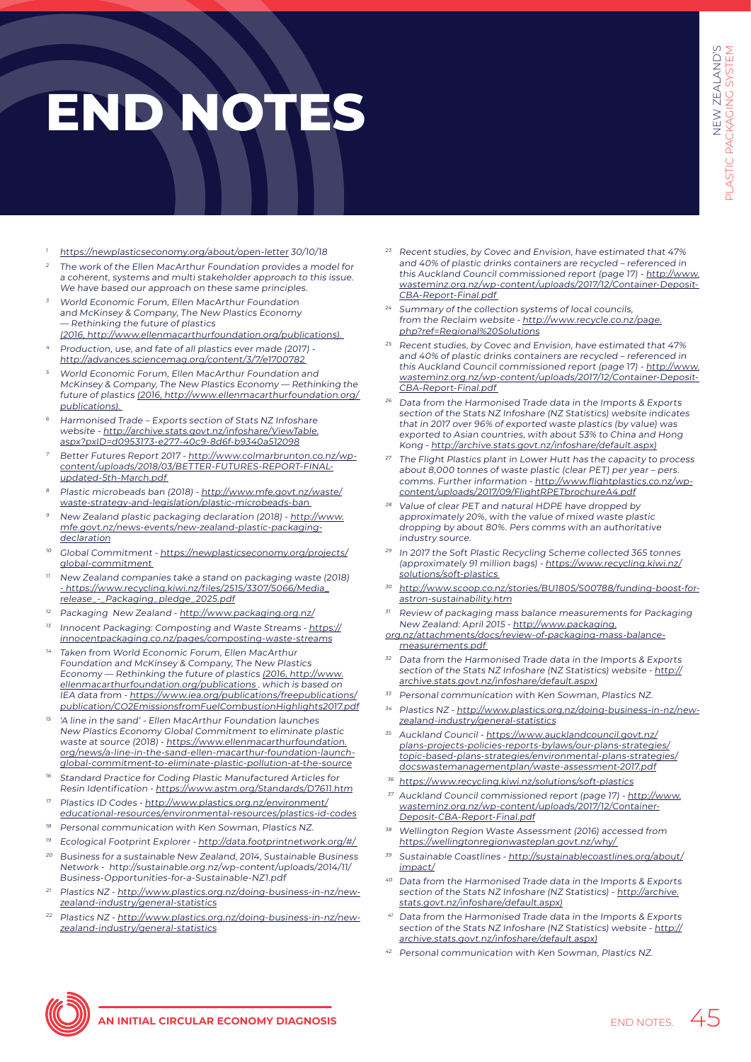# END NOTES

1. https://newplasticseconomy.org/about/open-letter 30/10/18
2. *The work of the Ellen MacArthur Foundation provides a model for a coherent, systems and multi stakeholder approach to this issue. We have based our approach on these same principles.*
3. *World Economic Forum, Ellen MacArthur Foundation and McKinsey & Company, The New Plastics Economy — Rethinking the future of plastics (2016, http://www.ellenmacarthurfoundation.org/publications).*
4. *Production, use, and fate of all plastics ever made (2017) - http://advances.sciencemag.org/content/3/7/e1700782*
5. *World Economic Forum, Ellen MacArthur Foundation and McKinsey & Company, The New Plastics Economy — Rethinking the future of plastics (2016, http://www.ellenmacarthurfoundation.org/publications).*
6. *Harmonised Trade – Exports section of Stats NZ Infoshare website - http://archive.stats.govt.nz/infoshare/ViewTable.aspx?pxID=d0953173-e277-40c9-8d6f-b9340a512098*
7. *Better Futures Report 2017 - http://www.colmarbrunton.co.nz/wp-content/uploads/2018/03/BETTER-FUTURES-REPORT-FINAL-updated-5th-March.pdf*
8. *Plastic microbeads ban (2018) - http://www.mfe.govt.nz/waste/waste-strategy-and-legislation/plastic-microbeads-ban*
9. *New Zealand plastic packaging declaration (2018) - http://www.mfe.govt.nz/news-events/new-zealand-plastic-packaging-declaration*
10. *Global Commitment - https://newplasticseconomy.org/projects/global-commitment*
11. *New Zealand companies take a stand on packaging waste (2018) - https://www.recycling.kiwi.nz/files/2515/3307/5066/Media_release_-_Packaging_pledge_2025.pdf*
12. *Packaging New Zealand - http://www.packaging.org.nz/*
13. *Innocent Packaging: Composting and Waste Streams - https://innocentpackaging.co.nz/pages/composting-waste-streams*
14. *Taken from World Economic Forum, Ellen MacArthur Foundation and McKinsey & Company, The New Plastics Economy — Rethinking the future of plastics (2016, http://www.ellenmacarthurfoundation.org/publications . which is based on IEA data from - https://www.iea.org/publications/freepublications/publication/CO2EmissionsfromFuelCombustionHighlights2017.pdf*
15. *'A line in the sand' - Ellen MacArthur Foundation launches New Plastics Economy Global Commitment to eliminate plastic waste at source (2018) - https://www.ellenmacarthurfoundation.org/news/a-line-in-the-sand-ellen-macarthur-foundation-launch-global-commitment-to-eliminate-plastic-pollution-at-the-source*
16. *Standard Practice for Coding Plastic Manufactured Articles for Resin Identification - https://www.astm.org/Standards/D7611.htm*
17. *Plastics ID Codes - http://www.plastics.org.nz/environment/educational-resources/environmental-resources/plastics-id-codes*
18. *Personal communication with Ken Sowman, Plastics NZ.*
19. *Ecological Footprint Explorer - http://data.footprintnetwork.org/#/*
20. *Business for a sustainable New Zealand, 2014, Sustainable Business Network - http://sustainable.org.nz/wp-content/uploads/2014/11/Business-Opportunities-for-a-Sustainable-NZ1.pdf*
21. *Plastics NZ - http://www.plastics.org.nz/doing-business-in-nz/new-zealand-industry/general-statistics*
22. *Plastics NZ - http://www.plastics.org.nz/doing-business-in-nz/new-zealand-industry/general-statistics*
23. *Recent studies, by Covec and Envision, have estimated that 47% and 40% of plastic drinks containers are recycled – referenced in this Auckland Council commissioned report (page 17) - http://www.wasteminz.org.nz/wp-content/uploads/2017/12/Container-Deposit-CBA-Report-Final.pdf*
24. *Summary of the collection systems of local councils, from the Reclaim website - http://www.recycle.co.nz/page.php?ref=Regional%20Solutions*
25. *Recent studies, by Covec and Envision, have estimated that 47% and 40% of plastic drinks containers are recycled – referenced in this Auckland Council commissioned report (page 17) - http://www.wasteminz.org.nz/wp-content/uploads/2017/12/Container-Deposit-CBA-Report-Final.pdf*
26. *Data from the Harmonised Trade data in the Imports & Exports section of the Stats NZ Infoshare (NZ Statistics) website indicates that in 2017 over 96% of exported waste plastics (by value) was exported to Asian countries, with about 53% to China and Hong Kong - http://archive.stats.govt.nz/infoshare/default.aspx)*
27. *The Flight Plastics plant in Lower Hutt has the capacity to process about 8,000 tonnes of waste plastic (clear PET) per year – pers. comms. Further information - http://www.flightplastics.co.nz/wp-content/uploads/2017/09/FlightRPETbrochureA4.pdf*
28. *Value of clear PET and natural HDPE have dropped by approximately 20%, with the value of mixed waste plastic dropping by about 80%. Pers comms with an authoritative industry source.*
29. *In 2017 the Soft Plastic Recycling Scheme collected 365 tonnes (approximately 91 million bags) - https://www.recycling.kiwi.nz/solutions/soft-plastics*
30. *http://www.scoop.co.nz/stories/BU1805/S00788/funding-boost-for-astron-sustainability.htm*
31. *Review of packaging mass balance measurements for Packaging New Zealand: April 2015 - http://www.packaging.org.nz/attachments/docs/review-of-packaging-mass-balance-measurements.pdf*
32. *Data from the Harmonised Trade data in the Imports & Exports section of the Stats NZ Infoshare (NZ Statistics) website - http://archive.stats.govt.nz/infoshare/default.aspx)*
33. *Personal communication with Ken Sowman, Plastics NZ.*
34. *Plastics NZ - http://www.plastics.org.nz/doing-business-in-nz/new-zealand-industry/general-statistics*
35. *Auckland Council - https://www.aucklandcouncil.govt.nz/plans-projects-policies-reports-bylaws/our-plans-strategies/topic-based-plans-strategies/environmental-plans-strategies/docswastemanagementplan/waste-assessment-2017.pdf*
36. *https://www.recycling.kiwi.nz/solutions/soft-plastics*
37. *Auckland Council commissioned report (page 17) - http://www.wasteminz.org.nz/wp-content/uploads/2017/12/Container-Deposit-CBA-Report-Final.pdf*
38. *Wellington Region Waste Assessment (2016) accessed from https://wellingtonregionwasteplan.govt.nz/why/*
39. *Sustainable Coastlines - http://sustainablecoastlines.org/about/impact/*
40. *Data from the Harmonised Trade data in the Imports & Exports section of the Stats NZ Infoshare (NZ Statistics) - http://archive.stats.govt.nz/infoshare/default.aspx)*
41. *Data from the Harmonised Trade data in the Imports & Exports section of the Stats NZ Infoshare (NZ Statistics) website - http://archive.stats.govt.nz/infoshare/default.aspx)*
42. *Personal communication with Ken Sowman, Plastics NZ.*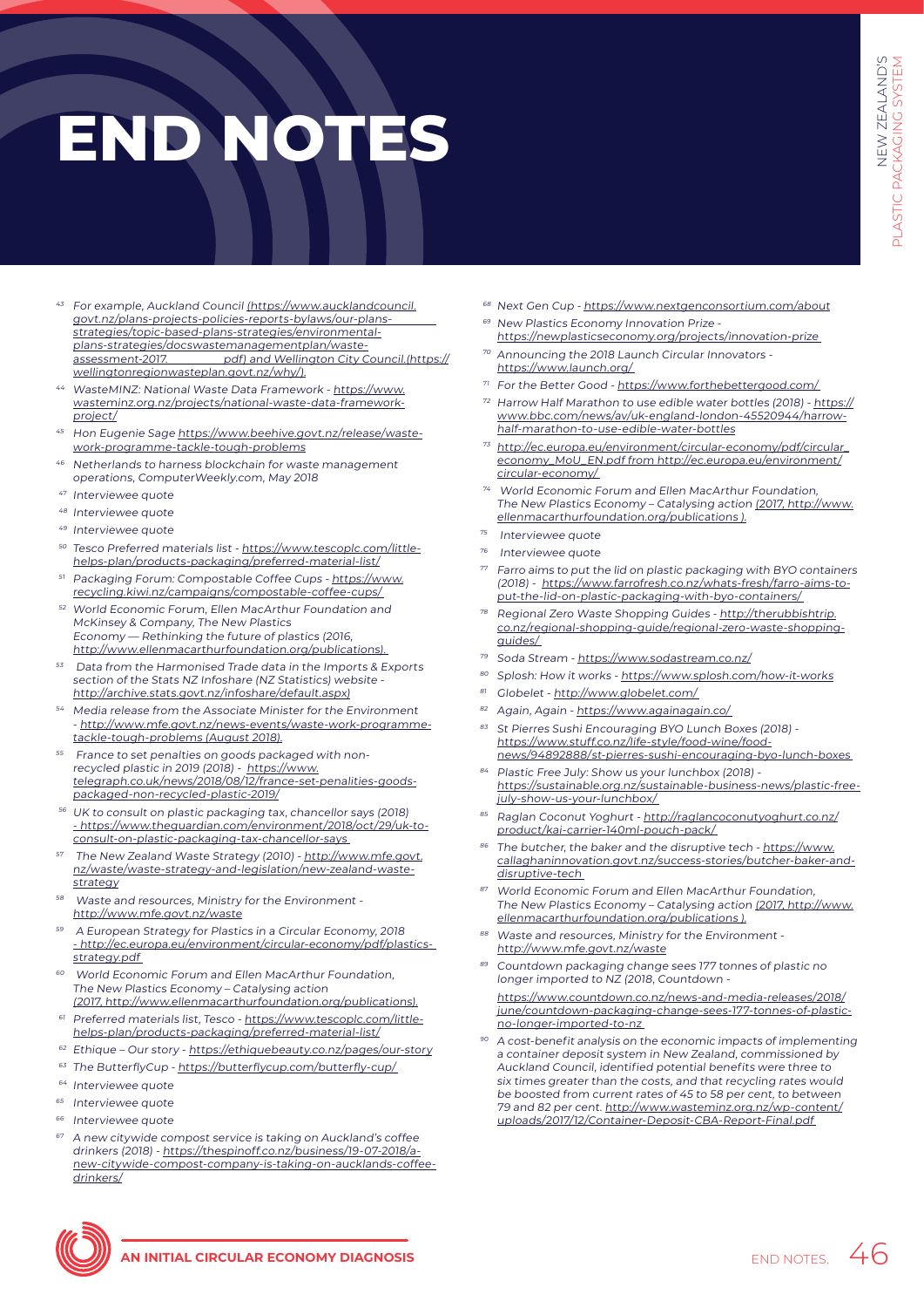# END NOTES

[43] For example, Auckland Council (https://www.aucklandcouncil.govt.nz/plans-projects-policies-reports-bylaws/our-plans-strategies/topic-based-plans-strategies/environmental-plans-strategies/docswastemanagementplan/waste-assessment-2017.pdf) and Wellington City Council.(https://wellingtonregionwasteplan.govt.nz/why/).

[44] WasteMINZ: National Waste Data Framework - https://www.wasteminz.org.nz/projects/national-waste-data-framework-project/

[45] Hon Eugenie Sage https://www.beehive.govt.nz/release/waste-work-programme-tackle-tough-problems

[46] Netherlands to harness blockchain for waste management operations, ComputerWeekly.com, May 2018

[47] Interviewee quote

[48] Interviewee quote

[49] Interviewee quote

[50] Tesco Preferred materials list - https://www.tescoplc.com/little-helps-plan/products-packaging/preferred-material-list/

[51] Packaging Forum: Compostable Coffee Cups - https://www.recycling.kiwi.nz/campaigns/compostable-coffee-cups/

[52] World Economic Forum, Ellen MacArthur Foundation and McKinsey & Company, The New Plastics Economy — Rethinking the future of plastics (2016, http://www.ellenmacarthurfoundation.org/publications).

[53] Data from the Harmonised Trade data in the Imports & Exports section of the Stats NZ Infoshare (NZ Statistics) website - http://archive.stats.govt.nz/infoshare/default.aspx)

[54] Media release from the Associate Minister for the Environment - http://www.mfe.govt.nz/news-events/waste-work-programme-tackle-tough-problems (August 2018).

[55] France to set penalties on goods packaged with non-recycled plastic in 2019 (2018) - https://www.telegraph.co.uk/news/2018/08/12/france-set-penalities-goods-packaged-non-recycled-plastic-2019/

[56] UK to consult on plastic packaging tax, chancellor says (2018) - https://www.theguardian.com/environment/2018/oct/29/uk-to-consult-on-plastic-packaging-tax-chancellor-says

[57] The New Zealand Waste Strategy (2010) - http://www.mfe.govt.nz/waste/waste-strategy-and-legislation/new-zealand-waste-strategy

[58] Waste and resources, Ministry for the Environment - http://www.mfe.govt.nz/waste

[59] A European Strategy for Plastics in a Circular Economy, 2018 - http://ec.europa.eu/environment/circular-economy/pdf/plastics-strategy.pdf

[60] World Economic Forum and Ellen MacArthur Foundation, The New Plastics Economy – Catalysing action (2017, http://www.ellenmacarthurfoundation.org/publications).

[61] Preferred materials list, Tesco - https://www.tescoplc.com/little-helps-plan/products-packaging/preferred-material-list/

[62] Ethique – Our story - https://ethiquebeauty.co.nz/pages/our-story

[63] The ButterflyCup - https://butterflycup.com/butterfly-cup/

[64] Interviewee quote

[65] Interviewee quote

[66] Interviewee quote

[67] A new citywide compost service is taking on Auckland's coffee drinkers (2018) - https://thespinoff.co.nz/business/19-07-2018/a-new-citywide-compost-company-is-taking-on-aucklands-coffee-drinkers/

[68] Next Gen Cup - https://www.nextgenconsortium.com/about

[69] New Plastics Economy Innovation Prize - https://newplasticseconomy.org/projects/innovation-prize

[70] Announcing the 2018 Launch Circular Innovators - https://www.launch.org/

[71] For the Better Good - https://www.forthebettergood.com/

[72] Harrow Half Marathon to use edible water bottles (2018) - https://www.bbc.com/news/av/uk-england-london-45520944/harrow-half-marathon-to-use-edible-water-bottles

[73] http://ec.europa.eu/environment/circular-economy/pdf/circular_economy_MoU_EN.pdf from http://ec.europa.eu/environment/circular-economy/

[74] World Economic Forum and Ellen MacArthur Foundation, The New Plastics Economy – Catalysing action (2017, http://www.ellenmacarthurfoundation.org/publications ).

[75] Interviewee quote

[76] Interviewee quote

[77] Farro aims to put the lid on plastic packaging with BYO containers (2018) - https://www.farrofresh.co.nz/whats-fresh/farro-aims-to-put-the-lid-on-plastic-packaging-with-byo-containers/

[78] Regional Zero Waste Shopping Guides - http://therubbishtrip.co.nz/regional-shopping-guide/regional-zero-waste-shopping-guides/

[79] Soda Stream - https://www.sodastream.co.nz/

[80] Splosh: How it works - https://www.splosh.com/how-it-works

[81] Globelet - http://www.globelet.com/

[82] Again, Again - https://www.againagain.co/

[83] St Pierres Sushi Encouraging BYO Lunch Boxes (2018) - https://www.stuff.co.nz/life-style/food-wine/food-news/94892888/st-pierres-sushi-encouraging-byo-lunch-boxes

[84] Plastic Free July: Show us your lunchbox (2018) - https://sustainable.org.nz/sustainable-business-news/plastic-free-july-show-us-your-lunchbox/

[85] Raglan Coconut Yoghurt - http://raglancoconutyoghurt.co.nz/product/kai-carrier-140ml-pouch-pack/

[86] The butcher, the baker and the disruptive tech - https://www.callaghaninnovation.govt.nz/success-stories/butcher-baker-and-disruptive-tech

[87] World Economic Forum and Ellen MacArthur Foundation, The New Plastics Economy – Catalysing action (2017, http://www.ellenmacarthurfoundation.org/publications ).

[88] Waste and resources, Ministry for the Environment - http://www.mfe.govt.nz/waste

[89] Countdown packaging change sees 177 tonnes of plastic no longer imported to NZ (2018, Countdown - https://www.countdown.co.nz/news-and-media-releases/2018/june/countdown-packaging-change-sees-177-tonnes-of-plastic-no-longer-imported-to-nz

[90] A cost-benefit analysis on the economic impacts of implementing a container deposit system in New Zealand, commissioned by Auckland Council, identified potential benefits were three to six times greater than the costs, and that recycling rates would be boosted from current rates of 45 to 58 per cent, to between 79 and 82 per cent. http://www.wasteminz.org.nz/wp-content/uploads/2017/12/Container-Deposit-CBA-Report-Final.pdf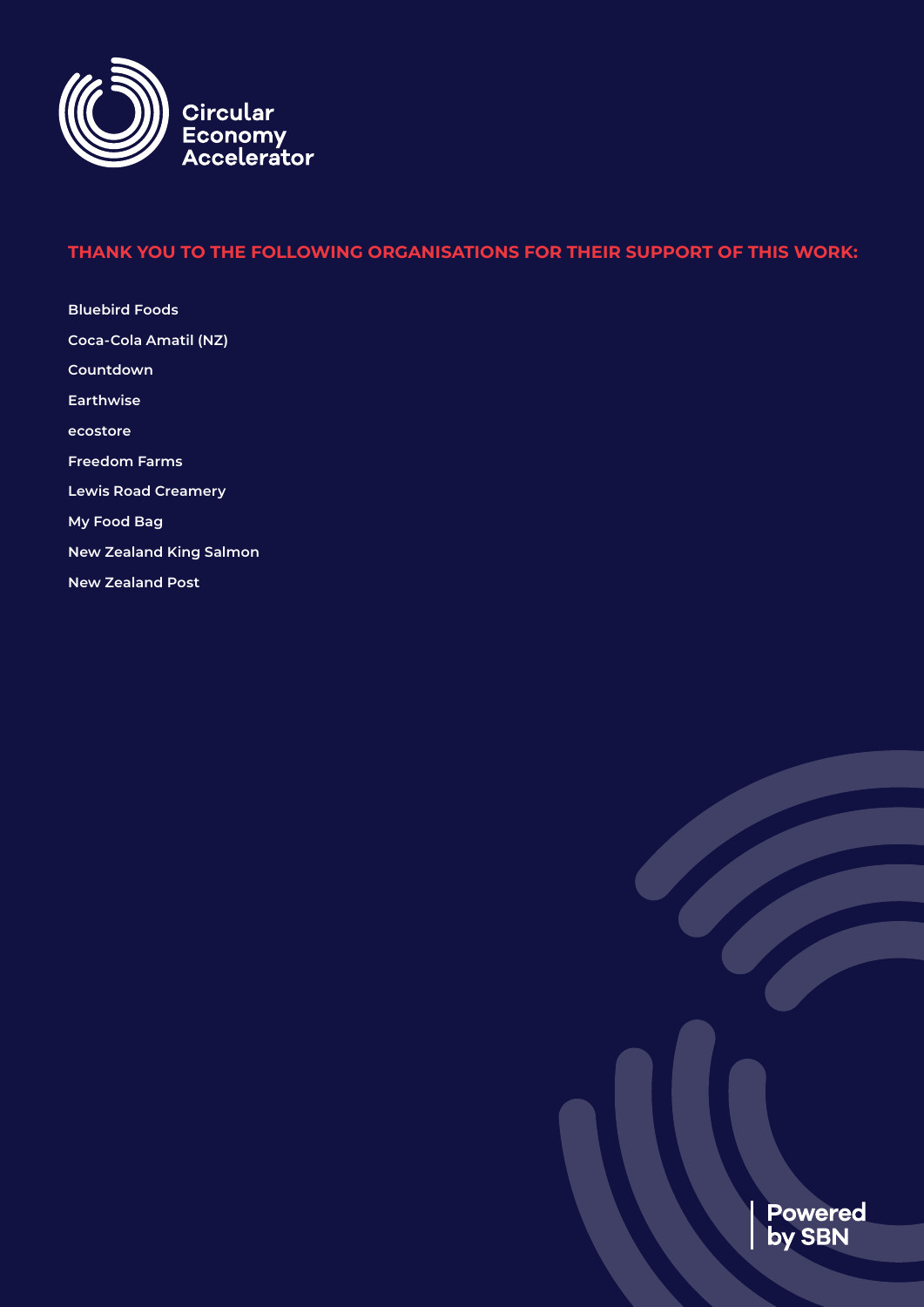Circular Economy Accelerator

**THANK YOU TO THE FOLLOWING ORGANISATIONS FOR THEIR SUPPORT OF THIS WORK:**

Bluebird Foods

Coca-Cola Amatil (NZ)

Countdown

Earthwise

ecostore

Freedom Farms

Lewis Road Creamery

My Food Bag

New Zealand King Salmon

New Zealand Post

Powered by SBN